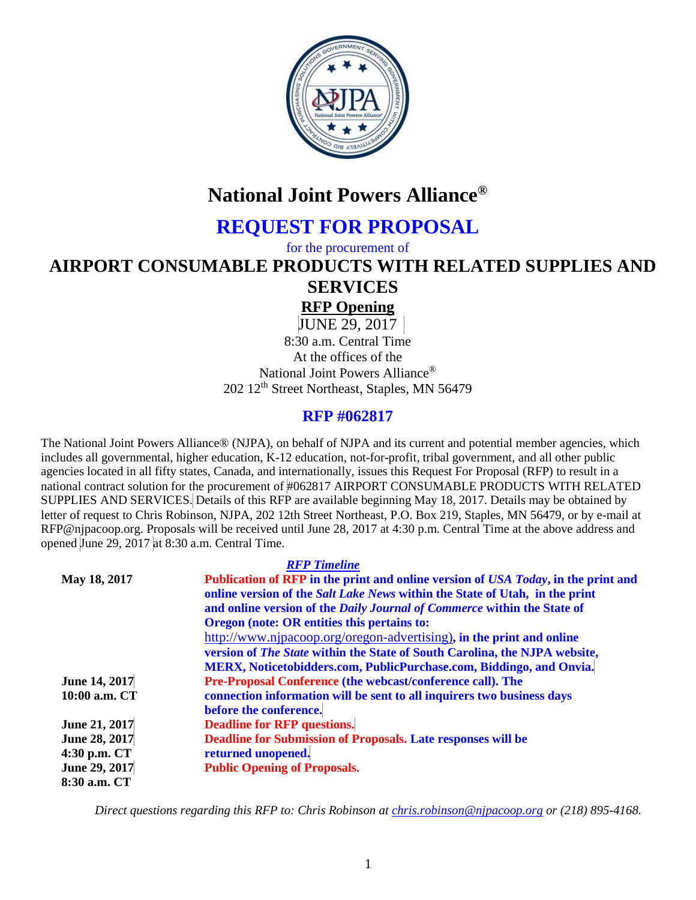# National Joint Powers Alliance®

## REQUEST FOR PROPOSAL

for the procurement of

## AIRPORT CONSUMABLE PRODUCTS WITH RELATED SUPPLIES AND SERVICES

**RFP Opening**

JUNE 29, 2017

8:30 a.m. Central Time

At the offices of the

National Joint Powers Alliance®

202 12th Street Northeast, Staples, MN 56479

## RFP #062817

The National Joint Powers Alliance® (NJPA), on behalf of NJPA and its current and potential member agencies, which includes all governmental, higher education, K-12 education, not-for-profit, tribal government, and all other public agencies located in all fifty states, Canada, and internationally, issues this Request For Proposal (RFP) to result in a national contract solution for the procurement of #062817 AIRPORT CONSUMABLE PRODUCTS WITH RELATED SUPPLIES AND SERVICES. Details of this RFP are available beginning May 18, 2017. Details may be obtained by letter of request to Chris Robinson, NJPA, 202 12th Street Northeast, P.O. Box 219, Staples, MN 56479, or by e-mail at RFP@njpacoop.org. Proposals will be received until June 28, 2017 at 4:30 p.m. Central Time at the above address and opened June 29, 2017 at 8:30 a.m. Central Time.

***RFP Timeline***

| | |
|---|---|
| **May 18, 2017** | **Publication of RFP in the print and online version of *USA Today*, in the print and online version of the *Salt Lake News* within the State of Utah, in the print and online version of the *Daily Journal of Commerce* within the State of Oregon (note: OR entities this pertains to: http://www.njpacoop.org/oregon-advertising), in the print and online version of *The State* within the State of South Carolina, the NJPA website, MERX, Noticetobidders.com, PublicPurchase.com, Biddingo, and Onvia.** |
| **June 14, 2017 10:00 a.m. CT** | **Pre-Proposal Conference (the webcast/conference call). The connection information will be sent to all inquirers two business days before the conference.** |
| **June 21, 2017** | **Deadline for RFP questions.** |
| **June 28, 2017 4:30 p.m. CT** | **Deadline for Submission of Proposals. Late responses will be returned unopened.** |
| **June 29, 2017 8:30 a.m. CT** | **Public Opening of Proposals.** |

*Direct questions regarding this RFP to: Chris Robinson at chris.robinson@njpacoop.org or (218) 895-4168.*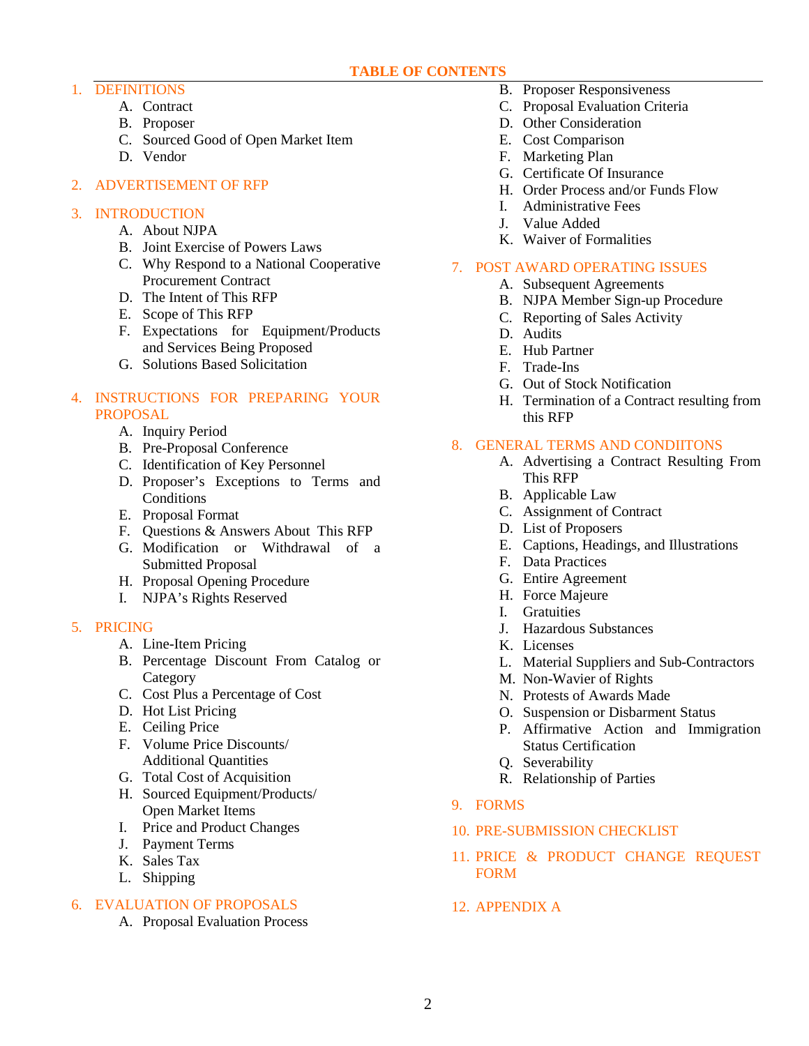## TABLE OF CONTENTS

1. DEFINITIONS
   - A. Contract
   - B. Proposer
   - C. Sourced Good of Open Market Item
   - D. Vendor
2. ADVERTISEMENT OF RFP
3. INTRODUCTION
   - A. About NJPA
   - B. Joint Exercise of Powers Laws
   - C. Why Respond to a National Cooperative Procurement Contract
   - D. The Intent of This RFP
   - E. Scope of This RFP
   - F. Expectations for Equipment/Products and Services Being Proposed
   - G. Solutions Based Solicitation
4. INSTRUCTIONS FOR PREPARING YOUR PROPOSAL
   - A. Inquiry Period
   - B. Pre-Proposal Conference
   - C. Identification of Key Personnel
   - D. Proposer's Exceptions to Terms and Conditions
   - E. Proposal Format
   - F. Questions & Answers About This RFP
   - G. Modification or Withdrawal of a Submitted Proposal
   - H. Proposal Opening Procedure
   - I. NJPA's Rights Reserved
5. PRICING
   - A. Line-Item Pricing
   - B. Percentage Discount From Catalog or Category
   - C. Cost Plus a Percentage of Cost
   - D. Hot List Pricing
   - E. Ceiling Price
   - F. Volume Price Discounts/ Additional Quantities
   - G. Total Cost of Acquisition
   - H. Sourced Equipment/Products/ Open Market Items
   - I. Price and Product Changes
   - J. Payment Terms
   - K. Sales Tax
   - L. Shipping
6. EVALUATION OF PROPOSALS
   - A. Proposal Evaluation Process
   - B. Proposer Responsiveness
   - C. Proposal Evaluation Criteria
   - D. Other Consideration
   - E. Cost Comparison
   - F. Marketing Plan
   - G. Certificate Of Insurance
   - H. Order Process and/or Funds Flow
   - I. Administrative Fees
   - J. Value Added
   - K. Waiver of Formalities
7. POST AWARD OPERATING ISSUES
   - A. Subsequent Agreements
   - B. NJPA Member Sign-up Procedure
   - C. Reporting of Sales Activity
   - D. Audits
   - E. Hub Partner
   - F. Trade-Ins
   - G. Out of Stock Notification
   - H. Termination of a Contract resulting from this RFP
8. GENERAL TERMS AND CONDIITONS
   - A. Advertising a Contract Resulting From This RFP
   - B. Applicable Law
   - C. Assignment of Contract
   - D. List of Proposers
   - E. Captions, Headings, and Illustrations
   - F. Data Practices
   - G. Entire Agreement
   - H. Force Majeure
   - I. Gratuities
   - J. Hazardous Substances
   - K. Licenses
   - L. Material Suppliers and Sub-Contractors
   - M. Non-Wavier of Rights
   - N. Protests of Awards Made
   - O. Suspension or Disbarment Status
   - P. Affirmative Action and Immigration Status Certification
   - Q. Severability
   - R. Relationship of Parties
9. FORMS
10. PRE-SUBMISSION CHECKLIST
11. PRICE & PRODUCT CHANGE REQUEST FORM
12. APPENDIX A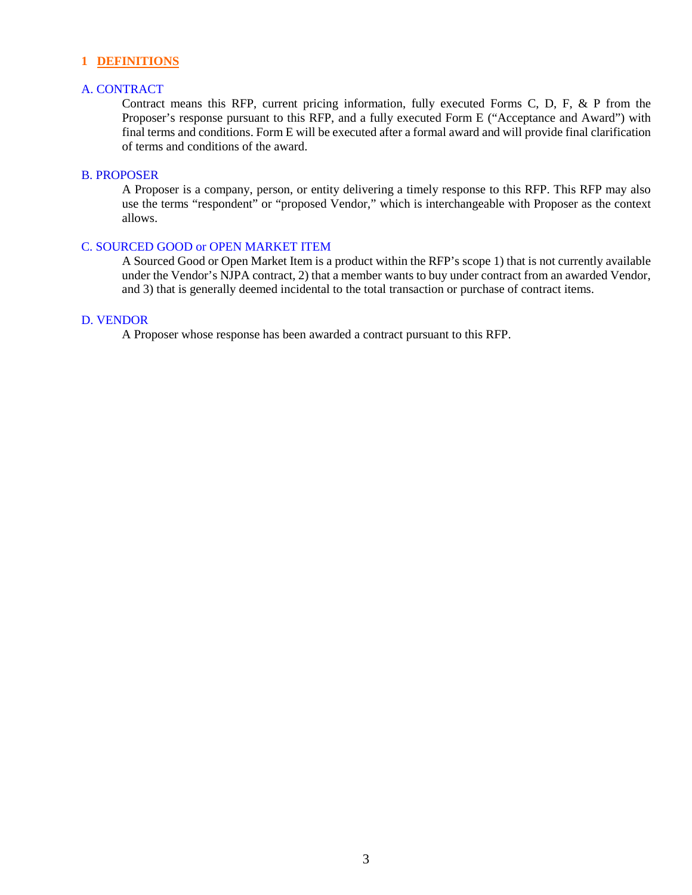# 1 DEFINITIONS

## A. CONTRACT

Contract means this RFP, current pricing information, fully executed Forms C, D, F, & P from the Proposer's response pursuant to this RFP, and a fully executed Form E ("Acceptance and Award") with final terms and conditions. Form E will be executed after a formal award and will provide final clarification of terms and conditions of the award.

## B. PROPOSER

A Proposer is a company, person, or entity delivering a timely response to this RFP. This RFP may also use the terms "respondent" or "proposed Vendor," which is interchangeable with Proposer as the context allows.

## C. SOURCED GOOD or OPEN MARKET ITEM

A Sourced Good or Open Market Item is a product within the RFP's scope 1) that is not currently available under the Vendor's NJPA contract, 2) that a member wants to buy under contract from an awarded Vendor, and 3) that is generally deemed incidental to the total transaction or purchase of contract items.

## D. VENDOR

A Proposer whose response has been awarded a contract pursuant to this RFP.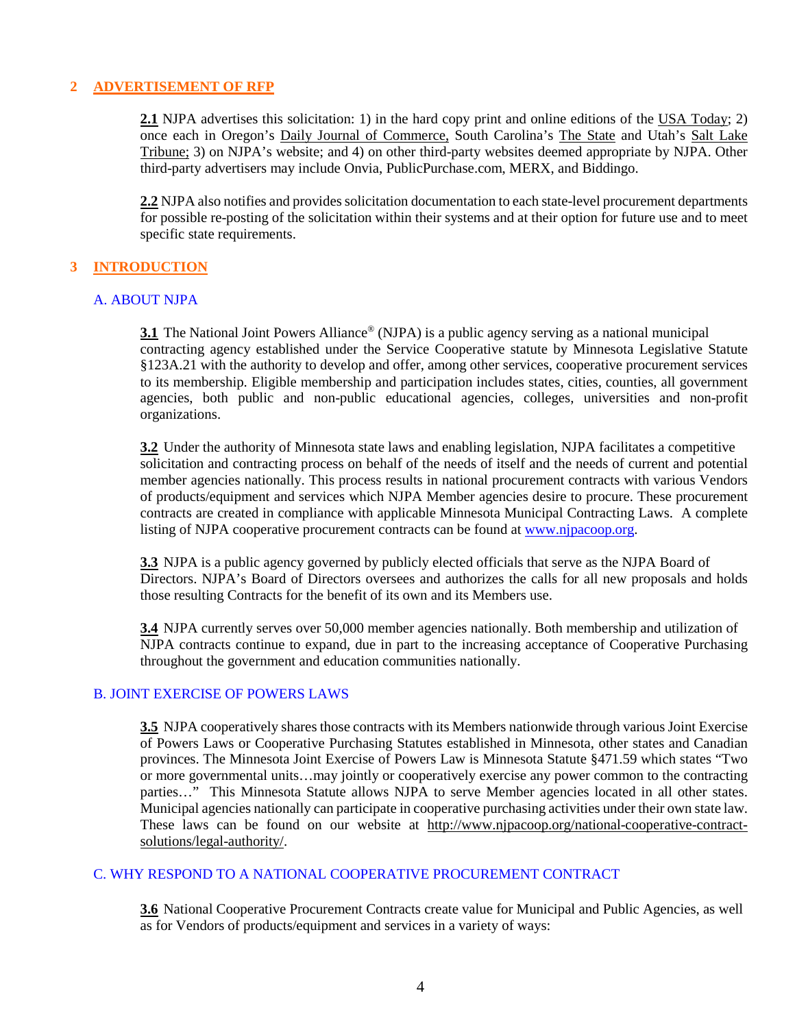## 2 ADVERTISEMENT OF RFP

**2.1** NJPA advertises this solicitation: 1) in the hard copy print and online editions of the USA Today; 2) once each in Oregon's Daily Journal of Commerce, South Carolina's The State and Utah's Salt Lake Tribune; 3) on NJPA's website; and 4) on other third-party websites deemed appropriate by NJPA. Other third-party advertisers may include Onvia, PublicPurchase.com, MERX, and Biddingo.

**2.2** NJPA also notifies and provides solicitation documentation to each state-level procurement departments for possible re-posting of the solicitation within their systems and at their option for future use and to meet specific state requirements.

## 3 INTRODUCTION

### A. ABOUT NJPA

**3.1** The National Joint Powers Alliance® (NJPA) is a public agency serving as a national municipal contracting agency established under the Service Cooperative statute by Minnesota Legislative Statute §123A.21 with the authority to develop and offer, among other services, cooperative procurement services to its membership. Eligible membership and participation includes states, cities, counties, all government agencies, both public and non-public educational agencies, colleges, universities and non-profit organizations.

**3.2** Under the authority of Minnesota state laws and enabling legislation, NJPA facilitates a competitive solicitation and contracting process on behalf of the needs of itself and the needs of current and potential member agencies nationally. This process results in national procurement contracts with various Vendors of products/equipment and services which NJPA Member agencies desire to procure. These procurement contracts are created in compliance with applicable Minnesota Municipal Contracting Laws. A complete listing of NJPA cooperative procurement contracts can be found at www.njpacoop.org.

**3.3** NJPA is a public agency governed by publicly elected officials that serve as the NJPA Board of Directors. NJPA's Board of Directors oversees and authorizes the calls for all new proposals and holds those resulting Contracts for the benefit of its own and its Members use.

**3.4** NJPA currently serves over 50,000 member agencies nationally. Both membership and utilization of NJPA contracts continue to expand, due in part to the increasing acceptance of Cooperative Purchasing throughout the government and education communities nationally.

### B. JOINT EXERCISE OF POWERS LAWS

**3.5** NJPA cooperatively shares those contracts with its Members nationwide through various Joint Exercise of Powers Laws or Cooperative Purchasing Statutes established in Minnesota, other states and Canadian provinces. The Minnesota Joint Exercise of Powers Law is Minnesota Statute §471.59 which states "Two or more governmental units…may jointly or cooperatively exercise any power common to the contracting parties…" This Minnesota Statute allows NJPA to serve Member agencies located in all other states. Municipal agencies nationally can participate in cooperative purchasing activities under their own state law. These laws can be found on our website at http://www.njpacoop.org/national-cooperative-contract-solutions/legal-authority/.

### C. WHY RESPOND TO A NATIONAL COOPERATIVE PROCUREMENT CONTRACT

**3.6** National Cooperative Procurement Contracts create value for Municipal and Public Agencies, as well as for Vendors of products/equipment and services in a variety of ways: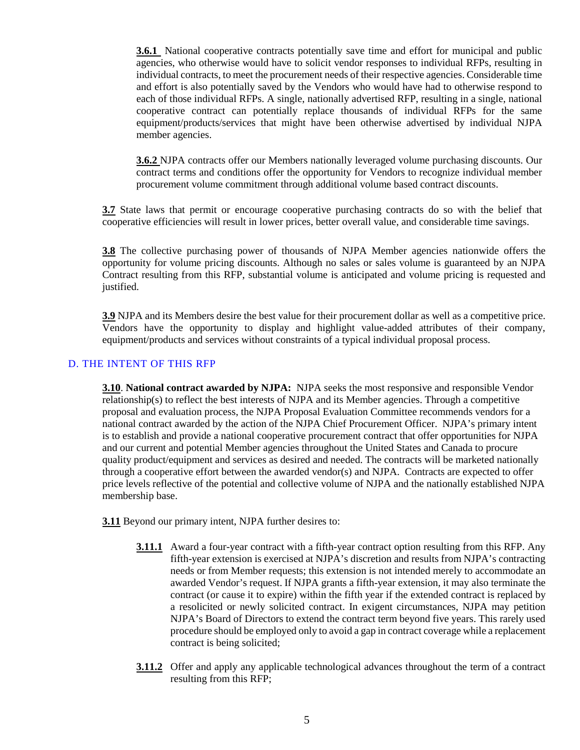**3.6.1** National cooperative contracts potentially save time and effort for municipal and public agencies, who otherwise would have to solicit vendor responses to individual RFPs, resulting in individual contracts, to meet the procurement needs of their respective agencies. Considerable time and effort is also potentially saved by the Vendors who would have had to otherwise respond to each of those individual RFPs. A single, nationally advertised RFP, resulting in a single, national cooperative contract can potentially replace thousands of individual RFPs for the same equipment/products/services that might have been otherwise advertised by individual NJPA member agencies.

**3.6.2** NJPA contracts offer our Members nationally leveraged volume purchasing discounts. Our contract terms and conditions offer the opportunity for Vendors to recognize individual member procurement volume commitment through additional volume based contract discounts.

**3.7** State laws that permit or encourage cooperative purchasing contracts do so with the belief that cooperative efficiencies will result in lower prices, better overall value, and considerable time savings.

**3.8** The collective purchasing power of thousands of NJPA Member agencies nationwide offers the opportunity for volume pricing discounts. Although no sales or sales volume is guaranteed by an NJPA Contract resulting from this RFP, substantial volume is anticipated and volume pricing is requested and justified.

**3.9** NJPA and its Members desire the best value for their procurement dollar as well as a competitive price. Vendors have the opportunity to display and highlight value-added attributes of their company, equipment/products and services without constraints of a typical individual proposal process.

## D. THE INTENT OF THIS RFP

**3.10**. **National contract awarded by NJPA:** NJPA seeks the most responsive and responsible Vendor relationship(s) to reflect the best interests of NJPA and its Member agencies. Through a competitive proposal and evaluation process, the NJPA Proposal Evaluation Committee recommends vendors for a national contract awarded by the action of the NJPA Chief Procurement Officer. NJPA's primary intent is to establish and provide a national cooperative procurement contract that offer opportunities for NJPA and our current and potential Member agencies throughout the United States and Canada to procure quality product/equipment and services as desired and needed. The contracts will be marketed nationally through a cooperative effort between the awarded vendor(s) and NJPA. Contracts are expected to offer price levels reflective of the potential and collective volume of NJPA and the nationally established NJPA membership base.

**3.11** Beyond our primary intent, NJPA further desires to:

**3.11.1** Award a four-year contract with a fifth-year contract option resulting from this RFP. Any fifth-year extension is exercised at NJPA's discretion and results from NJPA's contracting needs or from Member requests; this extension is not intended merely to accommodate an awarded Vendor's request. If NJPA grants a fifth-year extension, it may also terminate the contract (or cause it to expire) within the fifth year if the extended contract is replaced by a resolicited or newly solicited contract. In exigent circumstances, NJPA may petition NJPA's Board of Directors to extend the contract term beyond five years. This rarely used procedure should be employed only to avoid a gap in contract coverage while a replacement contract is being solicited;

**3.11.2** Offer and apply any applicable technological advances throughout the term of a contract resulting from this RFP;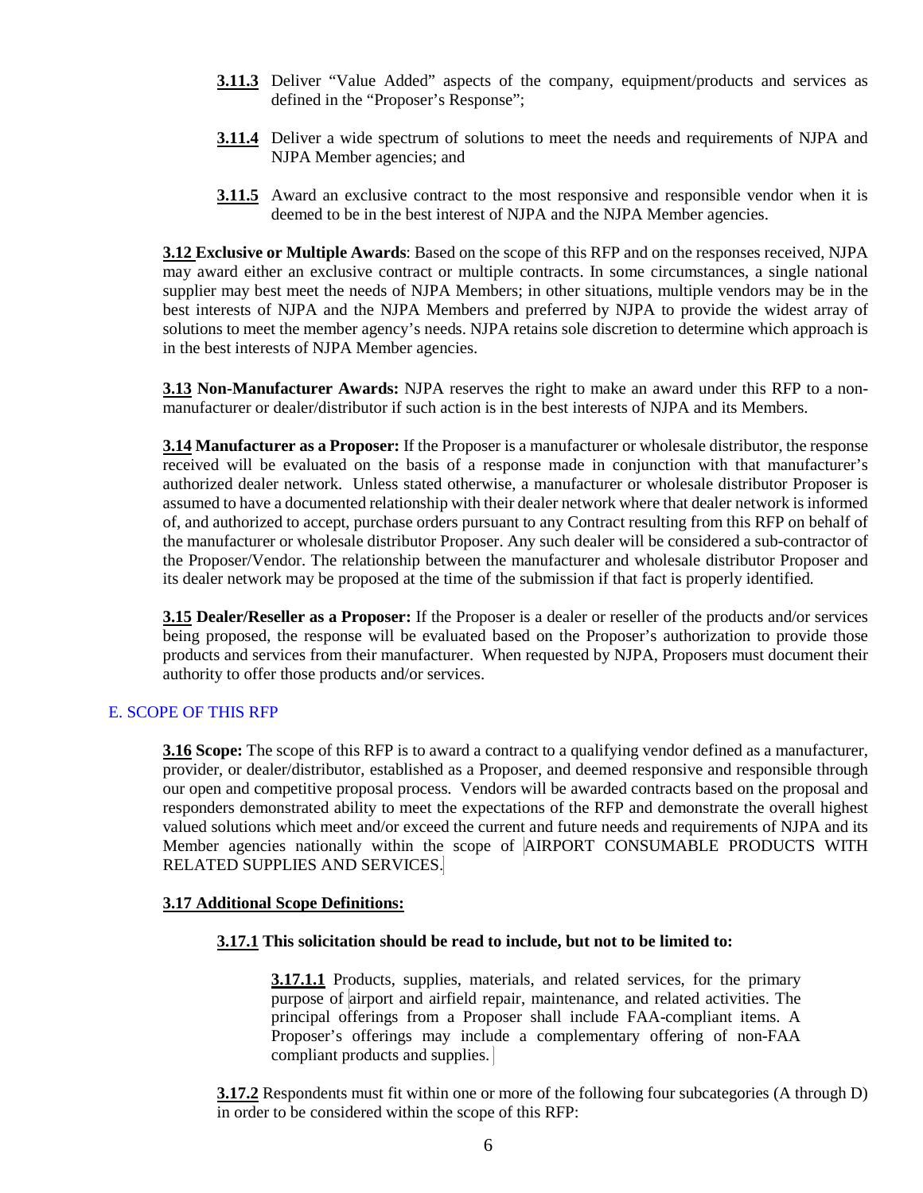**3.11.3** Deliver "Value Added" aspects of the company, equipment/products and services as defined in the "Proposer's Response";

**3.11.4** Deliver a wide spectrum of solutions to meet the needs and requirements of NJPA and NJPA Member agencies; and

**3.11.5** Award an exclusive contract to the most responsive and responsible vendor when it is deemed to be in the best interest of NJPA and the NJPA Member agencies.

**3.12 Exclusive or Multiple Awards**: Based on the scope of this RFP and on the responses received, NJPA may award either an exclusive contract or multiple contracts. In some circumstances, a single national supplier may best meet the needs of NJPA Members; in other situations, multiple vendors may be in the best interests of NJPA and the NJPA Members and preferred by NJPA to provide the widest array of solutions to meet the member agency's needs. NJPA retains sole discretion to determine which approach is in the best interests of NJPA Member agencies.

**3.13 Non-Manufacturer Awards:** NJPA reserves the right to make an award under this RFP to a non-manufacturer or dealer/distributor if such action is in the best interests of NJPA and its Members.

**3.14 Manufacturer as a Proposer:** If the Proposer is a manufacturer or wholesale distributor, the response received will be evaluated on the basis of a response made in conjunction with that manufacturer's authorized dealer network. Unless stated otherwise, a manufacturer or wholesale distributor Proposer is assumed to have a documented relationship with their dealer network where that dealer network is informed of, and authorized to accept, purchase orders pursuant to any Contract resulting from this RFP on behalf of the manufacturer or wholesale distributor Proposer. Any such dealer will be considered a sub-contractor of the Proposer/Vendor. The relationship between the manufacturer and wholesale distributor Proposer and its dealer network may be proposed at the time of the submission if that fact is properly identified.

**3.15 Dealer/Reseller as a Proposer:** If the Proposer is a dealer or reseller of the products and/or services being proposed, the response will be evaluated based on the Proposer's authorization to provide those products and services from their manufacturer. When requested by NJPA, Proposers must document their authority to offer those products and/or services.

## E. SCOPE OF THIS RFP

**3.16 Scope:** The scope of this RFP is to award a contract to a qualifying vendor defined as a manufacturer, provider, or dealer/distributor, established as a Proposer, and deemed responsive and responsible through our open and competitive proposal process. Vendors will be awarded contracts based on the proposal and responders demonstrated ability to meet the expectations of the RFP and demonstrate the overall highest valued solutions which meet and/or exceed the current and future needs and requirements of NJPA and its Member agencies nationally within the scope of AIRPORT CONSUMABLE PRODUCTS WITH RELATED SUPPLIES AND SERVICES.

**3.17 Additional Scope Definitions:**

**3.17.1 This solicitation should be read to include, but not to be limited to:**

**3.17.1.1** Products, supplies, materials, and related services, for the primary purpose of airport and airfield repair, maintenance, and related activities. The principal offerings from a Proposer shall include FAA-compliant items. A Proposer's offerings may include a complementary offering of non-FAA compliant products and supplies.

**3.17.2** Respondents must fit within one or more of the following four subcategories (A through D) in order to be considered within the scope of this RFP: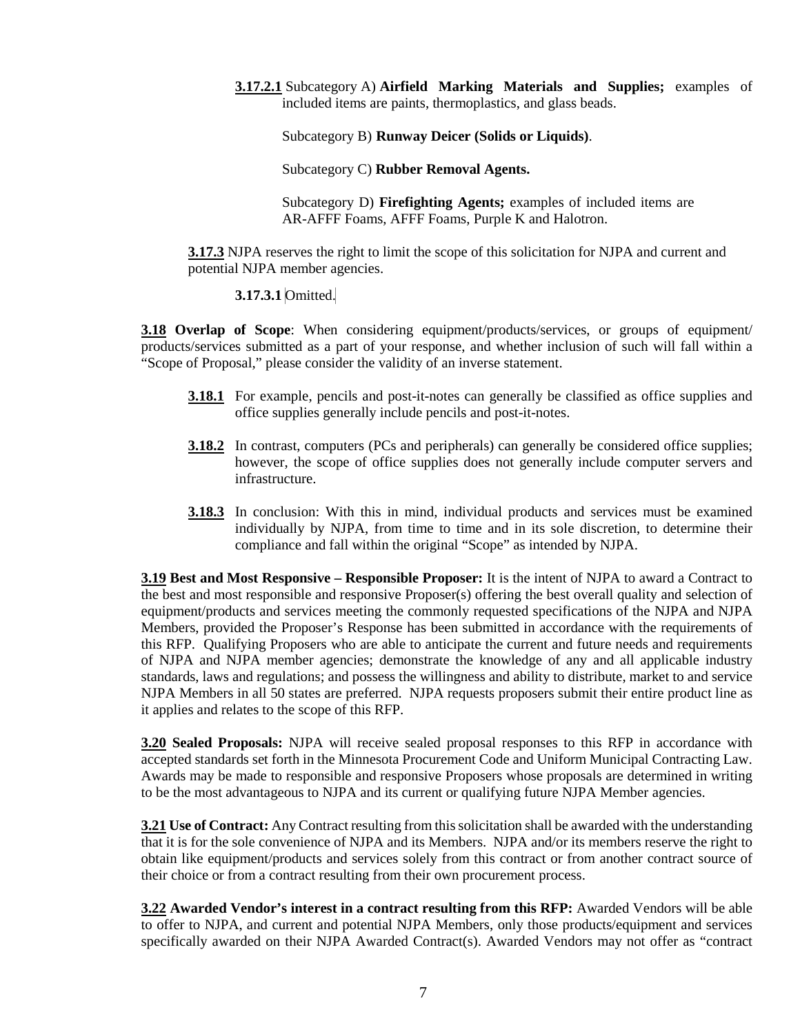**3.17.2.1** Subcategory A) **Airfield Marking Materials and Supplies;** examples of included items are paints, thermoplastics, and glass beads.

Subcategory B) **Runway Deicer (Solids or Liquids)**.

Subcategory C) **Rubber Removal Agents.**

Subcategory D) **Firefighting Agents;** examples of included items are AR-AFFF Foams, AFFF Foams, Purple K and Halotron.

**3.17.3** NJPA reserves the right to limit the scope of this solicitation for NJPA and current and potential NJPA member agencies.

**3.17.3.1** Omitted.

**3.18 Overlap of Scope**: When considering equipment/products/services, or groups of equipment/ products/services submitted as a part of your response, and whether inclusion of such will fall within a "Scope of Proposal," please consider the validity of an inverse statement.

**3.18.1** For example, pencils and post-it-notes can generally be classified as office supplies and office supplies generally include pencils and post-it-notes.

**3.18.2** In contrast, computers (PCs and peripherals) can generally be considered office supplies; however, the scope of office supplies does not generally include computer servers and infrastructure.

**3.18.3** In conclusion: With this in mind, individual products and services must be examined individually by NJPA, from time to time and in its sole discretion, to determine their compliance and fall within the original "Scope" as intended by NJPA.

**3.19 Best and Most Responsive – Responsible Proposer:** It is the intent of NJPA to award a Contract to the best and most responsible and responsive Proposer(s) offering the best overall quality and selection of equipment/products and services meeting the commonly requested specifications of the NJPA and NJPA Members, provided the Proposer's Response has been submitted in accordance with the requirements of this RFP. Qualifying Proposers who are able to anticipate the current and future needs and requirements of NJPA and NJPA member agencies; demonstrate the knowledge of any and all applicable industry standards, laws and regulations; and possess the willingness and ability to distribute, market to and service NJPA Members in all 50 states are preferred. NJPA requests proposers submit their entire product line as it applies and relates to the scope of this RFP.

**3.20 Sealed Proposals:** NJPA will receive sealed proposal responses to this RFP in accordance with accepted standards set forth in the Minnesota Procurement Code and Uniform Municipal Contracting Law. Awards may be made to responsible and responsive Proposers whose proposals are determined in writing to be the most advantageous to NJPA and its current or qualifying future NJPA Member agencies.

**3.21 Use of Contract:** Any Contract resulting from this solicitation shall be awarded with the understanding that it is for the sole convenience of NJPA and its Members. NJPA and/or its members reserve the right to obtain like equipment/products and services solely from this contract or from another contract source of their choice or from a contract resulting from their own procurement process.

**3.22 Awarded Vendor's interest in a contract resulting from this RFP:** Awarded Vendors will be able to offer to NJPA, and current and potential NJPA Members, only those products/equipment and services specifically awarded on their NJPA Awarded Contract(s). Awarded Vendors may not offer as "contract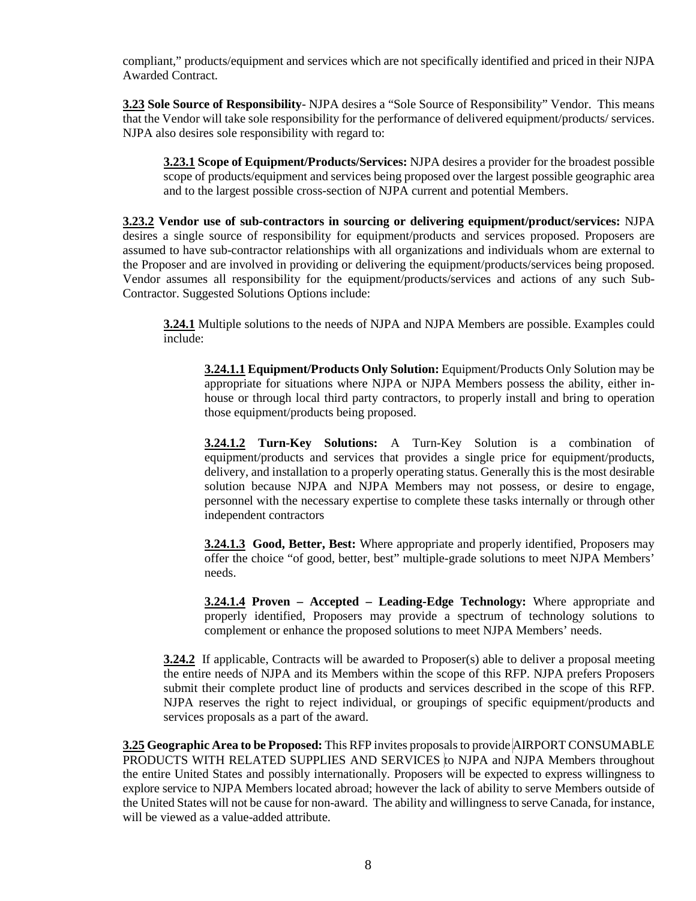compliant," products/equipment and services which are not specifically identified and priced in their NJPA Awarded Contract.

**3.23 Sole Source of Responsibility**- NJPA desires a "Sole Source of Responsibility" Vendor. This means that the Vendor will take sole responsibility for the performance of delivered equipment/products/ services. NJPA also desires sole responsibility with regard to:

> **3.23.1 Scope of Equipment/Products/Services:** NJPA desires a provider for the broadest possible scope of products/equipment and services being proposed over the largest possible geographic area and to the largest possible cross-section of NJPA current and potential Members.

**3.23.2 Vendor use of sub-contractors in sourcing or delivering equipment/product/services:** NJPA desires a single source of responsibility for equipment/products and services proposed. Proposers are assumed to have sub-contractor relationships with all organizations and individuals whom are external to the Proposer and are involved in providing or delivering the equipment/products/services being proposed. Vendor assumes all responsibility for the equipment/products/services and actions of any such Sub-Contractor. Suggested Solutions Options include:

> **3.24.1** Multiple solutions to the needs of NJPA and NJPA Members are possible. Examples could include:
>
> > **3.24.1.1 Equipment/Products Only Solution:** Equipment/Products Only Solution may be appropriate for situations where NJPA or NJPA Members possess the ability, either in-house or through local third party contractors, to properly install and bring to operation those equipment/products being proposed.
> >
> > **3.24.1.2 Turn-Key Solutions:** A Turn-Key Solution is a combination of equipment/products and services that provides a single price for equipment/products, delivery, and installation to a properly operating status. Generally this is the most desirable solution because NJPA and NJPA Members may not possess, or desire to engage, personnel with the necessary expertise to complete these tasks internally or through other independent contractors
> >
> > **3.24.1.3 Good, Better, Best:** Where appropriate and properly identified, Proposers may offer the choice "of good, better, best" multiple-grade solutions to meet NJPA Members' needs.
> >
> > **3.24.1.4 Proven – Accepted – Leading-Edge Technology:** Where appropriate and properly identified, Proposers may provide a spectrum of technology solutions to complement or enhance the proposed solutions to meet NJPA Members' needs.
>
> **3.24.2** If applicable, Contracts will be awarded to Proposer(s) able to deliver a proposal meeting the entire needs of NJPA and its Members within the scope of this RFP. NJPA prefers Proposers submit their complete product line of products and services described in the scope of this RFP. NJPA reserves the right to reject individual, or groupings of specific equipment/products and services proposals as a part of the award.

**3.25 Geographic Area to be Proposed:** This RFP invites proposals to provide AIRPORT CONSUMABLE PRODUCTS WITH RELATED SUPPLIES AND SERVICES to NJPA and NJPA Members throughout the entire United States and possibly internationally. Proposers will be expected to express willingness to explore service to NJPA Members located abroad; however the lack of ability to serve Members outside of the United States will not be cause for non-award. The ability and willingness to serve Canada, for instance, will be viewed as a value-added attribute.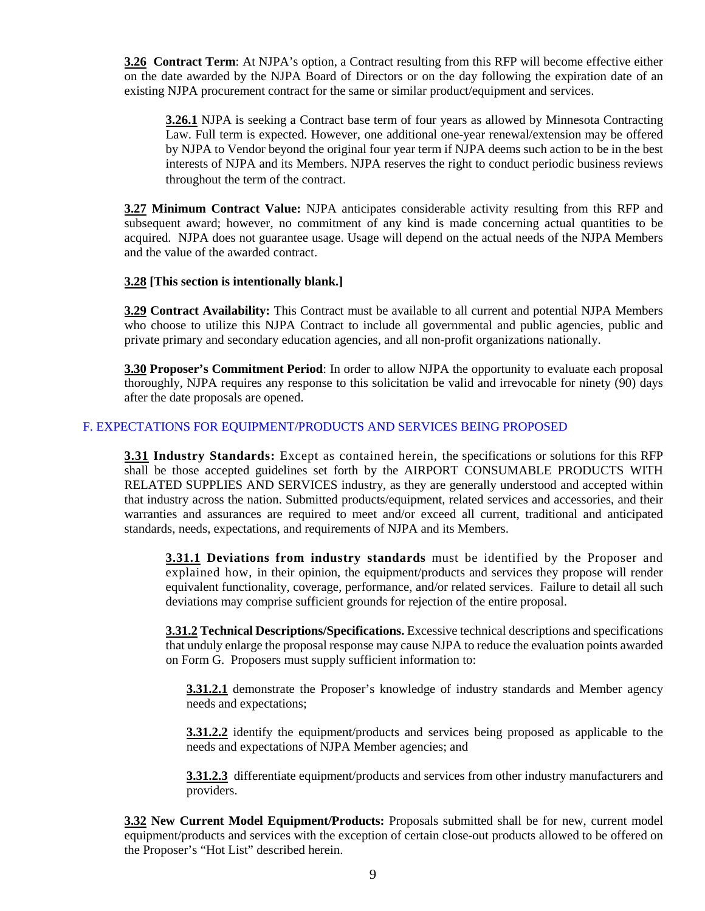**3.26 Contract Term**: At NJPA's option, a Contract resulting from this RFP will become effective either on the date awarded by the NJPA Board of Directors or on the day following the expiration date of an existing NJPA procurement contract for the same or similar product/equipment and services.

**3.26.1** NJPA is seeking a Contract base term of four years as allowed by Minnesota Contracting Law. Full term is expected. However, one additional one-year renewal/extension may be offered by NJPA to Vendor beyond the original four year term if NJPA deems such action to be in the best interests of NJPA and its Members. NJPA reserves the right to conduct periodic business reviews throughout the term of the contract.

**3.27 Minimum Contract Value:** NJPA anticipates considerable activity resulting from this RFP and subsequent award; however, no commitment of any kind is made concerning actual quantities to be acquired. NJPA does not guarantee usage. Usage will depend on the actual needs of the NJPA Members and the value of the awarded contract.

**3.28 [This section is intentionally blank.]**

**3.29 Contract Availability:** This Contract must be available to all current and potential NJPA Members who choose to utilize this NJPA Contract to include all governmental and public agencies, public and private primary and secondary education agencies, and all non-profit organizations nationally.

**3.30 Proposer's Commitment Period**: In order to allow NJPA the opportunity to evaluate each proposal thoroughly, NJPA requires any response to this solicitation be valid and irrevocable for ninety (90) days after the date proposals are opened.

## F. EXPECTATIONS FOR EQUIPMENT/PRODUCTS AND SERVICES BEING PROPOSED

**3.31 Industry Standards:** Except as contained herein, the specifications or solutions for this RFP shall be those accepted guidelines set forth by the AIRPORT CONSUMABLE PRODUCTS WITH RELATED SUPPLIES AND SERVICES industry, as they are generally understood and accepted within that industry across the nation. Submitted products/equipment, related services and accessories, and their warranties and assurances are required to meet and/or exceed all current, traditional and anticipated standards, needs, expectations, and requirements of NJPA and its Members.

**3.31.1 Deviations from industry standards** must be identified by the Proposer and explained how, in their opinion, the equipment/products and services they propose will render equivalent functionality, coverage, performance, and/or related services. Failure to detail all such deviations may comprise sufficient grounds for rejection of the entire proposal.

**3.31.2 Technical Descriptions/Specifications.** Excessive technical descriptions and specifications that unduly enlarge the proposal response may cause NJPA to reduce the evaluation points awarded on Form G. Proposers must supply sufficient information to:

**3.31.2.1** demonstrate the Proposer's knowledge of industry standards and Member agency needs and expectations;

**3.31.2.2** identify the equipment/products and services being proposed as applicable to the needs and expectations of NJPA Member agencies; and

**3.31.2.3** differentiate equipment/products and services from other industry manufacturers and providers.

**3.32 New Current Model Equipment/Products:** Proposals submitted shall be for new, current model equipment/products and services with the exception of certain close-out products allowed to be offered on the Proposer's "Hot List" described herein.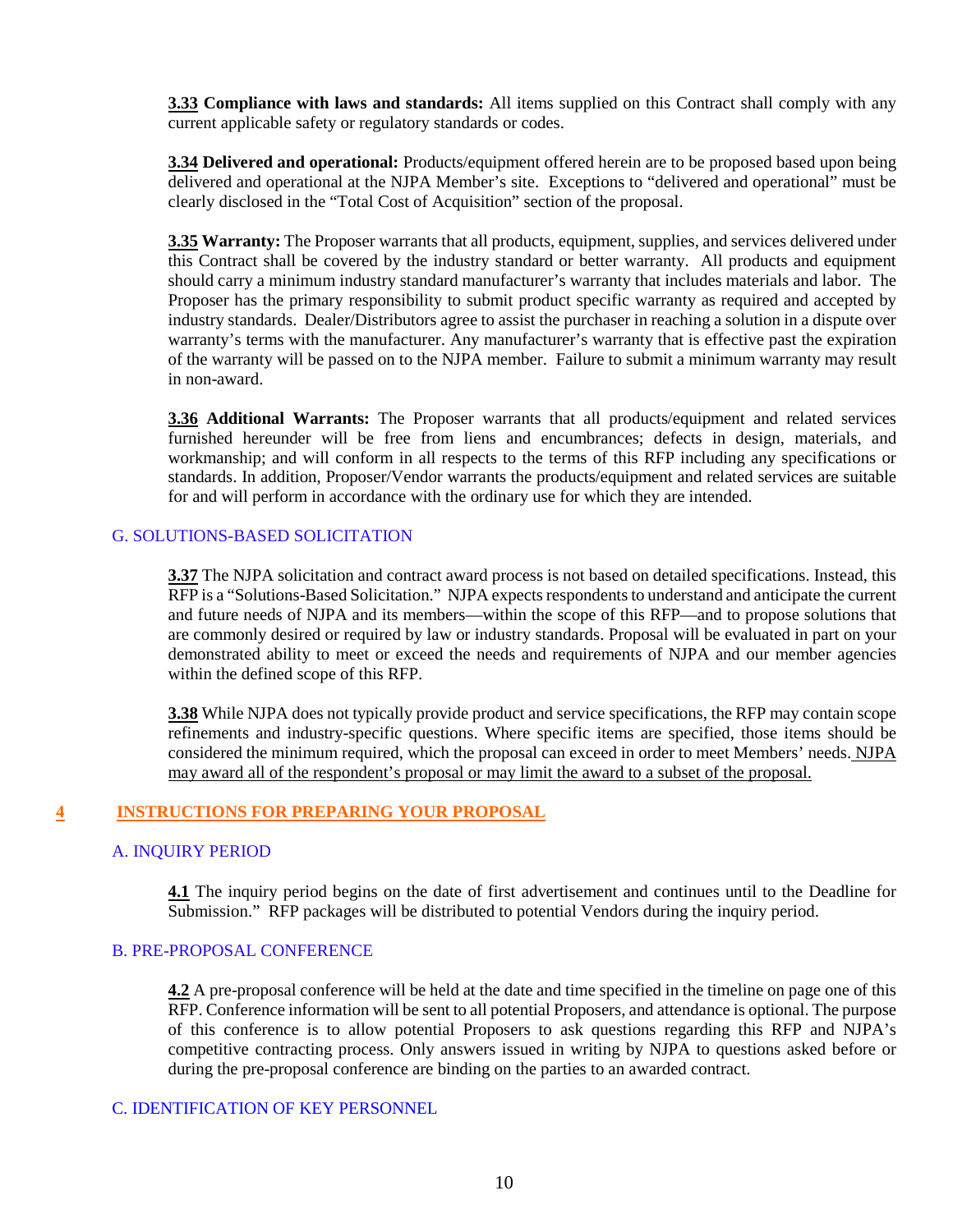**3.33 Compliance with laws and standards:** All items supplied on this Contract shall comply with any current applicable safety or regulatory standards or codes.

**3.34 Delivered and operational:** Products/equipment offered herein are to be proposed based upon being delivered and operational at the NJPA Member's site. Exceptions to "delivered and operational" must be clearly disclosed in the "Total Cost of Acquisition" section of the proposal.

**3.35 Warranty:** The Proposer warrants that all products, equipment, supplies, and services delivered under this Contract shall be covered by the industry standard or better warranty. All products and equipment should carry a minimum industry standard manufacturer's warranty that includes materials and labor. The Proposer has the primary responsibility to submit product specific warranty as required and accepted by industry standards. Dealer/Distributors agree to assist the purchaser in reaching a solution in a dispute over warranty's terms with the manufacturer. Any manufacturer's warranty that is effective past the expiration of the warranty will be passed on to the NJPA member. Failure to submit a minimum warranty may result in non-award.

**3.36 Additional Warrants:** The Proposer warrants that all products/equipment and related services furnished hereunder will be free from liens and encumbrances; defects in design, materials, and workmanship; and will conform in all respects to the terms of this RFP including any specifications or standards. In addition, Proposer/Vendor warrants the products/equipment and related services are suitable for and will perform in accordance with the ordinary use for which they are intended.

### G. SOLUTIONS-BASED SOLICITATION

**3.37** The NJPA solicitation and contract award process is not based on detailed specifications. Instead, this RFP is a "Solutions-Based Solicitation." NJPA expects respondents to understand and anticipate the current and future needs of NJPA and its members—within the scope of this RFP—and to propose solutions that are commonly desired or required by law or industry standards. Proposal will be evaluated in part on your demonstrated ability to meet or exceed the needs and requirements of NJPA and our member agencies within the defined scope of this RFP.

**3.38** While NJPA does not typically provide product and service specifications, the RFP may contain scope refinements and industry-specific questions. Where specific items are specified, those items should be considered the minimum required, which the proposal can exceed in order to meet Members' needs. NJPA may award all of the respondent's proposal or may limit the award to a subset of the proposal.

## 4 INSTRUCTIONS FOR PREPARING YOUR PROPOSAL

### A. INQUIRY PERIOD

**4.1** The inquiry period begins on the date of first advertisement and continues until to the Deadline for Submission." RFP packages will be distributed to potential Vendors during the inquiry period.

### B. PRE-PROPOSAL CONFERENCE

**4.2** A pre-proposal conference will be held at the date and time specified in the timeline on page one of this RFP. Conference information will be sent to all potential Proposers, and attendance is optional. The purpose of this conference is to allow potential Proposers to ask questions regarding this RFP and NJPA's competitive contracting process. Only answers issued in writing by NJPA to questions asked before or during the pre-proposal conference are binding on the parties to an awarded contract.

### C. IDENTIFICATION OF KEY PERSONNEL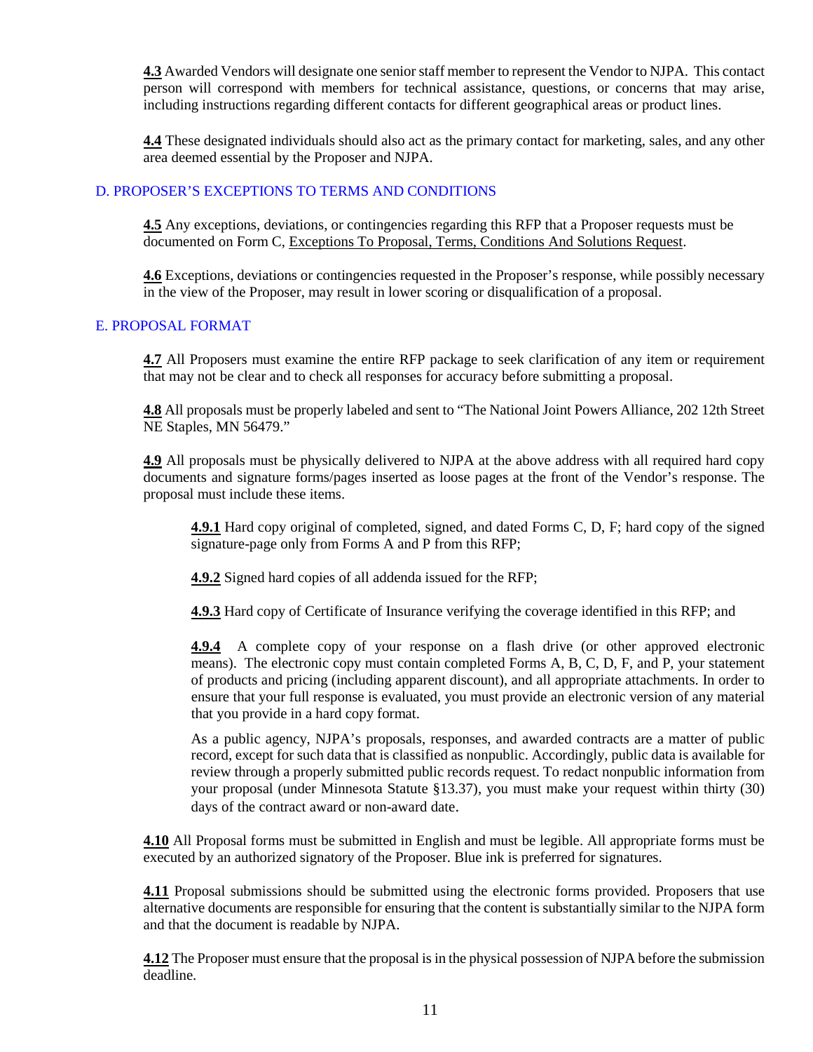**4.3** Awarded Vendors will designate one senior staff member to represent the Vendor to NJPA. This contact person will correspond with members for technical assistance, questions, or concerns that may arise, including instructions regarding different contacts for different geographical areas or product lines.

**4.4** These designated individuals should also act as the primary contact for marketing, sales, and any other area deemed essential by the Proposer and NJPA.

## D. PROPOSER'S EXCEPTIONS TO TERMS AND CONDITIONS

**4.5** Any exceptions, deviations, or contingencies regarding this RFP that a Proposer requests must be documented on Form C, Exceptions To Proposal, Terms, Conditions And Solutions Request.

**4.6** Exceptions, deviations or contingencies requested in the Proposer's response, while possibly necessary in the view of the Proposer, may result in lower scoring or disqualification of a proposal.

## E. PROPOSAL FORMAT

**4.7** All Proposers must examine the entire RFP package to seek clarification of any item or requirement that may not be clear and to check all responses for accuracy before submitting a proposal.

**4.8** All proposals must be properly labeled and sent to "The National Joint Powers Alliance, 202 12th Street NE Staples, MN 56479."

**4.9** All proposals must be physically delivered to NJPA at the above address with all required hard copy documents and signature forms/pages inserted as loose pages at the front of the Vendor's response. The proposal must include these items.

> **4.9.1** Hard copy original of completed, signed, and dated Forms C, D, F; hard copy of the signed signature-page only from Forms A and P from this RFP;
>
> **4.9.2** Signed hard copies of all addenda issued for the RFP;
>
> **4.9.3** Hard copy of Certificate of Insurance verifying the coverage identified in this RFP; and
>
> **4.9.4** A complete copy of your response on a flash drive (or other approved electronic means). The electronic copy must contain completed Forms A, B, C, D, F, and P, your statement of products and pricing (including apparent discount), and all appropriate attachments. In order to ensure that your full response is evaluated, you must provide an electronic version of any material that you provide in a hard copy format.
>
> As a public agency, NJPA's proposals, responses, and awarded contracts are a matter of public record, except for such data that is classified as nonpublic. Accordingly, public data is available for review through a properly submitted public records request. To redact nonpublic information from your proposal (under Minnesota Statute §13.37), you must make your request within thirty (30) days of the contract award or non-award date.

**4.10** All Proposal forms must be submitted in English and must be legible. All appropriate forms must be executed by an authorized signatory of the Proposer. Blue ink is preferred for signatures.

**4.11** Proposal submissions should be submitted using the electronic forms provided. Proposers that use alternative documents are responsible for ensuring that the content is substantially similar to the NJPA form and that the document is readable by NJPA.

**4.12** The Proposer must ensure that the proposal is in the physical possession of NJPA before the submission deadline.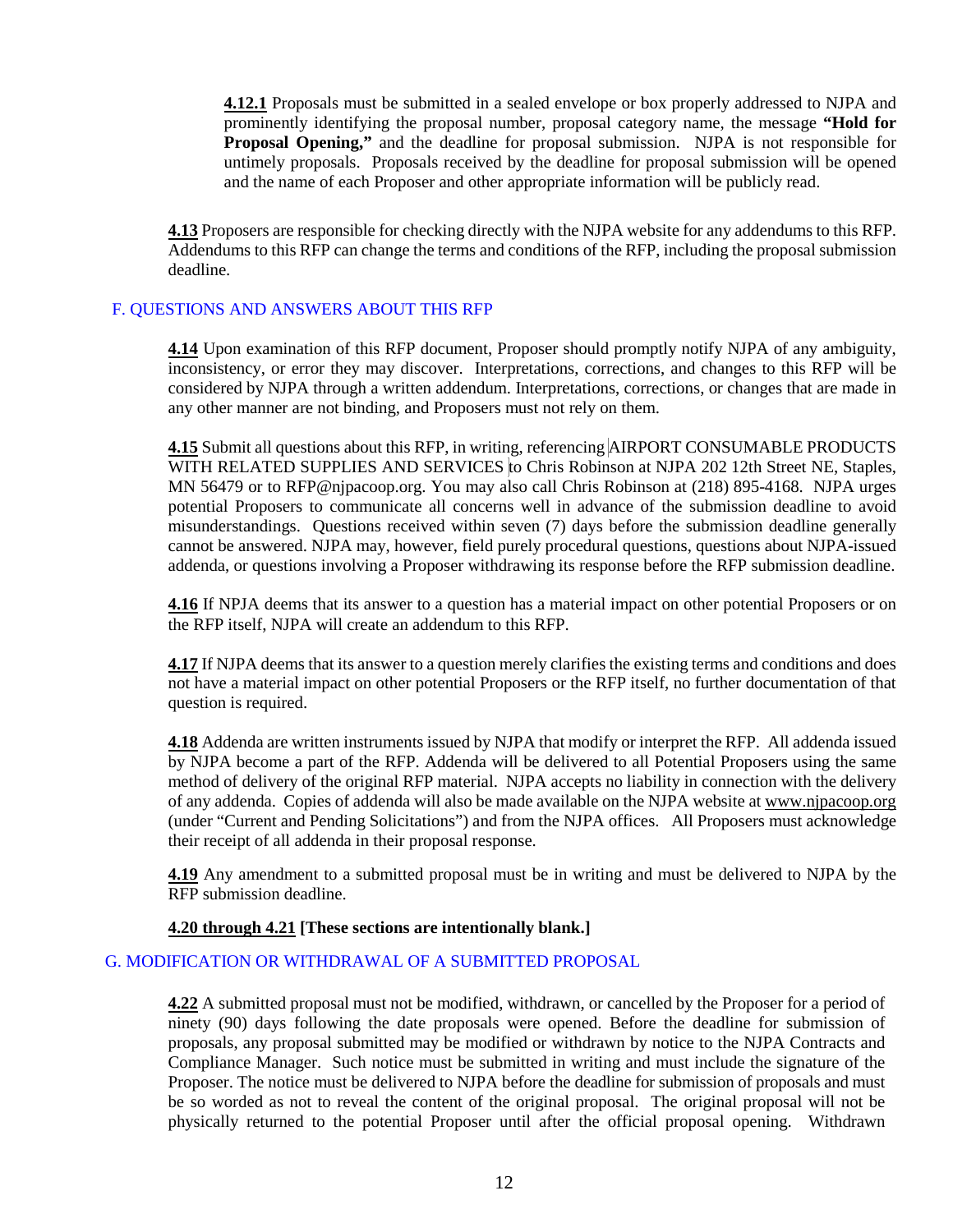**4.12.1** Proposals must be submitted in a sealed envelope or box properly addressed to NJPA and prominently identifying the proposal number, proposal category name, the message **"Hold for Proposal Opening,"** and the deadline for proposal submission. NJPA is not responsible for untimely proposals. Proposals received by the deadline for proposal submission will be opened and the name of each Proposer and other appropriate information will be publicly read.

**4.13** Proposers are responsible for checking directly with the NJPA website for any addendums to this RFP. Addendums to this RFP can change the terms and conditions of the RFP, including the proposal submission deadline.

## F. QUESTIONS AND ANSWERS ABOUT THIS RFP

**4.14** Upon examination of this RFP document, Proposer should promptly notify NJPA of any ambiguity, inconsistency, or error they may discover. Interpretations, corrections, and changes to this RFP will be considered by NJPA through a written addendum. Interpretations, corrections, or changes that are made in any other manner are not binding, and Proposers must not rely on them.

**4.15** Submit all questions about this RFP, in writing, referencing AIRPORT CONSUMABLE PRODUCTS WITH RELATED SUPPLIES AND SERVICES to Chris Robinson at NJPA 202 12th Street NE, Staples, MN 56479 or to RFP@njpacoop.org. You may also call Chris Robinson at (218) 895-4168. NJPA urges potential Proposers to communicate all concerns well in advance of the submission deadline to avoid misunderstandings. Questions received within seven (7) days before the submission deadline generally cannot be answered. NJPA may, however, field purely procedural questions, questions about NJPA-issued addenda, or questions involving a Proposer withdrawing its response before the RFP submission deadline.

**4.16** If NPJA deems that its answer to a question has a material impact on other potential Proposers or on the RFP itself, NJPA will create an addendum to this RFP.

**4.17** If NJPA deems that its answer to a question merely clarifies the existing terms and conditions and does not have a material impact on other potential Proposers or the RFP itself, no further documentation of that question is required.

**4.18** Addenda are written instruments issued by NJPA that modify or interpret the RFP. All addenda issued by NJPA become a part of the RFP. Addenda will be delivered to all Potential Proposers using the same method of delivery of the original RFP material. NJPA accepts no liability in connection with the delivery of any addenda. Copies of addenda will also be made available on the NJPA website at www.njpacoop.org (under "Current and Pending Solicitations") and from the NJPA offices. All Proposers must acknowledge their receipt of all addenda in their proposal response.

**4.19** Any amendment to a submitted proposal must be in writing and must be delivered to NJPA by the RFP submission deadline.

**4.20 through 4.21 [These sections are intentionally blank.]**

## G. MODIFICATION OR WITHDRAWAL OF A SUBMITTED PROPOSAL

**4.22** A submitted proposal must not be modified, withdrawn, or cancelled by the Proposer for a period of ninety (90) days following the date proposals were opened. Before the deadline for submission of proposals, any proposal submitted may be modified or withdrawn by notice to the NJPA Contracts and Compliance Manager. Such notice must be submitted in writing and must include the signature of the Proposer. The notice must be delivered to NJPA before the deadline for submission of proposals and must be so worded as not to reveal the content of the original proposal. The original proposal will not be physically returned to the potential Proposer until after the official proposal opening. Withdrawn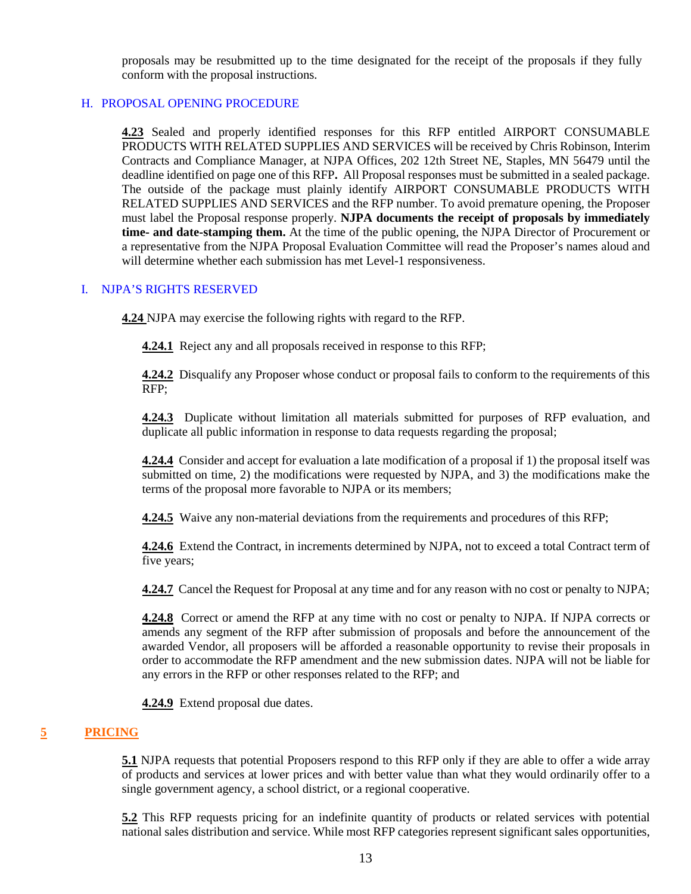proposals may be resubmitted up to the time designated for the receipt of the proposals if they fully conform with the proposal instructions.

### H. PROPOSAL OPENING PROCEDURE

**4.23** Sealed and properly identified responses for this RFP entitled AIRPORT CONSUMABLE PRODUCTS WITH RELATED SUPPLIES AND SERVICES will be received by Chris Robinson, Interim Contracts and Compliance Manager, at NJPA Offices, 202 12th Street NE, Staples, MN 56479 until the deadline identified on page one of this RFP**.** All Proposal responses must be submitted in a sealed package. The outside of the package must plainly identify AIRPORT CONSUMABLE PRODUCTS WITH RELATED SUPPLIES AND SERVICES and the RFP number. To avoid premature opening, the Proposer must label the Proposal response properly. **NJPA documents the receipt of proposals by immediately time- and date-stamping them.** At the time of the public opening, the NJPA Director of Procurement or a representative from the NJPA Proposal Evaluation Committee will read the Proposer's names aloud and will determine whether each submission has met Level-1 responsiveness.

### I. NJPA'S RIGHTS RESERVED

**4.24** NJPA may exercise the following rights with regard to the RFP.

**4.24.1** Reject any and all proposals received in response to this RFP;

**4.24.2** Disqualify any Proposer whose conduct or proposal fails to conform to the requirements of this RFP;

**4.24.3** Duplicate without limitation all materials submitted for purposes of RFP evaluation, and duplicate all public information in response to data requests regarding the proposal;

**4.24.4** Consider and accept for evaluation a late modification of a proposal if 1) the proposal itself was submitted on time, 2) the modifications were requested by NJPA, and 3) the modifications make the terms of the proposal more favorable to NJPA or its members;

**4.24.5** Waive any non-material deviations from the requirements and procedures of this RFP;

**4.24.6** Extend the Contract, in increments determined by NJPA, not to exceed a total Contract term of five years;

**4.24.7** Cancel the Request for Proposal at any time and for any reason with no cost or penalty to NJPA;

**4.24.8** Correct or amend the RFP at any time with no cost or penalty to NJPA. If NJPA corrects or amends any segment of the RFP after submission of proposals and before the announcement of the awarded Vendor, all proposers will be afforded a reasonable opportunity to revise their proposals in order to accommodate the RFP amendment and the new submission dates. NJPA will not be liable for any errors in the RFP or other responses related to the RFP; and

**4.24.9** Extend proposal due dates.

## 5 PRICING

**5.1** NJPA requests that potential Proposers respond to this RFP only if they are able to offer a wide array of products and services at lower prices and with better value than what they would ordinarily offer to a single government agency, a school district, or a regional cooperative.

**5.2** This RFP requests pricing for an indefinite quantity of products or related services with potential national sales distribution and service. While most RFP categories represent significant sales opportunities,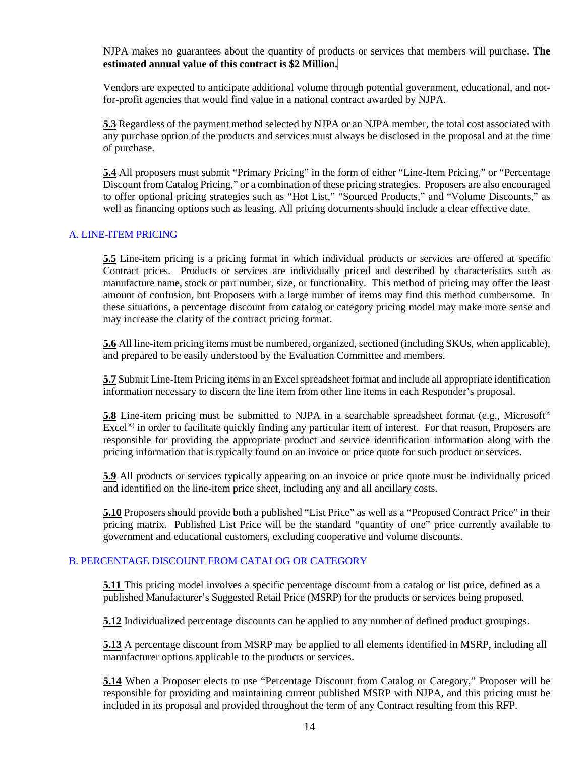NJPA makes no guarantees about the quantity of products or services that members will purchase. **The estimated annual value of this contract is $2 Million.**

Vendors are expected to anticipate additional volume through potential government, educational, and not-for-profit agencies that would find value in a national contract awarded by NJPA.

**5.3** Regardless of the payment method selected by NJPA or an NJPA member, the total cost associated with any purchase option of the products and services must always be disclosed in the proposal and at the time of purchase.

**5.4** All proposers must submit "Primary Pricing" in the form of either "Line-Item Pricing," or "Percentage Discount from Catalog Pricing," or a combination of these pricing strategies. Proposers are also encouraged to offer optional pricing strategies such as "Hot List," "Sourced Products," and "Volume Discounts," as well as financing options such as leasing. All pricing documents should include a clear effective date.

## A. LINE-ITEM PRICING

**5.5** Line-item pricing is a pricing format in which individual products or services are offered at specific Contract prices. Products or services are individually priced and described by characteristics such as manufacture name, stock or part number, size, or functionality. This method of pricing may offer the least amount of confusion, but Proposers with a large number of items may find this method cumbersome. In these situations, a percentage discount from catalog or category pricing model may make more sense and may increase the clarity of the contract pricing format.

**5.6** All line-item pricing items must be numbered, organized, sectioned (including SKUs, when applicable), and prepared to be easily understood by the Evaluation Committee and members.

**5.7** Submit Line-Item Pricing items in an Excel spreadsheet format and include all appropriate identification information necessary to discern the line item from other line items in each Responder's proposal.

**5.8** Line-item pricing must be submitted to NJPA in a searchable spreadsheet format (e.g., Microsoft® Excel®) in order to facilitate quickly finding any particular item of interest. For that reason, Proposers are responsible for providing the appropriate product and service identification information along with the pricing information that is typically found on an invoice or price quote for such product or services.

**5.9** All products or services typically appearing on an invoice or price quote must be individually priced and identified on the line-item price sheet, including any and all ancillary costs.

**5.10** Proposers should provide both a published "List Price" as well as a "Proposed Contract Price" in their pricing matrix. Published List Price will be the standard "quantity of one" price currently available to government and educational customers, excluding cooperative and volume discounts.

## B. PERCENTAGE DISCOUNT FROM CATALOG OR CATEGORY

**5.11** This pricing model involves a specific percentage discount from a catalog or list price, defined as a published Manufacturer's Suggested Retail Price (MSRP) for the products or services being proposed.

**5.12** Individualized percentage discounts can be applied to any number of defined product groupings.

**5.13** A percentage discount from MSRP may be applied to all elements identified in MSRP, including all manufacturer options applicable to the products or services.

**5.14** When a Proposer elects to use "Percentage Discount from Catalog or Category," Proposer will be responsible for providing and maintaining current published MSRP with NJPA, and this pricing must be included in its proposal and provided throughout the term of any Contract resulting from this RFP.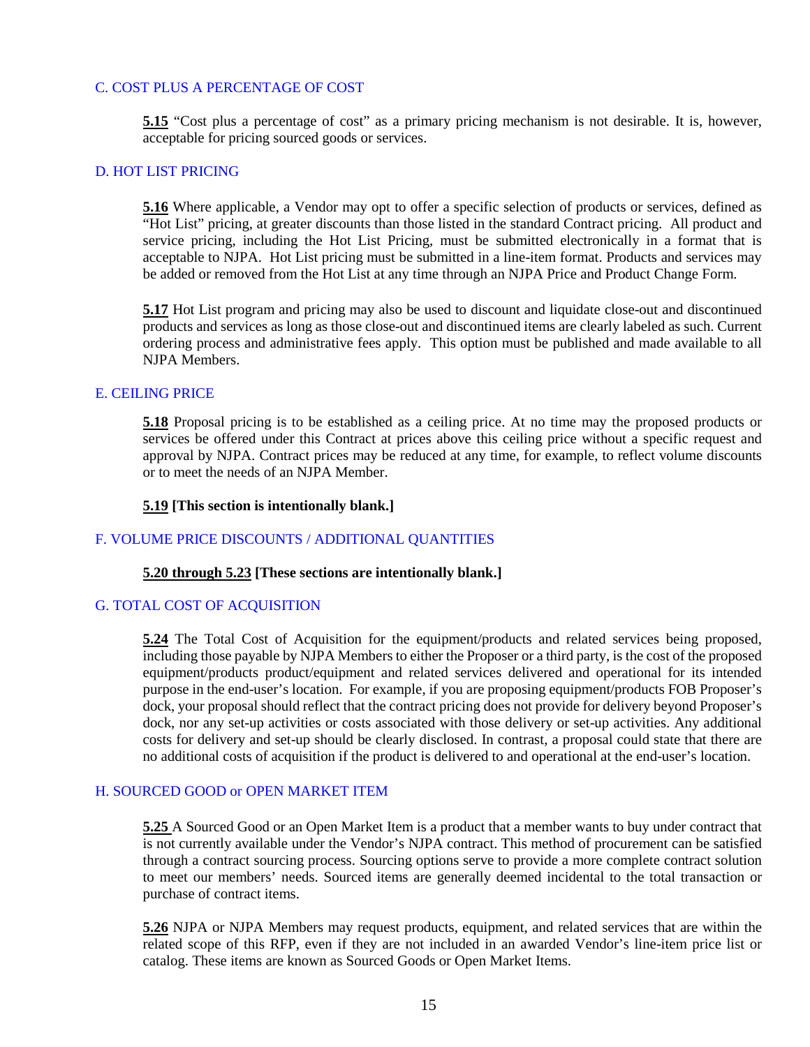### C. COST PLUS A PERCENTAGE OF COST

**5.15** "Cost plus a percentage of cost" as a primary pricing mechanism is not desirable. It is, however, acceptable for pricing sourced goods or services.

### D. HOT LIST PRICING

**5.16** Where applicable, a Vendor may opt to offer a specific selection of products or services, defined as "Hot List" pricing, at greater discounts than those listed in the standard Contract pricing. All product and service pricing, including the Hot List Pricing, must be submitted electronically in a format that is acceptable to NJPA. Hot List pricing must be submitted in a line-item format. Products and services may be added or removed from the Hot List at any time through an NJPA Price and Product Change Form.

**5.17** Hot List program and pricing may also be used to discount and liquidate close-out and discontinued products and services as long as those close-out and discontinued items are clearly labeled as such. Current ordering process and administrative fees apply. This option must be published and made available to all NJPA Members.

### E. CEILING PRICE

**5.18** Proposal pricing is to be established as a ceiling price. At no time may the proposed products or services be offered under this Contract at prices above this ceiling price without a specific request and approval by NJPA. Contract prices may be reduced at any time, for example, to reflect volume discounts or to meet the needs of an NJPA Member.

**5.19 [This section is intentionally blank.]**

### F. VOLUME PRICE DISCOUNTS / ADDITIONAL QUANTITIES

**5.20 through 5.23 [These sections are intentionally blank.]**

### G. TOTAL COST OF ACQUISITION

**5.24** The Total Cost of Acquisition for the equipment/products and related services being proposed, including those payable by NJPA Members to either the Proposer or a third party, is the cost of the proposed equipment/products product/equipment and related services delivered and operational for its intended purpose in the end-user's location. For example, if you are proposing equipment/products FOB Proposer's dock, your proposal should reflect that the contract pricing does not provide for delivery beyond Proposer's dock, nor any set-up activities or costs associated with those delivery or set-up activities. Any additional costs for delivery and set-up should be clearly disclosed. In contrast, a proposal could state that there are no additional costs of acquisition if the product is delivered to and operational at the end-user's location.

### H. SOURCED GOOD or OPEN MARKET ITEM

**5.25** A Sourced Good or an Open Market Item is a product that a member wants to buy under contract that is not currently available under the Vendor's NJPA contract. This method of procurement can be satisfied through a contract sourcing process. Sourcing options serve to provide a more complete contract solution to meet our members' needs. Sourced items are generally deemed incidental to the total transaction or purchase of contract items.

**5.26** NJPA or NJPA Members may request products, equipment, and related services that are within the related scope of this RFP, even if they are not included in an awarded Vendor's line-item price list or catalog. These items are known as Sourced Goods or Open Market Items.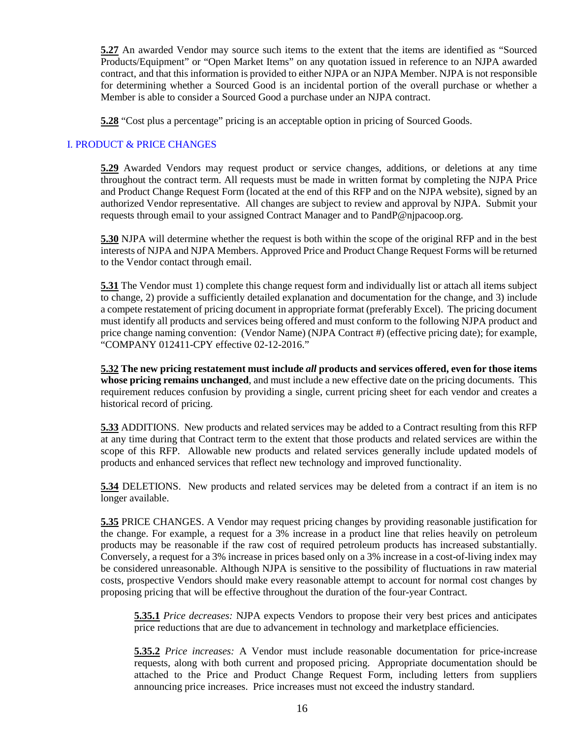**5.27** An awarded Vendor may source such items to the extent that the items are identified as "Sourced Products/Equipment" or "Open Market Items" on any quotation issued in reference to an NJPA awarded contract, and that this information is provided to either NJPA or an NJPA Member. NJPA is not responsible for determining whether a Sourced Good is an incidental portion of the overall purchase or whether a Member is able to consider a Sourced Good a purchase under an NJPA contract.

**5.28** "Cost plus a percentage" pricing is an acceptable option in pricing of Sourced Goods.

## I. PRODUCT & PRICE CHANGES

**5.29** Awarded Vendors may request product or service changes, additions, or deletions at any time throughout the contract term. All requests must be made in written format by completing the NJPA Price and Product Change Request Form (located at the end of this RFP and on the NJPA website), signed by an authorized Vendor representative. All changes are subject to review and approval by NJPA. Submit your requests through email to your assigned Contract Manager and to PandP@njpacoop.org.

**5.30** NJPA will determine whether the request is both within the scope of the original RFP and in the best interests of NJPA and NJPA Members. Approved Price and Product Change Request Forms will be returned to the Vendor contact through email.

**5.31** The Vendor must 1) complete this change request form and individually list or attach all items subject to change, 2) provide a sufficiently detailed explanation and documentation for the change, and 3) include a compete restatement of pricing document in appropriate format (preferably Excel). The pricing document must identify all products and services being offered and must conform to the following NJPA product and price change naming convention: (Vendor Name) (NJPA Contract #) (effective pricing date); for example, "COMPANY 012411-CPY effective 02-12-2016."

**5.32 The new pricing restatement must include *all* products and services offered, even for those items whose pricing remains unchanged**, and must include a new effective date on the pricing documents. This requirement reduces confusion by providing a single, current pricing sheet for each vendor and creates a historical record of pricing.

**5.33** ADDITIONS. New products and related services may be added to a Contract resulting from this RFP at any time during that Contract term to the extent that those products and related services are within the scope of this RFP. Allowable new products and related services generally include updated models of products and enhanced services that reflect new technology and improved functionality.

**5.34** DELETIONS. New products and related services may be deleted from a contract if an item is no longer available.

**5.35** PRICE CHANGES. A Vendor may request pricing changes by providing reasonable justification for the change. For example, a request for a 3% increase in a product line that relies heavily on petroleum products may be reasonable if the raw cost of required petroleum products has increased substantially. Conversely, a request for a 3% increase in prices based only on a 3% increase in a cost-of-living index may be considered unreasonable. Although NJPA is sensitive to the possibility of fluctuations in raw material costs, prospective Vendors should make every reasonable attempt to account for normal cost changes by proposing pricing that will be effective throughout the duration of the four-year Contract.

**5.35.1** *Price decreases:* NJPA expects Vendors to propose their very best prices and anticipates price reductions that are due to advancement in technology and marketplace efficiencies.

**5.35.2** *Price increases:* A Vendor must include reasonable documentation for price-increase requests, along with both current and proposed pricing. Appropriate documentation should be attached to the Price and Product Change Request Form, including letters from suppliers announcing price increases. Price increases must not exceed the industry standard.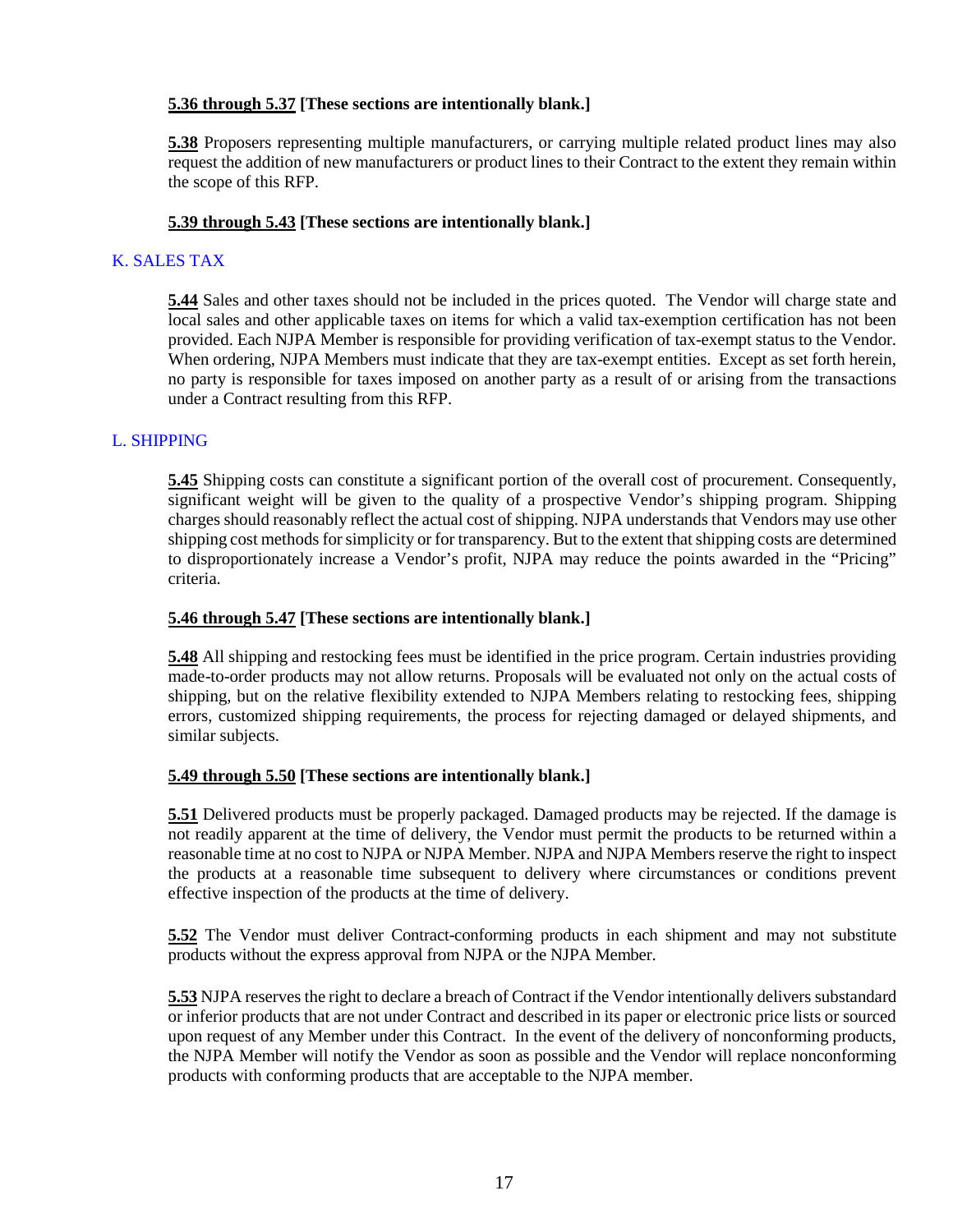**5.36 through 5.37 [These sections are intentionally blank.]**

**5.38** Proposers representing multiple manufacturers, or carrying multiple related product lines may also request the addition of new manufacturers or product lines to their Contract to the extent they remain within the scope of this RFP.

**5.39 through 5.43 [These sections are intentionally blank.]**

## K. SALES TAX

**5.44** Sales and other taxes should not be included in the prices quoted. The Vendor will charge state and local sales and other applicable taxes on items for which a valid tax-exemption certification has not been provided. Each NJPA Member is responsible for providing verification of tax-exempt status to the Vendor. When ordering, NJPA Members must indicate that they are tax-exempt entities. Except as set forth herein, no party is responsible for taxes imposed on another party as a result of or arising from the transactions under a Contract resulting from this RFP.

## L. SHIPPING

**5.45** Shipping costs can constitute a significant portion of the overall cost of procurement. Consequently, significant weight will be given to the quality of a prospective Vendor's shipping program. Shipping charges should reasonably reflect the actual cost of shipping. NJPA understands that Vendors may use other shipping cost methods for simplicity or for transparency. But to the extent that shipping costs are determined to disproportionately increase a Vendor's profit, NJPA may reduce the points awarded in the "Pricing" criteria.

**5.46 through 5.47 [These sections are intentionally blank.]**

**5.48** All shipping and restocking fees must be identified in the price program. Certain industries providing made-to-order products may not allow returns. Proposals will be evaluated not only on the actual costs of shipping, but on the relative flexibility extended to NJPA Members relating to restocking fees, shipping errors, customized shipping requirements, the process for rejecting damaged or delayed shipments, and similar subjects.

**5.49 through 5.50 [These sections are intentionally blank.]**

**5.51** Delivered products must be properly packaged. Damaged products may be rejected. If the damage is not readily apparent at the time of delivery, the Vendor must permit the products to be returned within a reasonable time at no cost to NJPA or NJPA Member. NJPA and NJPA Members reserve the right to inspect the products at a reasonable time subsequent to delivery where circumstances or conditions prevent effective inspection of the products at the time of delivery.

**5.52** The Vendor must deliver Contract-conforming products in each shipment and may not substitute products without the express approval from NJPA or the NJPA Member.

**5.53** NJPA reserves the right to declare a breach of Contract if the Vendor intentionally delivers substandard or inferior products that are not under Contract and described in its paper or electronic price lists or sourced upon request of any Member under this Contract. In the event of the delivery of nonconforming products, the NJPA Member will notify the Vendor as soon as possible and the Vendor will replace nonconforming products with conforming products that are acceptable to the NJPA member.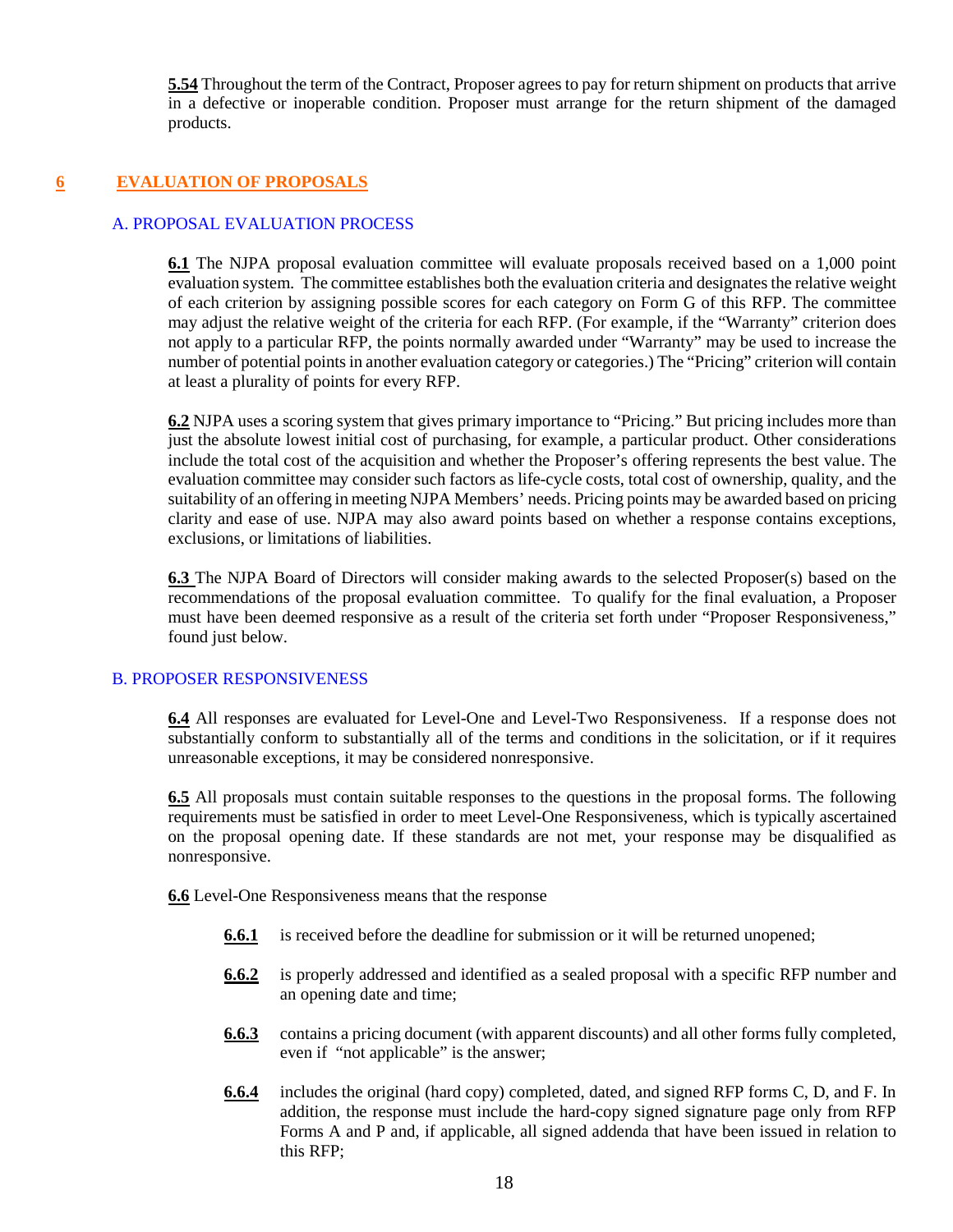**5.54** Throughout the term of the Contract, Proposer agrees to pay for return shipment on products that arrive in a defective or inoperable condition. Proposer must arrange for the return shipment of the damaged products.

## 6 EVALUATION OF PROPOSALS

### A. PROPOSAL EVALUATION PROCESS

**6.1** The NJPA proposal evaluation committee will evaluate proposals received based on a 1,000 point evaluation system. The committee establishes both the evaluation criteria and designates the relative weight of each criterion by assigning possible scores for each category on Form G of this RFP. The committee may adjust the relative weight of the criteria for each RFP. (For example, if the "Warranty" criterion does not apply to a particular RFP, the points normally awarded under "Warranty" may be used to increase the number of potential points in another evaluation category or categories.) The "Pricing" criterion will contain at least a plurality of points for every RFP.

**6.2** NJPA uses a scoring system that gives primary importance to "Pricing." But pricing includes more than just the absolute lowest initial cost of purchasing, for example, a particular product. Other considerations include the total cost of the acquisition and whether the Proposer's offering represents the best value. The evaluation committee may consider such factors as life-cycle costs, total cost of ownership, quality, and the suitability of an offering in meeting NJPA Members' needs. Pricing points may be awarded based on pricing clarity and ease of use. NJPA may also award points based on whether a response contains exceptions, exclusions, or limitations of liabilities.

**6.3** The NJPA Board of Directors will consider making awards to the selected Proposer(s) based on the recommendations of the proposal evaluation committee. To qualify for the final evaluation, a Proposer must have been deemed responsive as a result of the criteria set forth under "Proposer Responsiveness," found just below.

### B. PROPOSER RESPONSIVENESS

**6.4** All responses are evaluated for Level-One and Level-Two Responsiveness. If a response does not substantially conform to substantially all of the terms and conditions in the solicitation, or if it requires unreasonable exceptions, it may be considered nonresponsive.

**6.5** All proposals must contain suitable responses to the questions in the proposal forms. The following requirements must be satisfied in order to meet Level-One Responsiveness, which is typically ascertained on the proposal opening date. If these standards are not met, your response may be disqualified as nonresponsive.

**6.6** Level-One Responsiveness means that the response

- **6.6.1** is received before the deadline for submission or it will be returned unopened;
- **6.6.2** is properly addressed and identified as a sealed proposal with a specific RFP number and an opening date and time;
- **6.6.3** contains a pricing document (with apparent discounts) and all other forms fully completed, even if "not applicable" is the answer;
- **6.6.4** includes the original (hard copy) completed, dated, and signed RFP forms C, D, and F. In addition, the response must include the hard-copy signed signature page only from RFP Forms A and P and, if applicable, all signed addenda that have been issued in relation to this RFP;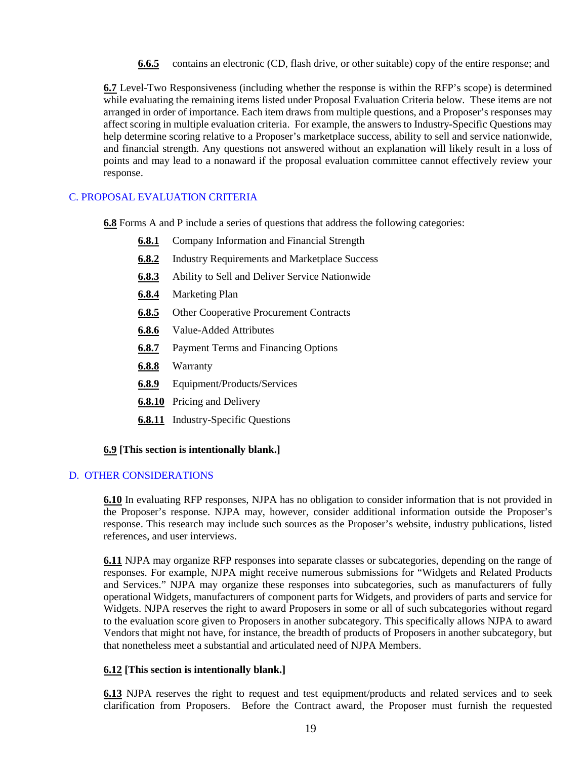**6.6.5** contains an electronic (CD, flash drive, or other suitable) copy of the entire response; and

**6.7** Level-Two Responsiveness (including whether the response is within the RFP's scope) is determined while evaluating the remaining items listed under Proposal Evaluation Criteria below. These items are not arranged in order of importance. Each item draws from multiple questions, and a Proposer's responses may affect scoring in multiple evaluation criteria. For example, the answers to Industry-Specific Questions may help determine scoring relative to a Proposer's marketplace success, ability to sell and service nationwide, and financial strength. Any questions not answered without an explanation will likely result in a loss of points and may lead to a nonaward if the proposal evaluation committee cannot effectively review your response.

## C. PROPOSAL EVALUATION CRITERIA

**6.8** Forms A and P include a series of questions that address the following categories:

**6.8.1** Company Information and Financial Strength

**6.8.2** Industry Requirements and Marketplace Success

**6.8.3** Ability to Sell and Deliver Service Nationwide

**6.8.4** Marketing Plan

**6.8.5** Other Cooperative Procurement Contracts

**6.8.6** Value-Added Attributes

**6.8.7** Payment Terms and Financing Options

**6.8.8** Warranty

**6.8.9** Equipment/Products/Services

**6.8.10** Pricing and Delivery

**6.8.11** Industry-Specific Questions

**6.9 [This section is intentionally blank.]**

## D. OTHER CONSIDERATIONS

**6.10** In evaluating RFP responses, NJPA has no obligation to consider information that is not provided in the Proposer's response. NJPA may, however, consider additional information outside the Proposer's response. This research may include such sources as the Proposer's website, industry publications, listed references, and user interviews.

**6.11** NJPA may organize RFP responses into separate classes or subcategories, depending on the range of responses. For example, NJPA might receive numerous submissions for "Widgets and Related Products and Services." NJPA may organize these responses into subcategories, such as manufacturers of fully operational Widgets, manufacturers of component parts for Widgets, and providers of parts and service for Widgets. NJPA reserves the right to award Proposers in some or all of such subcategories without regard to the evaluation score given to Proposers in another subcategory. This specifically allows NJPA to award Vendors that might not have, for instance, the breadth of products of Proposers in another subcategory, but that nonetheless meet a substantial and articulated need of NJPA Members.

**6.12 [This section is intentionally blank.]**

**6.13** NJPA reserves the right to request and test equipment/products and related services and to seek clarification from Proposers. Before the Contract award, the Proposer must furnish the requested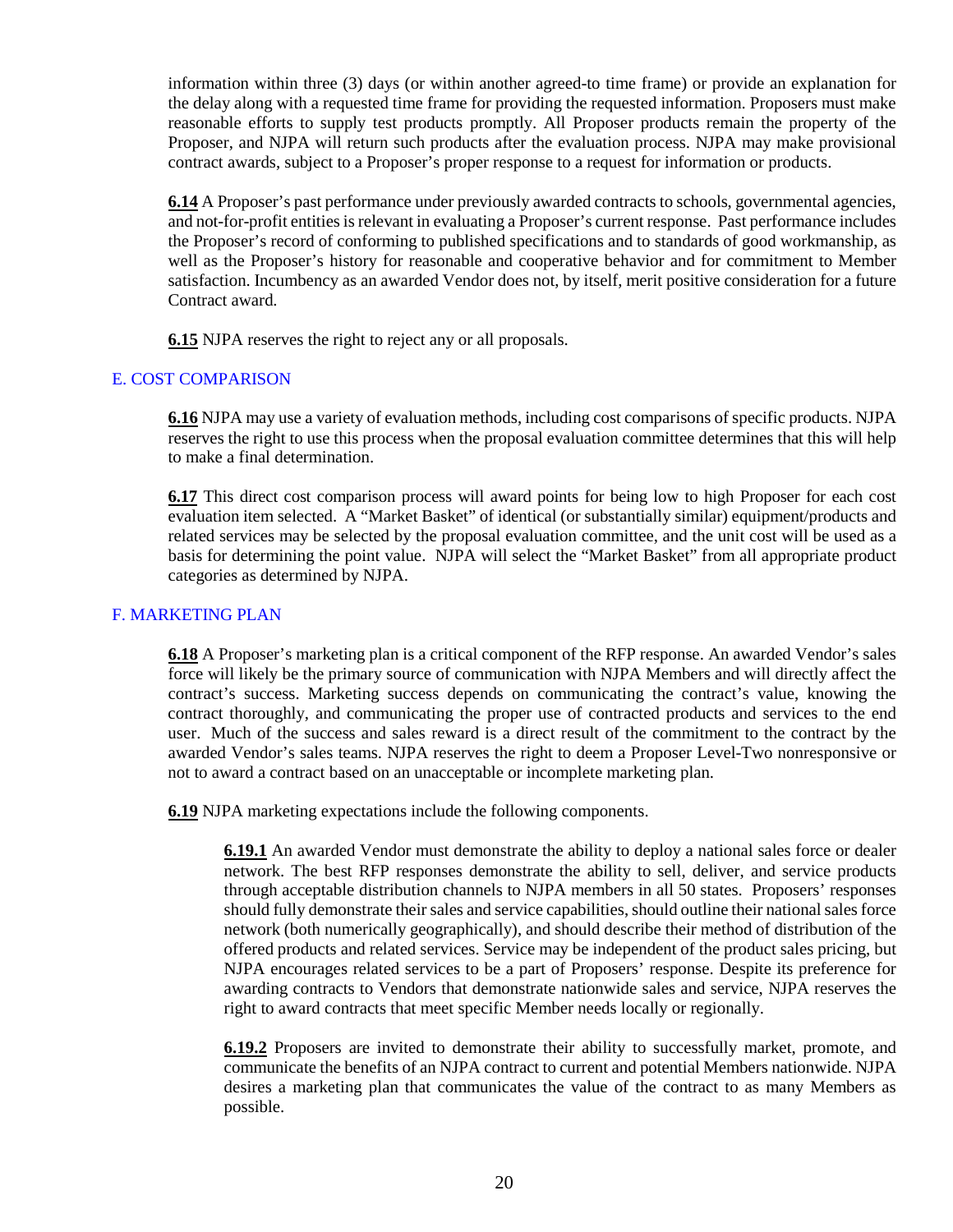information within three (3) days (or within another agreed-to time frame) or provide an explanation for the delay along with a requested time frame for providing the requested information. Proposers must make reasonable efforts to supply test products promptly. All Proposer products remain the property of the Proposer, and NJPA will return such products after the evaluation process. NJPA may make provisional contract awards, subject to a Proposer's proper response to a request for information or products.

**6.14** A Proposer's past performance under previously awarded contracts to schools, governmental agencies, and not-for-profit entities is relevant in evaluating a Proposer's current response. Past performance includes the Proposer's record of conforming to published specifications and to standards of good workmanship, as well as the Proposer's history for reasonable and cooperative behavior and for commitment to Member satisfaction. Incumbency as an awarded Vendor does not, by itself, merit positive consideration for a future Contract award.

**6.15** NJPA reserves the right to reject any or all proposals.

## E. COST COMPARISON

**6.16** NJPA may use a variety of evaluation methods, including cost comparisons of specific products. NJPA reserves the right to use this process when the proposal evaluation committee determines that this will help to make a final determination.

**6.17** This direct cost comparison process will award points for being low to high Proposer for each cost evaluation item selected. A "Market Basket" of identical (or substantially similar) equipment/products and related services may be selected by the proposal evaluation committee, and the unit cost will be used as a basis for determining the point value. NJPA will select the "Market Basket" from all appropriate product categories as determined by NJPA.

## F. MARKETING PLAN

**6.18** A Proposer's marketing plan is a critical component of the RFP response. An awarded Vendor's sales force will likely be the primary source of communication with NJPA Members and will directly affect the contract's success. Marketing success depends on communicating the contract's value, knowing the contract thoroughly, and communicating the proper use of contracted products and services to the end user. Much of the success and sales reward is a direct result of the commitment to the contract by the awarded Vendor's sales teams. NJPA reserves the right to deem a Proposer Level-Two nonresponsive or not to award a contract based on an unacceptable or incomplete marketing plan.

**6.19** NJPA marketing expectations include the following components.

**6.19.1** An awarded Vendor must demonstrate the ability to deploy a national sales force or dealer network. The best RFP responses demonstrate the ability to sell, deliver, and service products through acceptable distribution channels to NJPA members in all 50 states. Proposers' responses should fully demonstrate their sales and service capabilities, should outline their national sales force network (both numerically geographically), and should describe their method of distribution of the offered products and related services. Service may be independent of the product sales pricing, but NJPA encourages related services to be a part of Proposers' response. Despite its preference for awarding contracts to Vendors that demonstrate nationwide sales and service, NJPA reserves the right to award contracts that meet specific Member needs locally or regionally.

**6.19.2** Proposers are invited to demonstrate their ability to successfully market, promote, and communicate the benefits of an NJPA contract to current and potential Members nationwide. NJPA desires a marketing plan that communicates the value of the contract to as many Members as possible.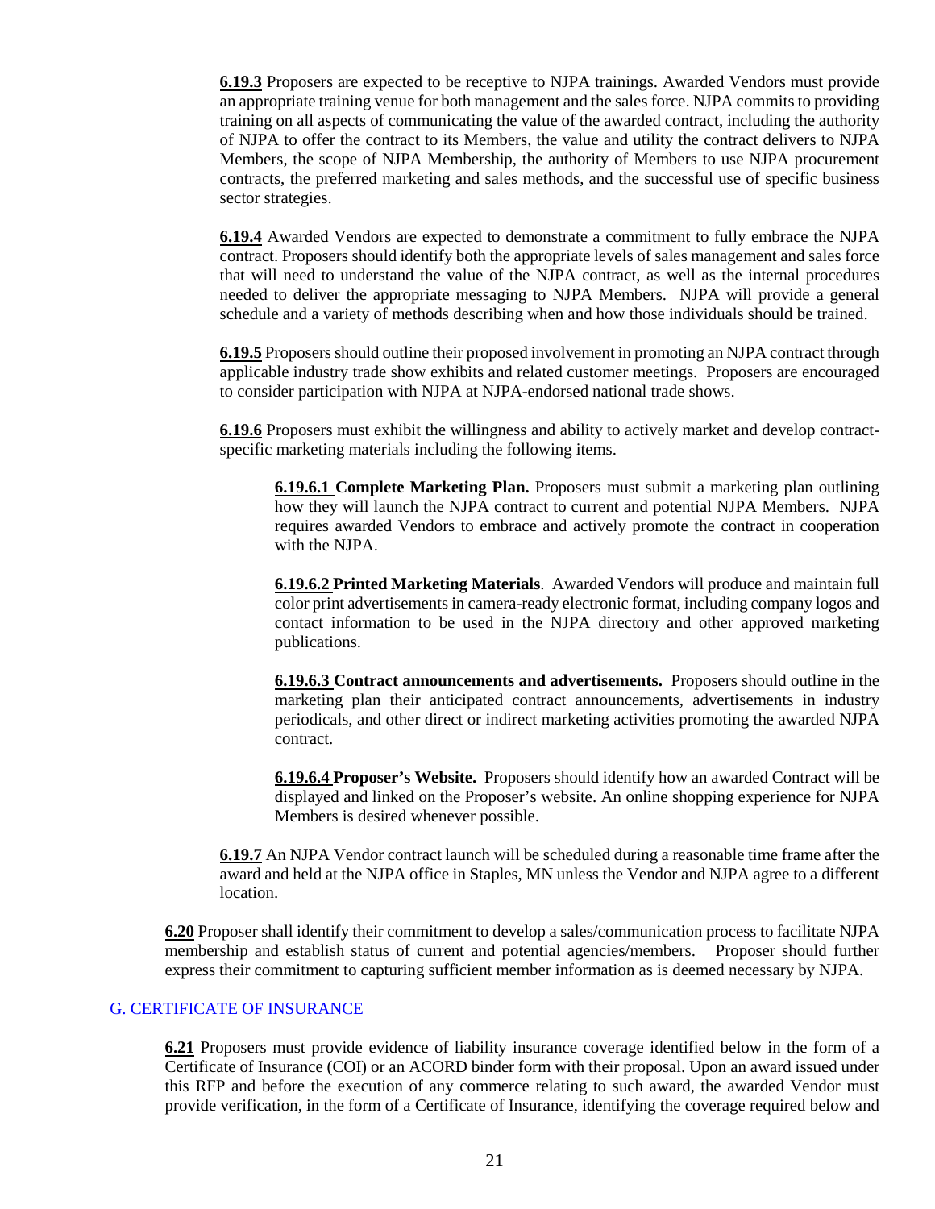**6.19.3** Proposers are expected to be receptive to NJPA trainings. Awarded Vendors must provide an appropriate training venue for both management and the sales force. NJPA commits to providing training on all aspects of communicating the value of the awarded contract, including the authority of NJPA to offer the contract to its Members, the value and utility the contract delivers to NJPA Members, the scope of NJPA Membership, the authority of Members to use NJPA procurement contracts, the preferred marketing and sales methods, and the successful use of specific business sector strategies.

**6.19.4** Awarded Vendors are expected to demonstrate a commitment to fully embrace the NJPA contract. Proposers should identify both the appropriate levels of sales management and sales force that will need to understand the value of the NJPA contract, as well as the internal procedures needed to deliver the appropriate messaging to NJPA Members. NJPA will provide a general schedule and a variety of methods describing when and how those individuals should be trained.

**6.19.5** Proposers should outline their proposed involvement in promoting an NJPA contract through applicable industry trade show exhibits and related customer meetings. Proposers are encouraged to consider participation with NJPA at NJPA-endorsed national trade shows.

**6.19.6** Proposers must exhibit the willingness and ability to actively market and develop contract-specific marketing materials including the following items.

**6.19.6.1 Complete Marketing Plan.** Proposers must submit a marketing plan outlining how they will launch the NJPA contract to current and potential NJPA Members. NJPA requires awarded Vendors to embrace and actively promote the contract in cooperation with the NJPA.

**6.19.6.2 Printed Marketing Materials**. Awarded Vendors will produce and maintain full color print advertisements in camera-ready electronic format, including company logos and contact information to be used in the NJPA directory and other approved marketing publications.

**6.19.6.3 Contract announcements and advertisements.** Proposers should outline in the marketing plan their anticipated contract announcements, advertisements in industry periodicals, and other direct or indirect marketing activities promoting the awarded NJPA contract.

**6.19.6.4 Proposer's Website.** Proposers should identify how an awarded Contract will be displayed and linked on the Proposer's website. An online shopping experience for NJPA Members is desired whenever possible.

**6.19.7** An NJPA Vendor contract launch will be scheduled during a reasonable time frame after the award and held at the NJPA office in Staples, MN unless the Vendor and NJPA agree to a different location.

**6.20** Proposer shall identify their commitment to develop a sales/communication process to facilitate NJPA membership and establish status of current and potential agencies/members. Proposer should further express their commitment to capturing sufficient member information as is deemed necessary by NJPA.

## G. CERTIFICATE OF INSURANCE

**6.21** Proposers must provide evidence of liability insurance coverage identified below in the form of a Certificate of Insurance (COI) or an ACORD binder form with their proposal. Upon an award issued under this RFP and before the execution of any commerce relating to such award, the awarded Vendor must provide verification, in the form of a Certificate of Insurance, identifying the coverage required below and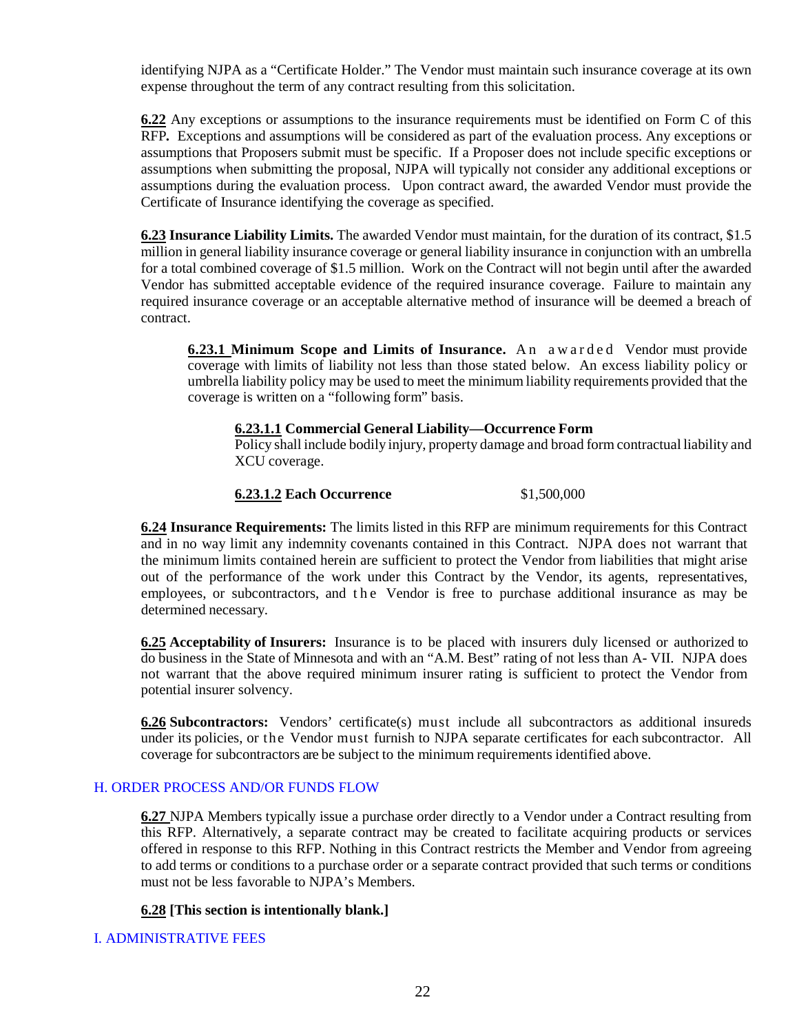identifying NJPA as a "Certificate Holder." The Vendor must maintain such insurance coverage at its own expense throughout the term of any contract resulting from this solicitation.

**6.22** Any exceptions or assumptions to the insurance requirements must be identified on Form C of this RFP**.** Exceptions and assumptions will be considered as part of the evaluation process. Any exceptions or assumptions that Proposers submit must be specific. If a Proposer does not include specific exceptions or assumptions when submitting the proposal, NJPA will typically not consider any additional exceptions or assumptions during the evaluation process. Upon contract award, the awarded Vendor must provide the Certificate of Insurance identifying the coverage as specified.

**6.23 Insurance Liability Limits.** The awarded Vendor must maintain, for the duration of its contract, $1.5 million in general liability insurance coverage or general liability insurance in conjunction with an umbrella for a total combined coverage of $1.5 million. Work on the Contract will not begin until after the awarded Vendor has submitted acceptable evidence of the required insurance coverage. Failure to maintain any required insurance coverage or an acceptable alternative method of insurance will be deemed a breach of contract.

**6.23.1 Minimum Scope and Limits of Insurance.** An awarded Vendor must provide coverage with limits of liability not less than those stated below. An excess liability policy or umbrella liability policy may be used to meet the minimum liability requirements provided that the coverage is written on a "following form" basis.

**6.23.1.1 Commercial General Liability—Occurrence Form**
Policy shall include bodily injury, property damage and broad form contractual liability and XCU coverage.

**6.23.1.2 Each Occurrence** $1,500,000

**6.24 Insurance Requirements:** The limits listed in this RFP are minimum requirements for this Contract and in no way limit any indemnity covenants contained in this Contract. NJPA does not warrant that the minimum limits contained herein are sufficient to protect the Vendor from liabilities that might arise out of the performance of the work under this Contract by the Vendor, its agents, representatives, employees, or subcontractors, and the Vendor is free to purchase additional insurance as may be determined necessary.

**6.25 Acceptability of Insurers:** Insurance is to be placed with insurers duly licensed or authorized to do business in the State of Minnesota and with an "A.M. Best" rating of not less than A- VII. NJPA does not warrant that the above required minimum insurer rating is sufficient to protect the Vendor from potential insurer solvency.

**6.26 Subcontractors:** Vendors' certificate(s) must include all subcontractors as additional insureds under its policies, or the Vendor must furnish to NJPA separate certificates for each subcontractor. All coverage for subcontractors are be subject to the minimum requirements identified above.

## H. ORDER PROCESS AND/OR FUNDS FLOW

**6.27** NJPA Members typically issue a purchase order directly to a Vendor under a Contract resulting from this RFP. Alternatively, a separate contract may be created to facilitate acquiring products or services offered in response to this RFP. Nothing in this Contract restricts the Member and Vendor from agreeing to add terms or conditions to a purchase order or a separate contract provided that such terms or conditions must not be less favorable to NJPA's Members.

**6.28 [This section is intentionally blank.]**

## I. ADMINISTRATIVE FEES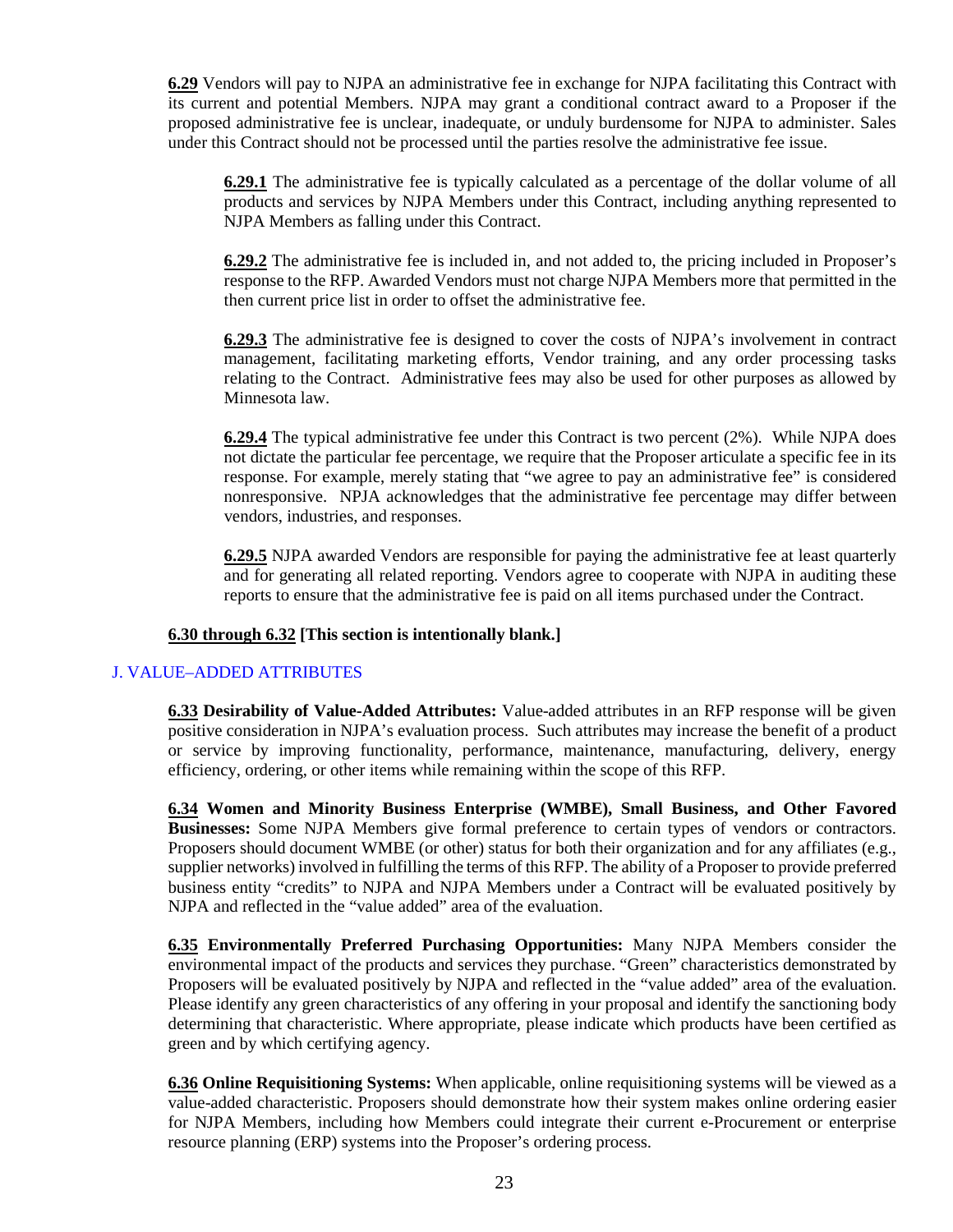**6.29** Vendors will pay to NJPA an administrative fee in exchange for NJPA facilitating this Contract with its current and potential Members. NJPA may grant a conditional contract award to a Proposer if the proposed administrative fee is unclear, inadequate, or unduly burdensome for NJPA to administer. Sales under this Contract should not be processed until the parties resolve the administrative fee issue.

**6.29.1** The administrative fee is typically calculated as a percentage of the dollar volume of all products and services by NJPA Members under this Contract, including anything represented to NJPA Members as falling under this Contract.

**6.29.2** The administrative fee is included in, and not added to, the pricing included in Proposer's response to the RFP. Awarded Vendors must not charge NJPA Members more that permitted in the then current price list in order to offset the administrative fee.

**6.29.3** The administrative fee is designed to cover the costs of NJPA's involvement in contract management, facilitating marketing efforts, Vendor training, and any order processing tasks relating to the Contract. Administrative fees may also be used for other purposes as allowed by Minnesota law.

**6.29.4** The typical administrative fee under this Contract is two percent (2%). While NJPA does not dictate the particular fee percentage, we require that the Proposer articulate a specific fee in its response. For example, merely stating that "we agree to pay an administrative fee" is considered nonresponsive. NPJA acknowledges that the administrative fee percentage may differ between vendors, industries, and responses.

**6.29.5** NJPA awarded Vendors are responsible for paying the administrative fee at least quarterly and for generating all related reporting. Vendors agree to cooperate with NJPA in auditing these reports to ensure that the administrative fee is paid on all items purchased under the Contract.

**6.30 through 6.32 [This section is intentionally blank.]**

## J. VALUE–ADDED ATTRIBUTES

**6.33 Desirability of Value-Added Attributes:** Value-added attributes in an RFP response will be given positive consideration in NJPA's evaluation process. Such attributes may increase the benefit of a product or service by improving functionality, performance, maintenance, manufacturing, delivery, energy efficiency, ordering, or other items while remaining within the scope of this RFP.

**6.34 Women and Minority Business Enterprise (WMBE), Small Business, and Other Favored Businesses:** Some NJPA Members give formal preference to certain types of vendors or contractors. Proposers should document WMBE (or other) status for both their organization and for any affiliates (e.g., supplier networks) involved in fulfilling the terms of this RFP. The ability of a Proposer to provide preferred business entity "credits" to NJPA and NJPA Members under a Contract will be evaluated positively by NJPA and reflected in the "value added" area of the evaluation.

**6.35 Environmentally Preferred Purchasing Opportunities:** Many NJPA Members consider the environmental impact of the products and services they purchase. "Green" characteristics demonstrated by Proposers will be evaluated positively by NJPA and reflected in the "value added" area of the evaluation. Please identify any green characteristics of any offering in your proposal and identify the sanctioning body determining that characteristic. Where appropriate, please indicate which products have been certified as green and by which certifying agency.

**6.36 Online Requisitioning Systems:** When applicable, online requisitioning systems will be viewed as a value-added characteristic. Proposers should demonstrate how their system makes online ordering easier for NJPA Members, including how Members could integrate their current e-Procurement or enterprise resource planning (ERP) systems into the Proposer's ordering process.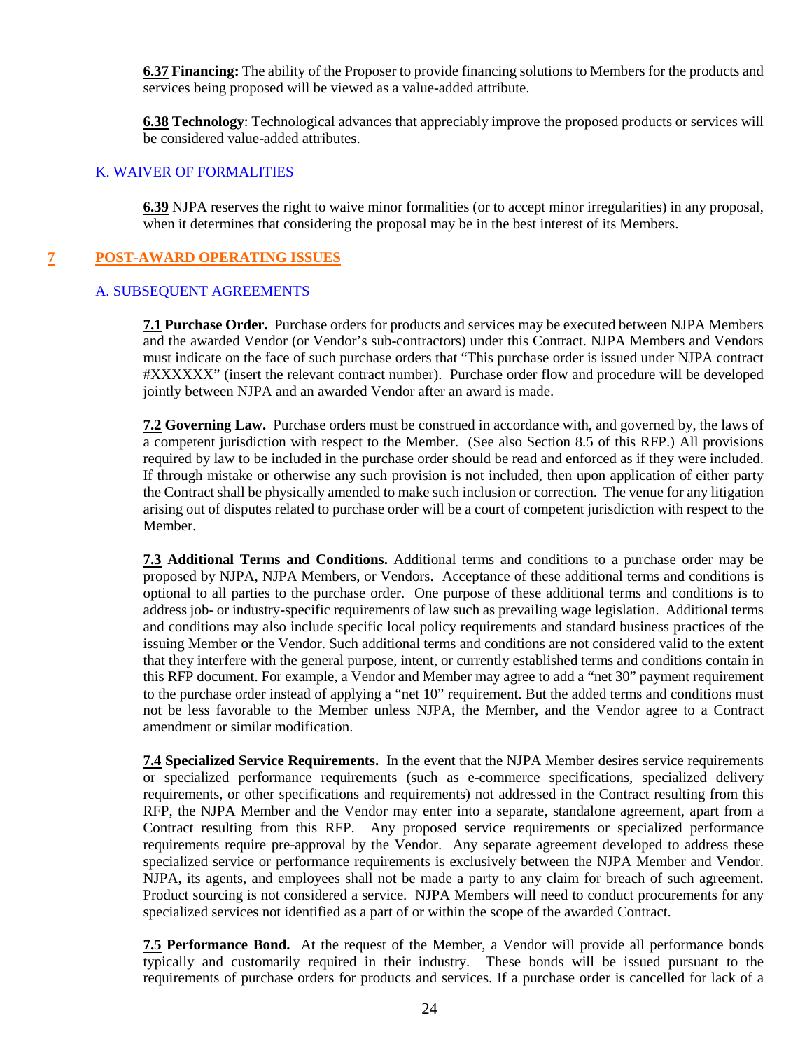**6.37 Financing:** The ability of the Proposer to provide financing solutions to Members for the products and services being proposed will be viewed as a value-added attribute.

**6.38 Technology**: Technological advances that appreciably improve the proposed products or services will be considered value-added attributes.

### K. WAIVER OF FORMALITIES

**6.39** NJPA reserves the right to waive minor formalities (or to accept minor irregularities) in any proposal, when it determines that considering the proposal may be in the best interest of its Members.

## 7 POST-AWARD OPERATING ISSUES

### A. SUBSEQUENT AGREEMENTS

**7.1 Purchase Order.** Purchase orders for products and services may be executed between NJPA Members and the awarded Vendor (or Vendor's sub-contractors) under this Contract. NJPA Members and Vendors must indicate on the face of such purchase orders that "This purchase order is issued under NJPA contract #XXXXXX" (insert the relevant contract number). Purchase order flow and procedure will be developed jointly between NJPA and an awarded Vendor after an award is made.

**7.2 Governing Law.** Purchase orders must be construed in accordance with, and governed by, the laws of a competent jurisdiction with respect to the Member. (See also Section 8.5 of this RFP.) All provisions required by law to be included in the purchase order should be read and enforced as if they were included. If through mistake or otherwise any such provision is not included, then upon application of either party the Contract shall be physically amended to make such inclusion or correction. The venue for any litigation arising out of disputes related to purchase order will be a court of competent jurisdiction with respect to the Member.

**7.3 Additional Terms and Conditions.** Additional terms and conditions to a purchase order may be proposed by NJPA, NJPA Members, or Vendors. Acceptance of these additional terms and conditions is optional to all parties to the purchase order. One purpose of these additional terms and conditions is to address job- or industry-specific requirements of law such as prevailing wage legislation. Additional terms and conditions may also include specific local policy requirements and standard business practices of the issuing Member or the Vendor. Such additional terms and conditions are not considered valid to the extent that they interfere with the general purpose, intent, or currently established terms and conditions contain in this RFP document. For example, a Vendor and Member may agree to add a "net 30" payment requirement to the purchase order instead of applying a "net 10" requirement. But the added terms and conditions must not be less favorable to the Member unless NJPA, the Member, and the Vendor agree to a Contract amendment or similar modification.

**7.4 Specialized Service Requirements.** In the event that the NJPA Member desires service requirements or specialized performance requirements (such as e-commerce specifications, specialized delivery requirements, or other specifications and requirements) not addressed in the Contract resulting from this RFP, the NJPA Member and the Vendor may enter into a separate, standalone agreement, apart from a Contract resulting from this RFP. Any proposed service requirements or specialized performance requirements require pre-approval by the Vendor. Any separate agreement developed to address these specialized service or performance requirements is exclusively between the NJPA Member and Vendor. NJPA, its agents, and employees shall not be made a party to any claim for breach of such agreement. Product sourcing is not considered a service. NJPA Members will need to conduct procurements for any specialized services not identified as a part of or within the scope of the awarded Contract.

**7.5 Performance Bond.** At the request of the Member, a Vendor will provide all performance bonds typically and customarily required in their industry. These bonds will be issued pursuant to the requirements of purchase orders for products and services. If a purchase order is cancelled for lack of a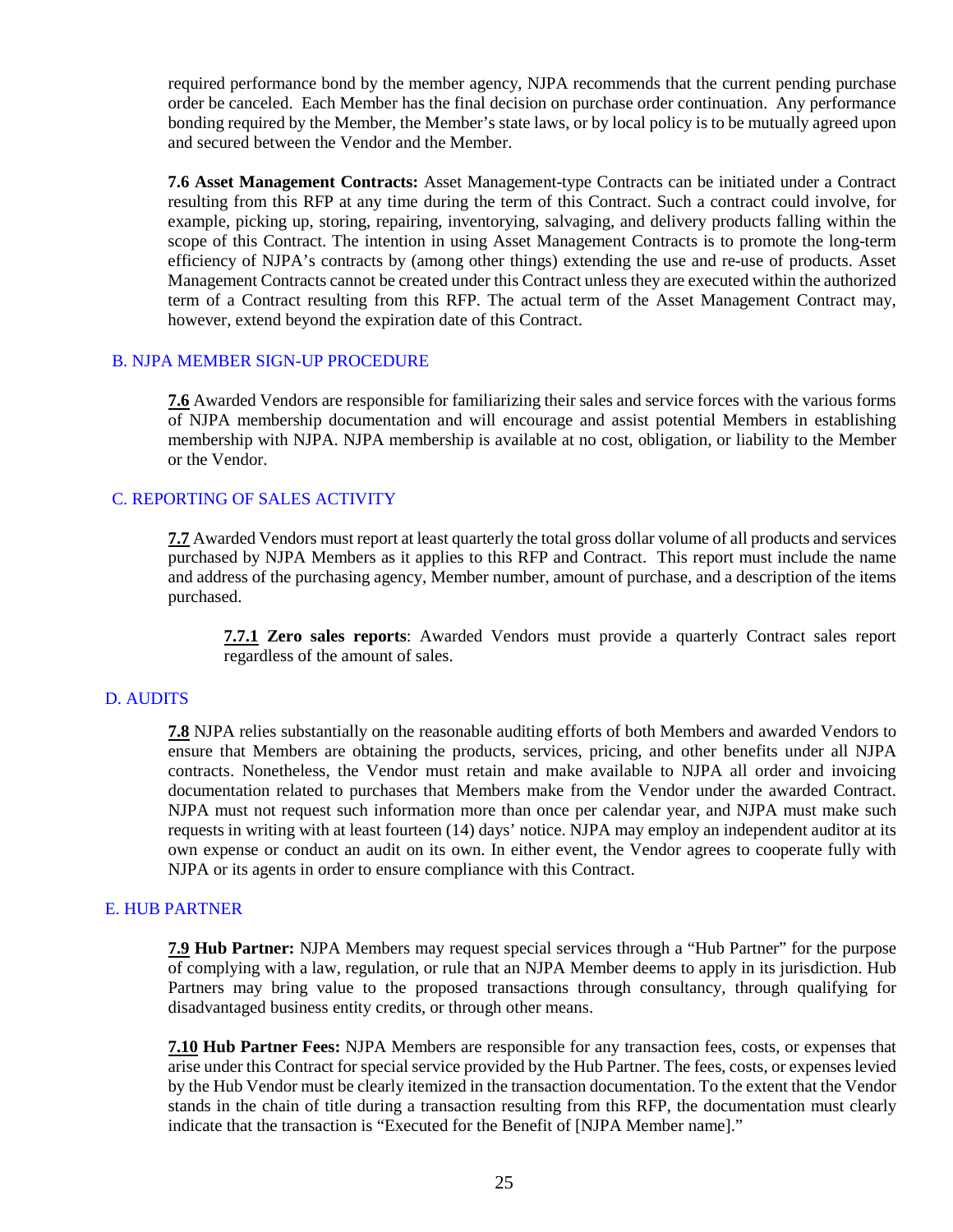required performance bond by the member agency, NJPA recommends that the current pending purchase order be canceled. Each Member has the final decision on purchase order continuation. Any performance bonding required by the Member, the Member's state laws, or by local policy is to be mutually agreed upon and secured between the Vendor and the Member.

**7.6 Asset Management Contracts:** Asset Management-type Contracts can be initiated under a Contract resulting from this RFP at any time during the term of this Contract. Such a contract could involve, for example, picking up, storing, repairing, inventorying, salvaging, and delivery products falling within the scope of this Contract. The intention in using Asset Management Contracts is to promote the long-term efficiency of NJPA's contracts by (among other things) extending the use and re-use of products. Asset Management Contracts cannot be created under this Contract unless they are executed within the authorized term of a Contract resulting from this RFP. The actual term of the Asset Management Contract may, however, extend beyond the expiration date of this Contract.

## B. NJPA MEMBER SIGN-UP PROCEDURE

**7.6** Awarded Vendors are responsible for familiarizing their sales and service forces with the various forms of NJPA membership documentation and will encourage and assist potential Members in establishing membership with NJPA. NJPA membership is available at no cost, obligation, or liability to the Member or the Vendor.

## C. REPORTING OF SALES ACTIVITY

**7.7** Awarded Vendors must report at least quarterly the total gross dollar volume of all products and services purchased by NJPA Members as it applies to this RFP and Contract. This report must include the name and address of the purchasing agency, Member number, amount of purchase, and a description of the items purchased.

> **7.7.1 Zero sales reports**: Awarded Vendors must provide a quarterly Contract sales report regardless of the amount of sales.

## D. AUDITS

**7.8** NJPA relies substantially on the reasonable auditing efforts of both Members and awarded Vendors to ensure that Members are obtaining the products, services, pricing, and other benefits under all NJPA contracts. Nonetheless, the Vendor must retain and make available to NJPA all order and invoicing documentation related to purchases that Members make from the Vendor under the awarded Contract. NJPA must not request such information more than once per calendar year, and NJPA must make such requests in writing with at least fourteen (14) days' notice. NJPA may employ an independent auditor at its own expense or conduct an audit on its own. In either event, the Vendor agrees to cooperate fully with NJPA or its agents in order to ensure compliance with this Contract.

## E. HUB PARTNER

**7.9 Hub Partner:** NJPA Members may request special services through a "Hub Partner" for the purpose of complying with a law, regulation, or rule that an NJPA Member deems to apply in its jurisdiction. Hub Partners may bring value to the proposed transactions through consultancy, through qualifying for disadvantaged business entity credits, or through other means.

**7.10 Hub Partner Fees:** NJPA Members are responsible for any transaction fees, costs, or expenses that arise under this Contract for special service provided by the Hub Partner. The fees, costs, or expenses levied by the Hub Vendor must be clearly itemized in the transaction documentation. To the extent that the Vendor stands in the chain of title during a transaction resulting from this RFP, the documentation must clearly indicate that the transaction is "Executed for the Benefit of [NJPA Member name]."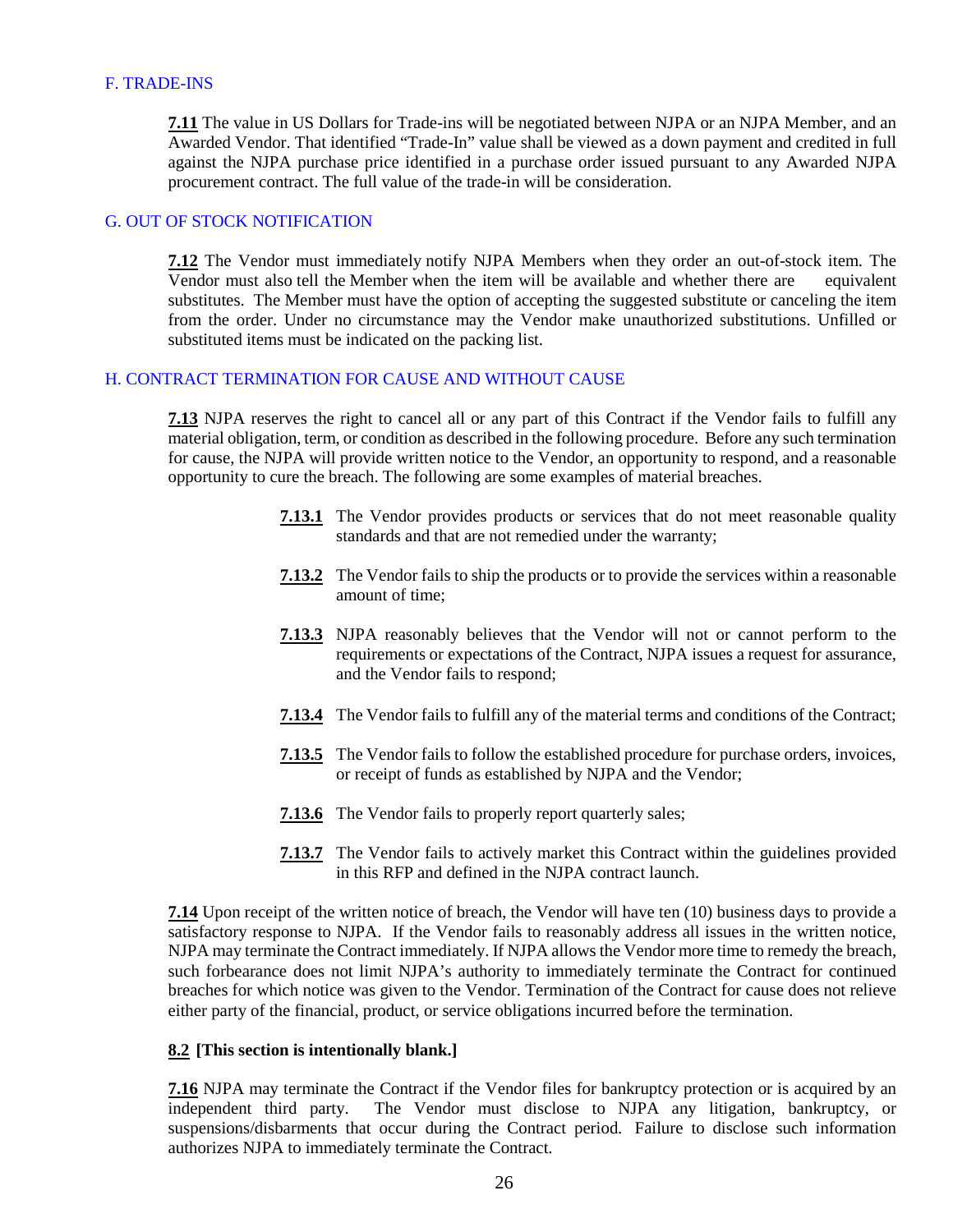## F. TRADE-INS

**7.11** The value in US Dollars for Trade-ins will be negotiated between NJPA or an NJPA Member, and an Awarded Vendor. That identified "Trade-In" value shall be viewed as a down payment and credited in full against the NJPA purchase price identified in a purchase order issued pursuant to any Awarded NJPA procurement contract. The full value of the trade-in will be consideration.

## G. OUT OF STOCK NOTIFICATION

**7.12** The Vendor must immediately notify NJPA Members when they order an out-of-stock item. The Vendor must also tell the Member when the item will be available and whether there are equivalent substitutes. The Member must have the option of accepting the suggested substitute or canceling the item from the order. Under no circumstance may the Vendor make unauthorized substitutions. Unfilled or substituted items must be indicated on the packing list.

## H. CONTRACT TERMINATION FOR CAUSE AND WITHOUT CAUSE

**7.13** NJPA reserves the right to cancel all or any part of this Contract if the Vendor fails to fulfill any material obligation, term, or condition as described in the following procedure. Before any such termination for cause, the NJPA will provide written notice to the Vendor, an opportunity to respond, and a reasonable opportunity to cure the breach. The following are some examples of material breaches.

> **7.13.1** The Vendor provides products or services that do not meet reasonable quality standards and that are not remedied under the warranty;
>
> **7.13.2** The Vendor fails to ship the products or to provide the services within a reasonable amount of time;
>
> **7.13.3** NJPA reasonably believes that the Vendor will not or cannot perform to the requirements or expectations of the Contract, NJPA issues a request for assurance, and the Vendor fails to respond;
>
> **7.13.4** The Vendor fails to fulfill any of the material terms and conditions of the Contract;
>
> **7.13.5** The Vendor fails to follow the established procedure for purchase orders, invoices, or receipt of funds as established by NJPA and the Vendor;
>
> **7.13.6** The Vendor fails to properly report quarterly sales;
>
> **7.13.7** The Vendor fails to actively market this Contract within the guidelines provided in this RFP and defined in the NJPA contract launch.

**7.14** Upon receipt of the written notice of breach, the Vendor will have ten (10) business days to provide a satisfactory response to NJPA. If the Vendor fails to reasonably address all issues in the written notice, NJPA may terminate the Contract immediately. If NJPA allows the Vendor more time to remedy the breach, such forbearance does not limit NJPA's authority to immediately terminate the Contract for continued breaches for which notice was given to the Vendor. Termination of the Contract for cause does not relieve either party of the financial, product, or service obligations incurred before the termination.

**8.2 [This section is intentionally blank.]**

**7.16** NJPA may terminate the Contract if the Vendor files for bankruptcy protection or is acquired by an independent third party. The Vendor must disclose to NJPA any litigation, bankruptcy, or suspensions/disbarments that occur during the Contract period. Failure to disclose such information authorizes NJPA to immediately terminate the Contract.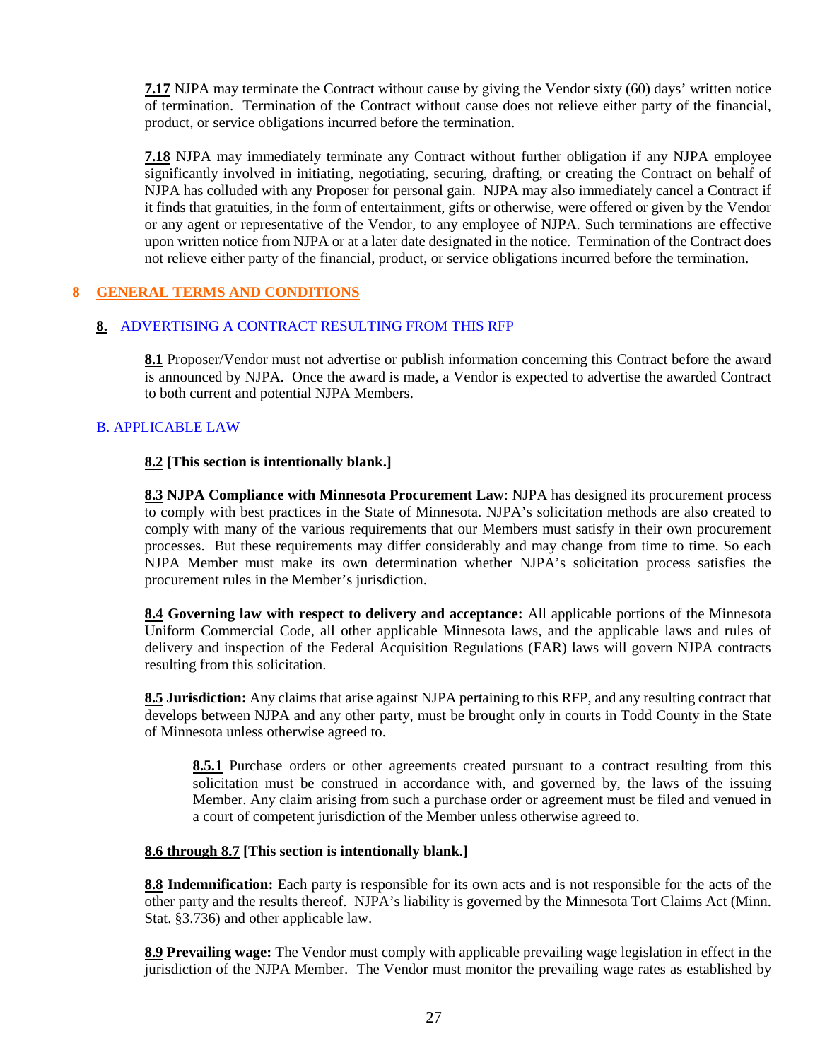**7.17** NJPA may terminate the Contract without cause by giving the Vendor sixty (60) days' written notice of termination. Termination of the Contract without cause does not relieve either party of the financial, product, or service obligations incurred before the termination.

**7.18** NJPA may immediately terminate any Contract without further obligation if any NJPA employee significantly involved in initiating, negotiating, securing, drafting, or creating the Contract on behalf of NJPA has colluded with any Proposer for personal gain. NJPA may also immediately cancel a Contract if it finds that gratuities, in the form of entertainment, gifts or otherwise, were offered or given by the Vendor or any agent or representative of the Vendor, to any employee of NJPA. Such terminations are effective upon written notice from NJPA or at a later date designated in the notice. Termination of the Contract does not relieve either party of the financial, product, or service obligations incurred before the termination.

# 8 GENERAL TERMS AND CONDITIONS

## 8. ADVERTISING A CONTRACT RESULTING FROM THIS RFP

**8.1** Proposer/Vendor must not advertise or publish information concerning this Contract before the award is announced by NJPA. Once the award is made, a Vendor is expected to advertise the awarded Contract to both current and potential NJPA Members.

## B. APPLICABLE LAW

**8.2 [This section is intentionally blank.]**

**8.3 NJPA Compliance with Minnesota Procurement Law**: NJPA has designed its procurement process to comply with best practices in the State of Minnesota. NJPA's solicitation methods are also created to comply with many of the various requirements that our Members must satisfy in their own procurement processes. But these requirements may differ considerably and may change from time to time. So each NJPA Member must make its own determination whether NJPA's solicitation process satisfies the procurement rules in the Member's jurisdiction.

**8.4 Governing law with respect to delivery and acceptance:** All applicable portions of the Minnesota Uniform Commercial Code, all other applicable Minnesota laws, and the applicable laws and rules of delivery and inspection of the Federal Acquisition Regulations (FAR) laws will govern NJPA contracts resulting from this solicitation.

**8.5 Jurisdiction:** Any claims that arise against NJPA pertaining to this RFP, and any resulting contract that develops between NJPA and any other party, must be brought only in courts in Todd County in the State of Minnesota unless otherwise agreed to.

> **8.5.1** Purchase orders or other agreements created pursuant to a contract resulting from this solicitation must be construed in accordance with, and governed by, the laws of the issuing Member. Any claim arising from such a purchase order or agreement must be filed and venued in a court of competent jurisdiction of the Member unless otherwise agreed to.

**8.6 through 8.7 [This section is intentionally blank.]**

**8.8 Indemnification:** Each party is responsible for its own acts and is not responsible for the acts of the other party and the results thereof. NJPA's liability is governed by the Minnesota Tort Claims Act (Minn. Stat. §3.736) and other applicable law.

**8.9 Prevailing wage:** The Vendor must comply with applicable prevailing wage legislation in effect in the jurisdiction of the NJPA Member. The Vendor must monitor the prevailing wage rates as established by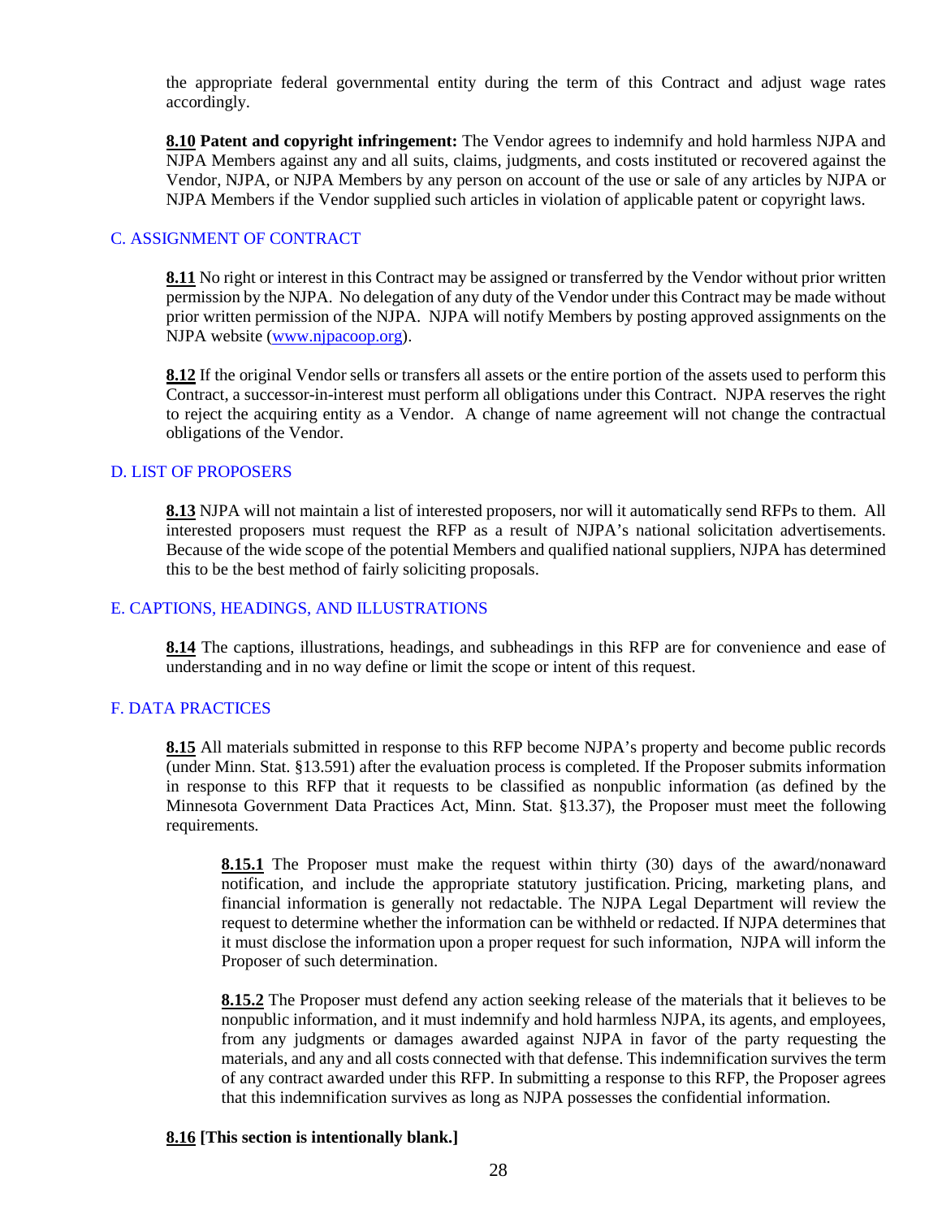the appropriate federal governmental entity during the term of this Contract and adjust wage rates accordingly.

**8.10 Patent and copyright infringement:** The Vendor agrees to indemnify and hold harmless NJPA and NJPA Members against any and all suits, claims, judgments, and costs instituted or recovered against the Vendor, NJPA, or NJPA Members by any person on account of the use or sale of any articles by NJPA or NJPA Members if the Vendor supplied such articles in violation of applicable patent or copyright laws.

## C. ASSIGNMENT OF CONTRACT

**8.11** No right or interest in this Contract may be assigned or transferred by the Vendor without prior written permission by the NJPA. No delegation of any duty of the Vendor under this Contract may be made without prior written permission of the NJPA. NJPA will notify Members by posting approved assignments on the NJPA website (www.njpacoop.org).

**8.12** If the original Vendor sells or transfers all assets or the entire portion of the assets used to perform this Contract, a successor-in-interest must perform all obligations under this Contract. NJPA reserves the right to reject the acquiring entity as a Vendor. A change of name agreement will not change the contractual obligations of the Vendor.

## D. LIST OF PROPOSERS

**8.13** NJPA will not maintain a list of interested proposers, nor will it automatically send RFPs to them. All interested proposers must request the RFP as a result of NJPA's national solicitation advertisements. Because of the wide scope of the potential Members and qualified national suppliers, NJPA has determined this to be the best method of fairly soliciting proposals.

## E. CAPTIONS, HEADINGS, AND ILLUSTRATIONS

**8.14** The captions, illustrations, headings, and subheadings in this RFP are for convenience and ease of understanding and in no way define or limit the scope or intent of this request.

## F. DATA PRACTICES

**8.15** All materials submitted in response to this RFP become NJPA's property and become public records (under Minn. Stat. §13.591) after the evaluation process is completed. If the Proposer submits information in response to this RFP that it requests to be classified as nonpublic information (as defined by the Minnesota Government Data Practices Act, Minn. Stat. §13.37), the Proposer must meet the following requirements.

**8.15.1** The Proposer must make the request within thirty (30) days of the award/nonaward notification, and include the appropriate statutory justification. Pricing, marketing plans, and financial information is generally not redactable. The NJPA Legal Department will review the request to determine whether the information can be withheld or redacted. If NJPA determines that it must disclose the information upon a proper request for such information, NJPA will inform the Proposer of such determination.

**8.15.2** The Proposer must defend any action seeking release of the materials that it believes to be nonpublic information, and it must indemnify and hold harmless NJPA, its agents, and employees, from any judgments or damages awarded against NJPA in favor of the party requesting the materials, and any and all costs connected with that defense. This indemnification survives the term of any contract awarded under this RFP. In submitting a response to this RFP, the Proposer agrees that this indemnification survives as long as NJPA possesses the confidential information.

**8.16 [This section is intentionally blank.]**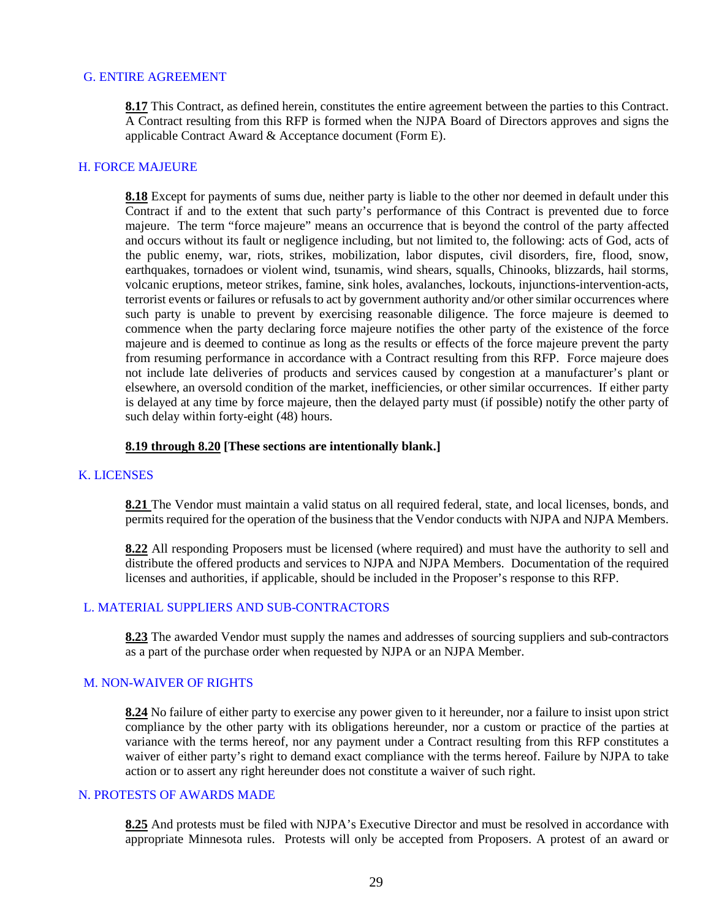## G. ENTIRE AGREEMENT

**8.17** This Contract, as defined herein, constitutes the entire agreement between the parties to this Contract. A Contract resulting from this RFP is formed when the NJPA Board of Directors approves and signs the applicable Contract Award & Acceptance document (Form E).

## H. FORCE MAJEURE

**8.18** Except for payments of sums due, neither party is liable to the other nor deemed in default under this Contract if and to the extent that such party's performance of this Contract is prevented due to force majeure. The term "force majeure" means an occurrence that is beyond the control of the party affected and occurs without its fault or negligence including, but not limited to, the following: acts of God, acts of the public enemy, war, riots, strikes, mobilization, labor disputes, civil disorders, fire, flood, snow, earthquakes, tornadoes or violent wind, tsunamis, wind shears, squalls, Chinooks, blizzards, hail storms, volcanic eruptions, meteor strikes, famine, sink holes, avalanches, lockouts, injunctions-intervention-acts, terrorist events or failures or refusals to act by government authority and/or other similar occurrences where such party is unable to prevent by exercising reasonable diligence. The force majeure is deemed to commence when the party declaring force majeure notifies the other party of the existence of the force majeure and is deemed to continue as long as the results or effects of the force majeure prevent the party from resuming performance in accordance with a Contract resulting from this RFP. Force majeure does not include late deliveries of products and services caused by congestion at a manufacturer's plant or elsewhere, an oversold condition of the market, inefficiencies, or other similar occurrences. If either party is delayed at any time by force majeure, then the delayed party must (if possible) notify the other party of such delay within forty-eight (48) hours.

**8.19 through 8.20 [These sections are intentionally blank.]**

## K. LICENSES

**8.21** The Vendor must maintain a valid status on all required federal, state, and local licenses, bonds, and permits required for the operation of the business that the Vendor conducts with NJPA and NJPA Members.

**8.22** All responding Proposers must be licensed (where required) and must have the authority to sell and distribute the offered products and services to NJPA and NJPA Members. Documentation of the required licenses and authorities, if applicable, should be included in the Proposer's response to this RFP.

## L. MATERIAL SUPPLIERS AND SUB-CONTRACTORS

**8.23** The awarded Vendor must supply the names and addresses of sourcing suppliers and sub-contractors as a part of the purchase order when requested by NJPA or an NJPA Member.

## M. NON-WAIVER OF RIGHTS

**8.24** No failure of either party to exercise any power given to it hereunder, nor a failure to insist upon strict compliance by the other party with its obligations hereunder, nor a custom or practice of the parties at variance with the terms hereof, nor any payment under a Contract resulting from this RFP constitutes a waiver of either party's right to demand exact compliance with the terms hereof. Failure by NJPA to take action or to assert any right hereunder does not constitute a waiver of such right.

## N. PROTESTS OF AWARDS MADE

**8.25** And protests must be filed with NJPA's Executive Director and must be resolved in accordance with appropriate Minnesota rules. Protests will only be accepted from Proposers. A protest of an award or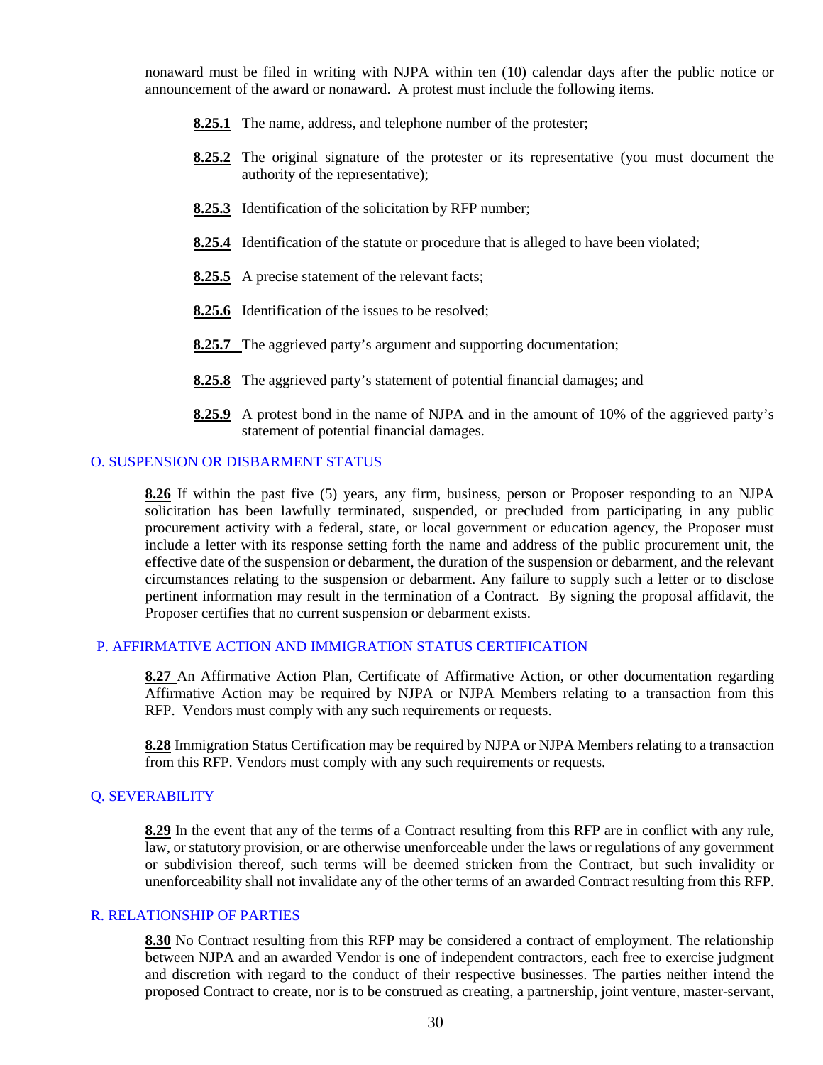nonaward must be filed in writing with NJPA within ten (10) calendar days after the public notice or announcement of the award or nonaward. A protest must include the following items.

**8.25.1** The name, address, and telephone number of the protester;

**8.25.2** The original signature of the protester or its representative (you must document the authority of the representative);

**8.25.3** Identification of the solicitation by RFP number;

**8.25.4** Identification of the statute or procedure that is alleged to have been violated;

**8.25.5** A precise statement of the relevant facts;

**8.25.6** Identification of the issues to be resolved;

**8.25.7** The aggrieved party's argument and supporting documentation;

**8.25.8** The aggrieved party's statement of potential financial damages; and

**8.25.9** A protest bond in the name of NJPA and in the amount of 10% of the aggrieved party's statement of potential financial damages.

## O. SUSPENSION OR DISBARMENT STATUS

**8.26** If within the past five (5) years, any firm, business, person or Proposer responding to an NJPA solicitation has been lawfully terminated, suspended, or precluded from participating in any public procurement activity with a federal, state, or local government or education agency, the Proposer must include a letter with its response setting forth the name and address of the public procurement unit, the effective date of the suspension or debarment, the duration of the suspension or debarment, and the relevant circumstances relating to the suspension or debarment. Any failure to supply such a letter or to disclose pertinent information may result in the termination of a Contract. By signing the proposal affidavit, the Proposer certifies that no current suspension or debarment exists.

## P. AFFIRMATIVE ACTION AND IMMIGRATION STATUS CERTIFICATION

**8.27** An Affirmative Action Plan, Certificate of Affirmative Action, or other documentation regarding Affirmative Action may be required by NJPA or NJPA Members relating to a transaction from this RFP. Vendors must comply with any such requirements or requests.

**8.28** Immigration Status Certification may be required by NJPA or NJPA Members relating to a transaction from this RFP. Vendors must comply with any such requirements or requests.

## Q. SEVERABILITY

**8.29** In the event that any of the terms of a Contract resulting from this RFP are in conflict with any rule, law, or statutory provision, or are otherwise unenforceable under the laws or regulations of any government or subdivision thereof, such terms will be deemed stricken from the Contract, but such invalidity or unenforceability shall not invalidate any of the other terms of an awarded Contract resulting from this RFP.

## R. RELATIONSHIP OF PARTIES

**8.30** No Contract resulting from this RFP may be considered a contract of employment. The relationship between NJPA and an awarded Vendor is one of independent contractors, each free to exercise judgment and discretion with regard to the conduct of their respective businesses. The parties neither intend the proposed Contract to create, nor is to be construed as creating, a partnership, joint venture, master-servant,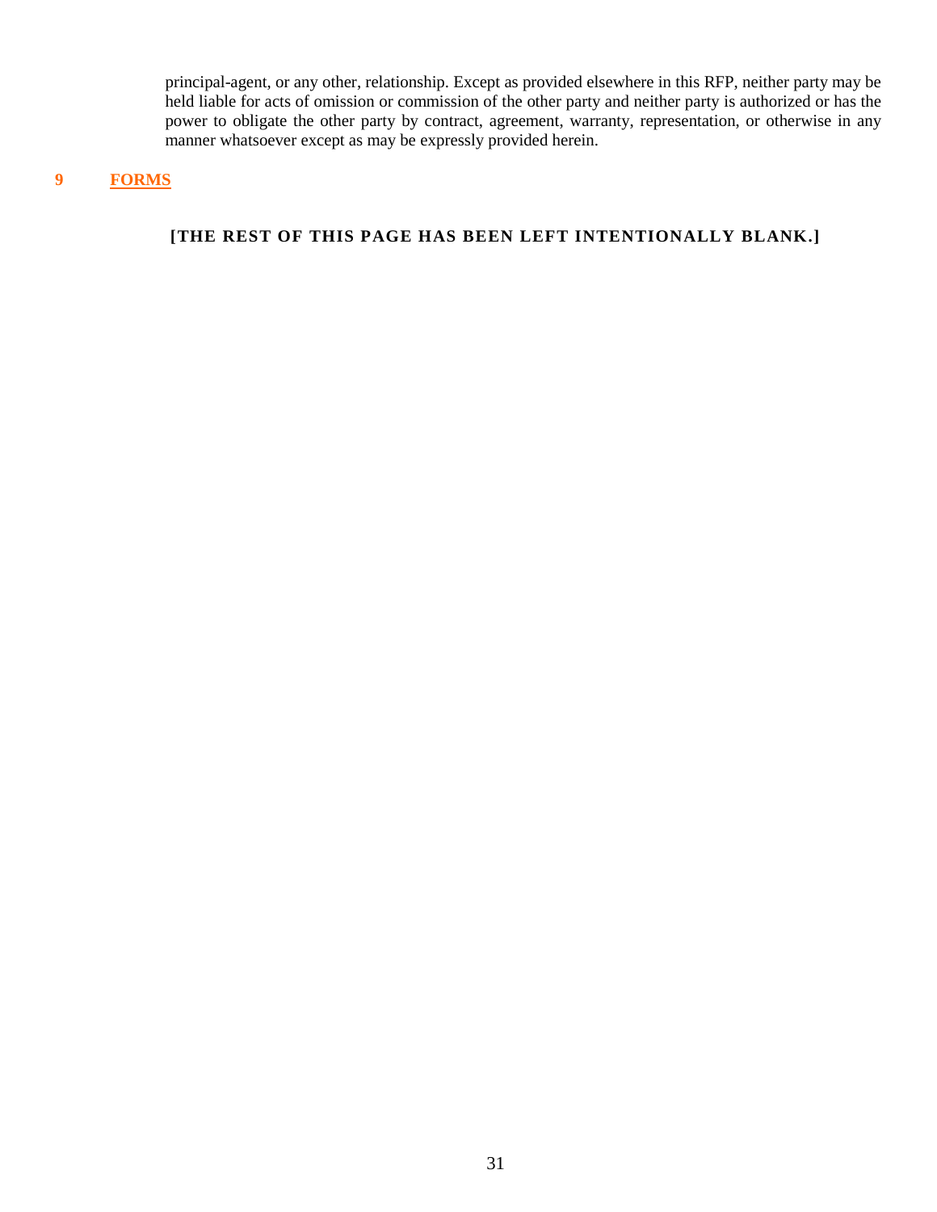principal-agent, or any other, relationship. Except as provided elsewhere in this RFP, neither party may be held liable for acts of omission or commission of the other party and neither party is authorized or has the power to obligate the other party by contract, agreement, warranty, representation, or otherwise in any manner whatsoever except as may be expressly provided herein.

# 9 FORMS

**[THE REST OF THIS PAGE HAS BEEN LEFT INTENTIONALLY BLANK.]**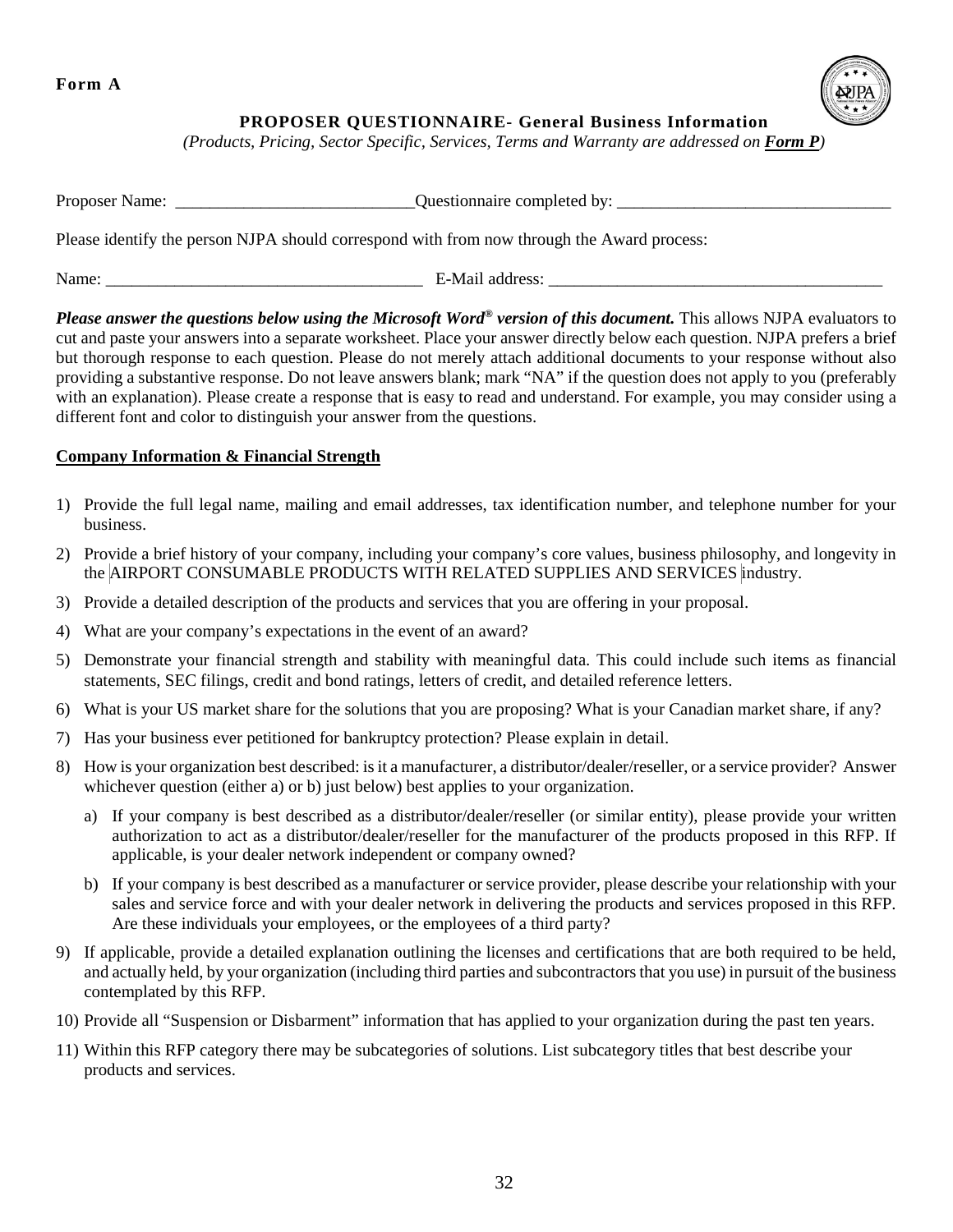**Form A**

**PROPOSER QUESTIONNAIRE- General Business Information**

*(Products, Pricing, Sector Specific, Services, Terms and Warranty are addressed on **Form P**)*

Proposer Name: ____________________________Questionnaire completed by: ________________________________

Please identify the person NJPA should correspond with from now through the Award process:

Name: ____________________________________ E-Mail address: _______________________________________

***Please answer the questions below using the Microsoft Word® version of this document.*** This allows NJPA evaluators to cut and paste your answers into a separate worksheet. Place your answer directly below each question. NJPA prefers a brief but thorough response to each question. Please do not merely attach additional documents to your response without also providing a substantive response. Do not leave answers blank; mark "NA" if the question does not apply to you (preferably with an explanation). Please create a response that is easy to read and understand. For example, you may consider using a different font and color to distinguish your answer from the questions.

**Company Information & Financial Strength**

1) Provide the full legal name, mailing and email addresses, tax identification number, and telephone number for your business.
2) Provide a brief history of your company, including your company's core values, business philosophy, and longevity in the AIRPORT CONSUMABLE PRODUCTS WITH RELATED SUPPLIES AND SERVICES industry.
3) Provide a detailed description of the products and services that you are offering in your proposal.
4) What are your company's expectations in the event of an award?
5) Demonstrate your financial strength and stability with meaningful data. This could include such items as financial statements, SEC filings, credit and bond ratings, letters of credit, and detailed reference letters.
6) What is your US market share for the solutions that you are proposing? What is your Canadian market share, if any?
7) Has your business ever petitioned for bankruptcy protection? Please explain in detail.
8) How is your organization best described: is it a manufacturer, a distributor/dealer/reseller, or a service provider? Answer whichever question (either a) or b) just below) best applies to your organization.
   a) If your company is best described as a distributor/dealer/reseller (or similar entity), please provide your written authorization to act as a distributor/dealer/reseller for the manufacturer of the products proposed in this RFP. If applicable, is your dealer network independent or company owned?
   b) If your company is best described as a manufacturer or service provider, please describe your relationship with your sales and service force and with your dealer network in delivering the products and services proposed in this RFP. Are these individuals your employees, or the employees of a third party?
9) If applicable, provide a detailed explanation outlining the licenses and certifications that are both required to be held, and actually held, by your organization (including third parties and subcontractors that you use) in pursuit of the business contemplated by this RFP.
10) Provide all "Suspension or Disbarment" information that has applied to your organization during the past ten years.
11) Within this RFP category there may be subcategories of solutions. List subcategory titles that best describe your products and services.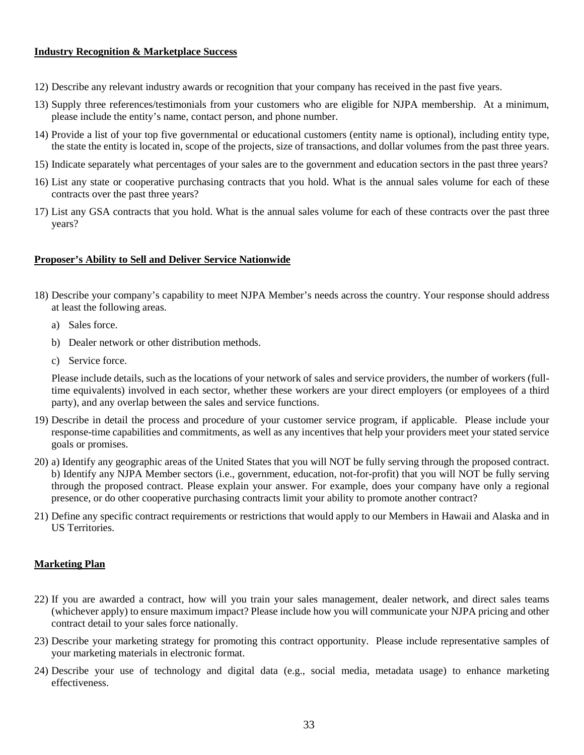**Industry Recognition & Marketplace Success**

12) Describe any relevant industry awards or recognition that your company has received in the past five years.
13) Supply three references/testimonials from your customers who are eligible for NJPA membership. At a minimum, please include the entity's name, contact person, and phone number.
14) Provide a list of your top five governmental or educational customers (entity name is optional), including entity type, the state the entity is located in, scope of the projects, size of transactions, and dollar volumes from the past three years.
15) Indicate separately what percentages of your sales are to the government and education sectors in the past three years?
16) List any state or cooperative purchasing contracts that you hold. What is the annual sales volume for each of these contracts over the past three years?
17) List any GSA contracts that you hold. What is the annual sales volume for each of these contracts over the past three years?

**Proposer's Ability to Sell and Deliver Service Nationwide**

18) Describe your company's capability to meet NJPA Member's needs across the country. Your response should address at least the following areas.
    a) Sales force.
    b) Dealer network or other distribution methods.
    c) Service force.

    Please include details, such as the locations of your network of sales and service providers, the number of workers (full-time equivalents) involved in each sector, whether these workers are your direct employers (or employees of a third party), and any overlap between the sales and service functions.
19) Describe in detail the process and procedure of your customer service program, if applicable. Please include your response-time capabilities and commitments, as well as any incentives that help your providers meet your stated service goals or promises.
20) a) Identify any geographic areas of the United States that you will NOT be fully serving through the proposed contract. b) Identify any NJPA Member sectors (i.e., government, education, not-for-profit) that you will NOT be fully serving through the proposed contract. Please explain your answer. For example, does your company have only a regional presence, or do other cooperative purchasing contracts limit your ability to promote another contract?
21) Define any specific contract requirements or restrictions that would apply to our Members in Hawaii and Alaska and in US Territories.

**Marketing Plan**

22) If you are awarded a contract, how will you train your sales management, dealer network, and direct sales teams (whichever apply) to ensure maximum impact? Please include how you will communicate your NJPA pricing and other contract detail to your sales force nationally.
23) Describe your marketing strategy for promoting this contract opportunity. Please include representative samples of your marketing materials in electronic format.
24) Describe your use of technology and digital data (e.g., social media, metadata usage) to enhance marketing effectiveness.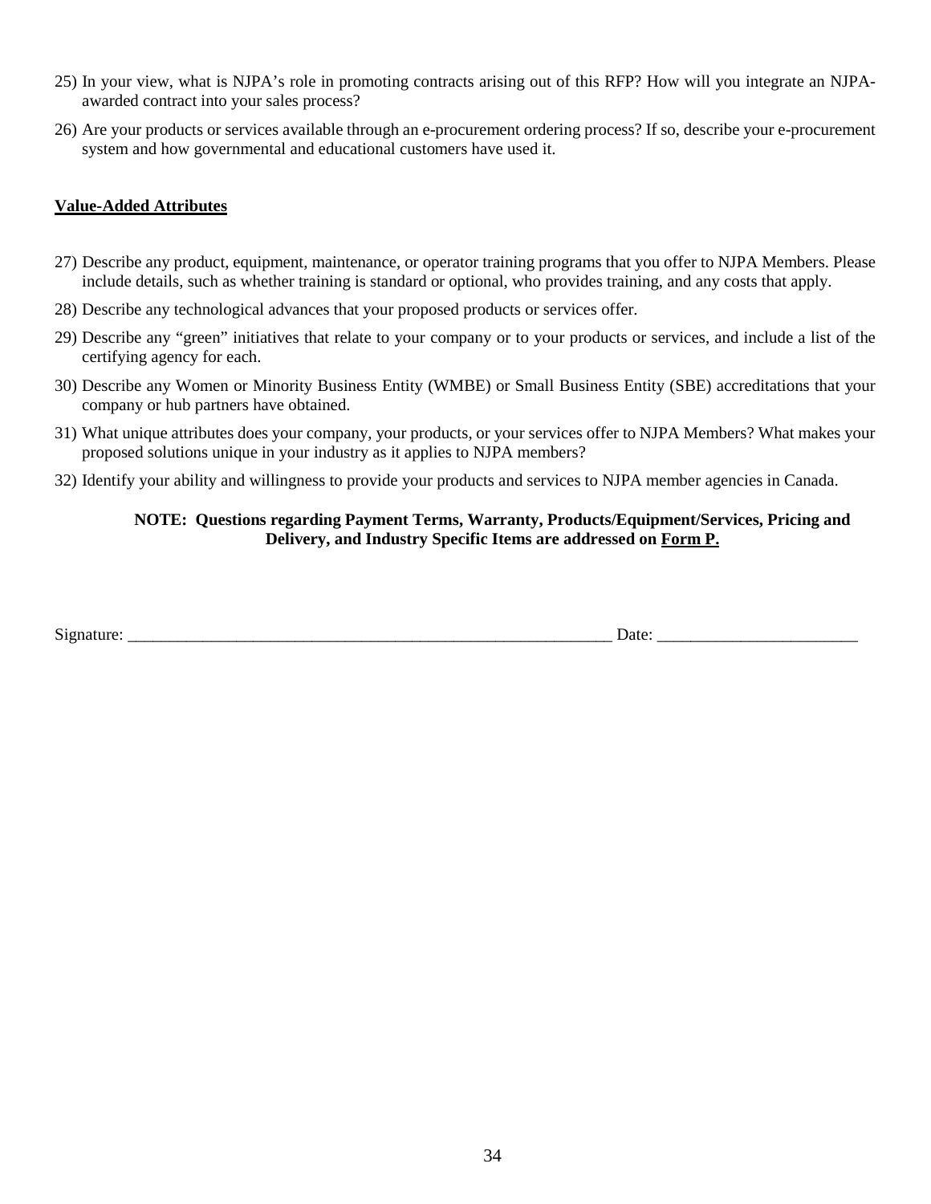25) In your view, what is NJPA's role in promoting contracts arising out of this RFP? How will you integrate an NJPA-awarded contract into your sales process?

26) Are your products or services available through an e-procurement ordering process? If so, describe your e-procurement system and how governmental and educational customers have used it.

**Value-Added Attributes**

27) Describe any product, equipment, maintenance, or operator training programs that you offer to NJPA Members. Please include details, such as whether training is standard or optional, who provides training, and any costs that apply.

28) Describe any technological advances that your proposed products or services offer.

29) Describe any "green" initiatives that relate to your company or to your products or services, and include a list of the certifying agency for each.

30) Describe any Women or Minority Business Entity (WMBE) or Small Business Entity (SBE) accreditations that your company or hub partners have obtained.

31) What unique attributes does your company, your products, or your services offer to NJPA Members? What makes your proposed solutions unique in your industry as it applies to NJPA members?

32) Identify your ability and willingness to provide your products and services to NJPA member agencies in Canada.

**NOTE: Questions regarding Payment Terms, Warranty, Products/Equipment/Services, Pricing and Delivery, and Industry Specific Items are addressed on Form P.**

Signature: ____________________________________________________________ Date: ________________________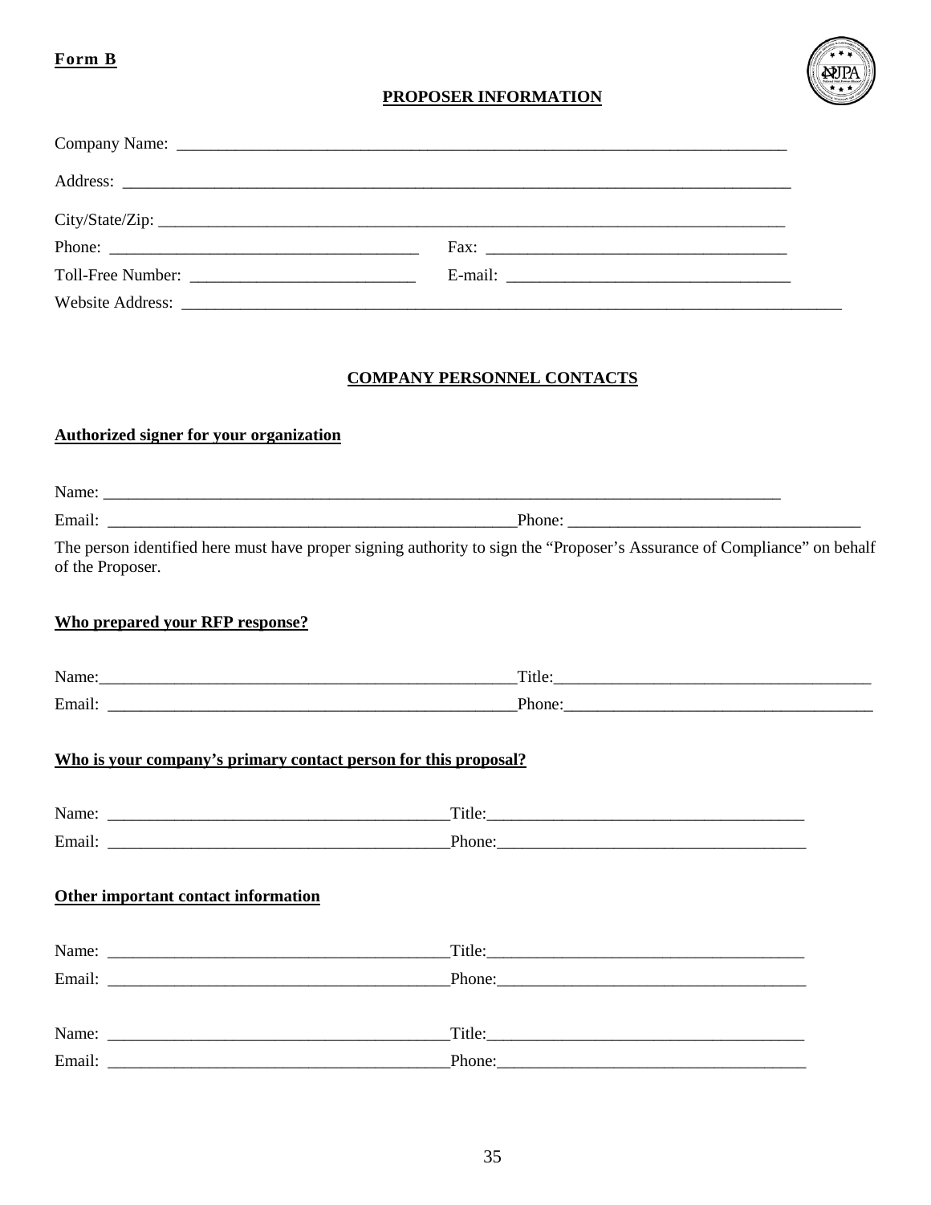**Form B**

## PROPOSER INFORMATION

Company Name: ______________________________________________________________________________

Address: __________________________________________________________________________________

City/State/Zip: ______________________________________________________________________________

Phone: _____________________________________ Fax: ____________________________________

Toll-Free Number: ___________________________ E-mail: __________________________________

Website Address: ______________________________________________________________________________

## COMPANY PERSONNEL CONTACTS

**Authorized signer for your organization**

Name: ____________________________________________________________________________________

Email: ___________________________________________________Phone: ___________________________________

The person identified here must have proper signing authority to sign the "Proposer's Assurance of Compliance" on behalf of the Proposer.

**Who prepared your RFP response?**

Name:_____________________________________________________Title:_____________________________________

Email: ____________________________________________________Phone:____________________________________

**Who is your company's primary contact person for this proposal?**

Name: ________________________________________Title:_____________________________________

Email: ________________________________________Phone:____________________________________

**Other important contact information**

Name: ________________________________________Title:_____________________________________

Email: ________________________________________Phone:____________________________________

Name: ________________________________________Title:_____________________________________

Email: ________________________________________Phone:____________________________________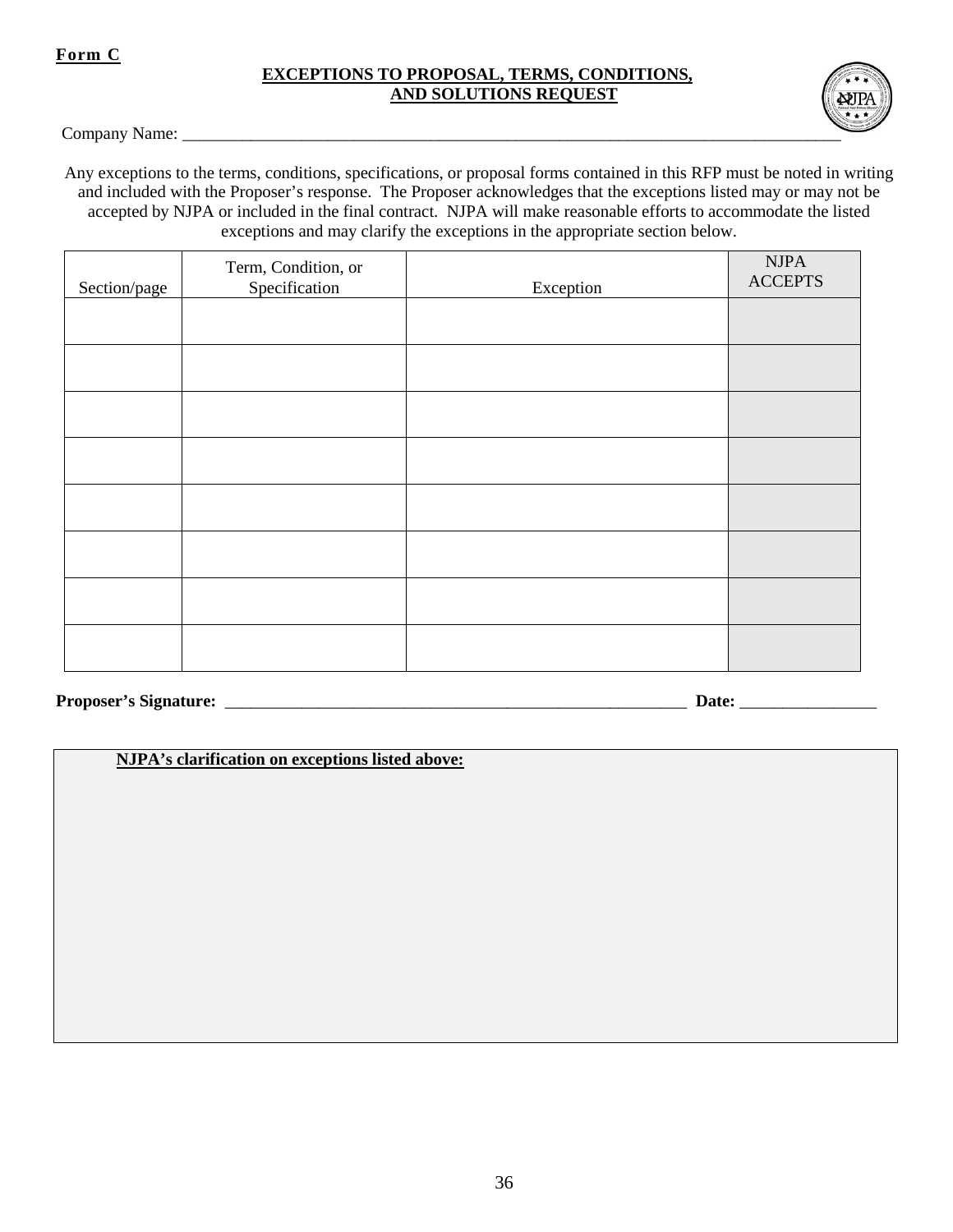**Form C**

**EXCEPTIONS TO PROPOSAL, TERMS, CONDITIONS, AND SOLUTIONS REQUEST**

Company Name: ___________________________________________________________________________

Any exceptions to the terms, conditions, specifications, or proposal forms contained in this RFP must be noted in writing and included with the Proposer's response. The Proposer acknowledges that the exceptions listed may or may not be accepted by NJPA or included in the final contract. NJPA will make reasonable efforts to accommodate the listed exceptions and may clarify the exceptions in the appropriate section below.

| Section/page | Term, Condition, or Specification | Exception | NJPA ACCEPTS |
|---|---|---|---|
| | | | |
| | | | |
| | | | |
| | | | |
| | | | |
| | | | |
| | | | |
| | | | |

**Proposer's Signature:** ______________________________________________________ **Date:** ________________

**NJPA's clarification on exceptions listed above:**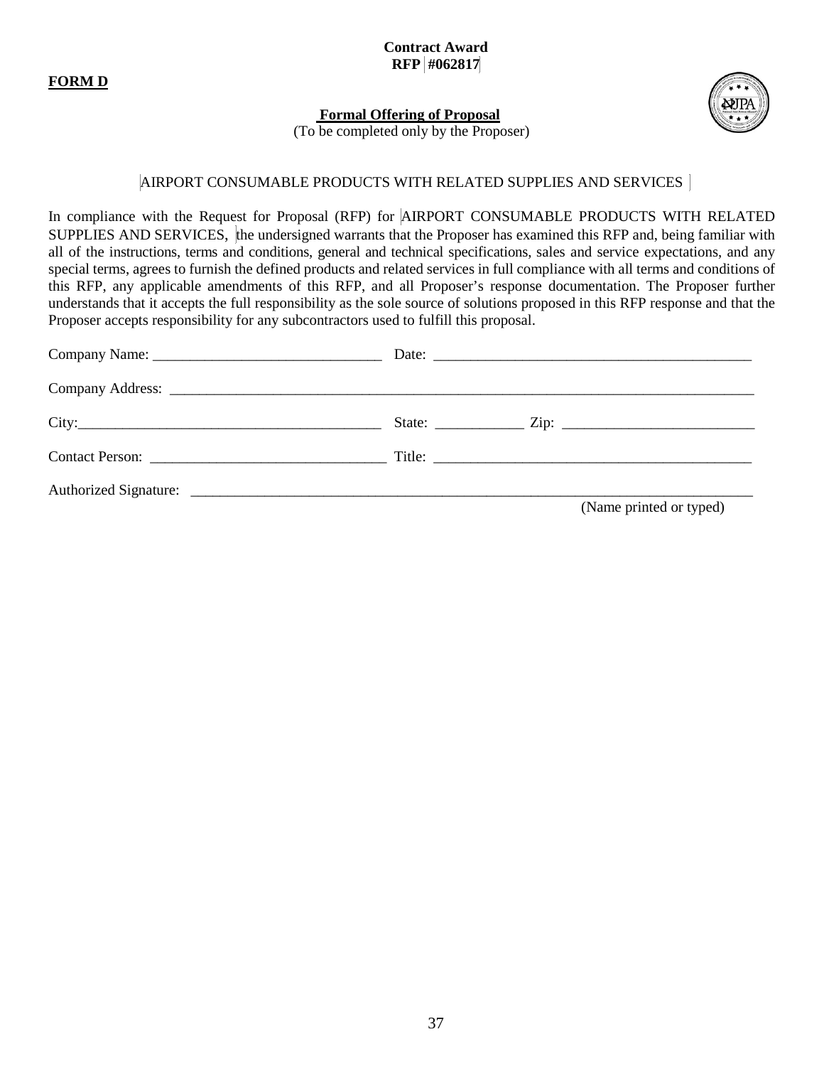**Contract Award**
**RFP #062817**

**FORM D**

**Formal Offering of Proposal**

(To be completed only by the Proposer)

AIRPORT CONSUMABLE PRODUCTS WITH RELATED SUPPLIES AND SERVICES

In compliance with the Request for Proposal (RFP) for AIRPORT CONSUMABLE PRODUCTS WITH RELATED SUPPLIES AND SERVICES, the undersigned warrants that the Proposer has examined this RFP and, being familiar with all of the instructions, terms and conditions, general and technical specifications, sales and service expectations, and any special terms, agrees to furnish the defined products and related services in full compliance with all terms and conditions of this RFP, any applicable amendments of this RFP, and all Proposer's response documentation. The Proposer further understands that it accepts the full responsibility as the sole source of solutions proposed in this RFP response and that the Proposer accepts responsibility for any subcontractors used to fulfill this proposal.

Company Name: _______________________________ Date: ____________________________________________

Company Address: ________________________________________________________________________________

City:_________________________________________ State: ____________ Zip: __________________________

Contact Person: ________________________________ Title: ____________________________________________

Authorized Signature: ____________________________________________________________________________

(Name printed or typed)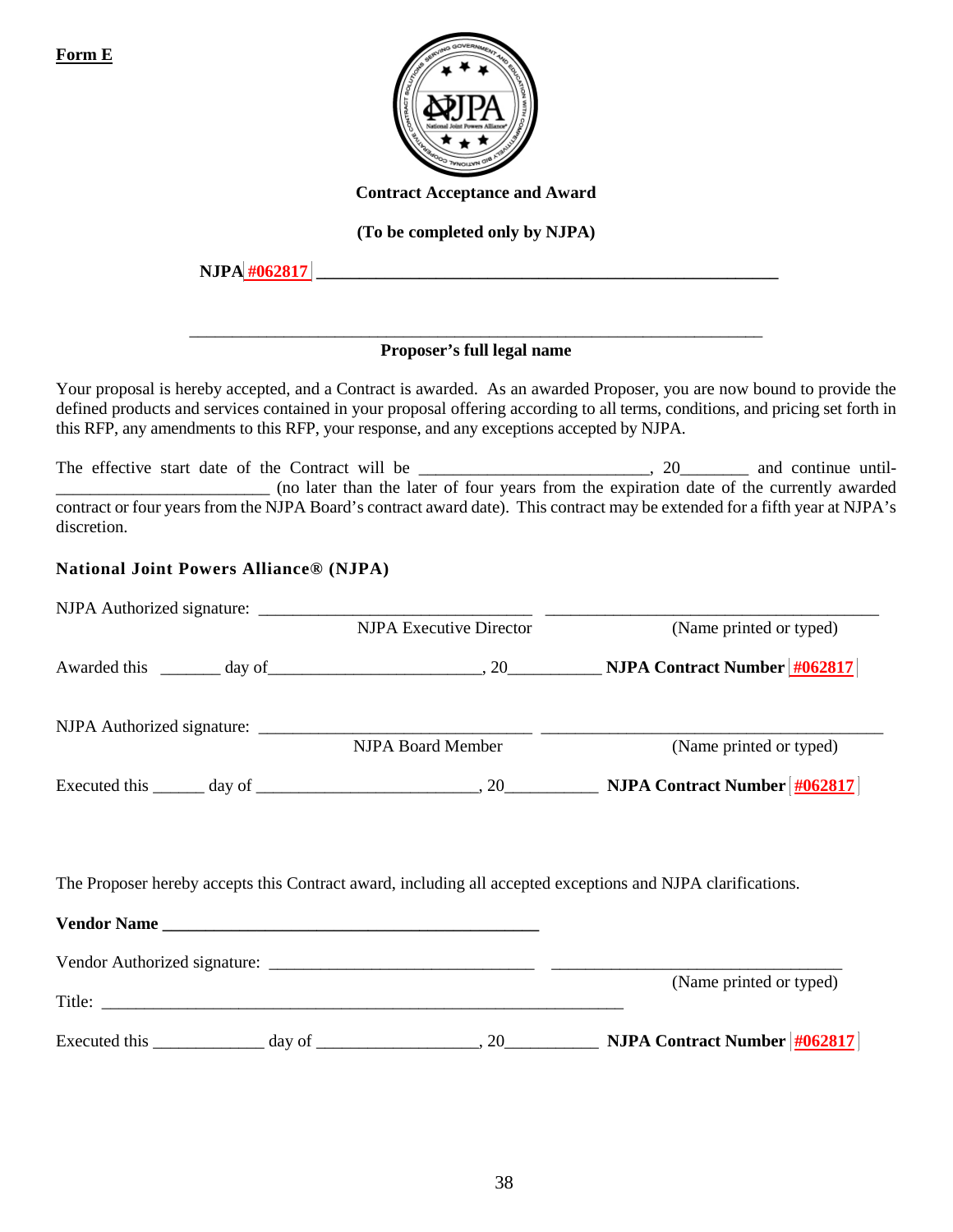**Form E**

**Contract Acceptance and Award**

**(To be completed only by NJPA)**

**NJPA #062817 ______________________________________________________**

______________________________________________________________

**Proposer's full legal name**

Your proposal is hereby accepted, and a Contract is awarded. As an awarded Proposer, you are now bound to provide the defined products and services contained in your proposal offering according to all terms, conditions, and pricing set forth in this RFP, any amendments to this RFP, your response, and any exceptions accepted by NJPA.

The effective start date of the Contract will be __________________________, 20________ and continue until-________________________ (no later than the later of four years from the expiration date of the currently awarded contract or four years from the NJPA Board's contract award date). This contract may be extended for a fifth year at NJPA's discretion.

**National Joint Powers Alliance® (NJPA)**

NJPA Authorized signature: ______________________________ ______________________________________
NJPA Executive Director (Name printed or typed)

Awarded this _______ day of________________________, 20__________ **NJPA Contract Number #062817**

NJPA Authorized signature: ______________________________ ______________________________________
NJPA Board Member (Name printed or typed)

Executed this ______ day of ________________________, 20__________ **NJPA Contract Number #062817**

The Proposer hereby accepts this Contract award, including all accepted exceptions and NJPA clarifications.

**Vendor Name ___________________________________________**

Vendor Authorized signature: ______________________________ _________________________________
(Name printed or typed)

Title: ____________________________________________________________

Executed this _____________ day of __________________, 20__________ **NJPA Contract Number #062817**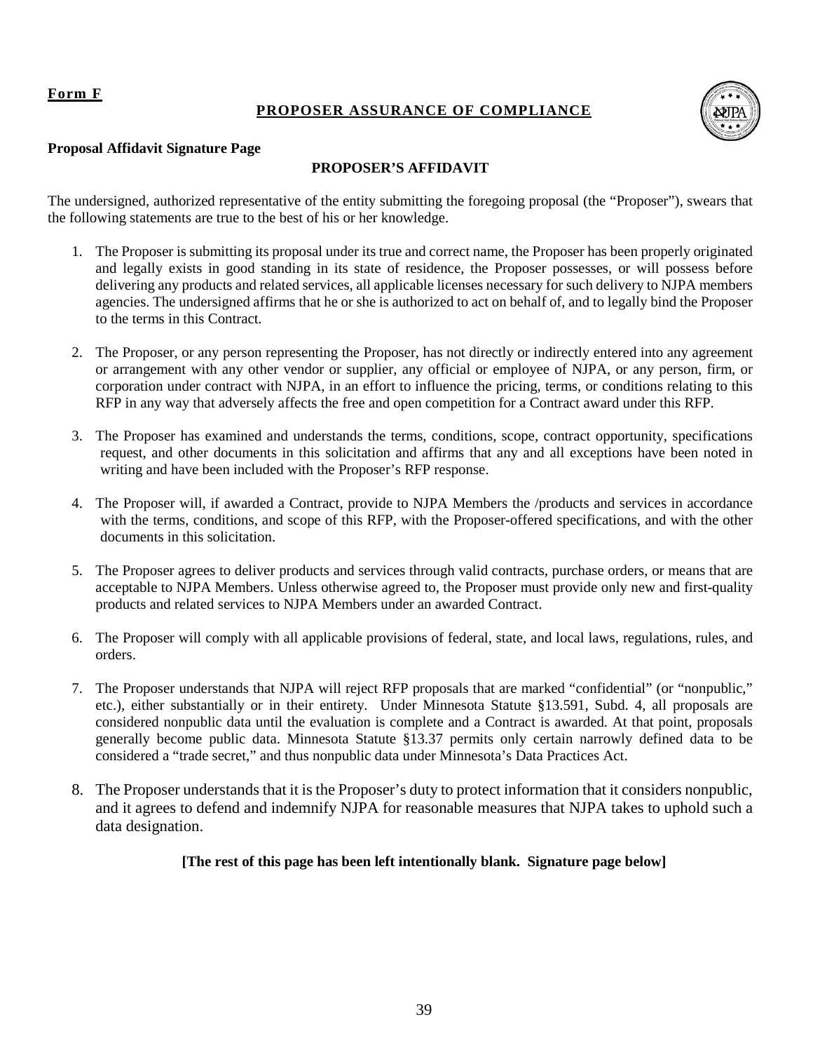**Form F**

## PROPOSER ASSURANCE OF COMPLIANCE

**Proposal Affidavit Signature Page**

### PROPOSER'S AFFIDAVIT

The undersigned, authorized representative of the entity submitting the foregoing proposal (the "Proposer"), swears that the following statements are true to the best of his or her knowledge.

1. The Proposer is submitting its proposal under its true and correct name, the Proposer has been properly originated and legally exists in good standing in its state of residence, the Proposer possesses, or will possess before delivering any products and related services, all applicable licenses necessary for such delivery to NJPA members agencies. The undersigned affirms that he or she is authorized to act on behalf of, and to legally bind the Proposer to the terms in this Contract.

2. The Proposer, or any person representing the Proposer, has not directly or indirectly entered into any agreement or arrangement with any other vendor or supplier, any official or employee of NJPA, or any person, firm, or corporation under contract with NJPA, in an effort to influence the pricing, terms, or conditions relating to this RFP in any way that adversely affects the free and open competition for a Contract award under this RFP.

3. The Proposer has examined and understands the terms, conditions, scope, contract opportunity, specifications request, and other documents in this solicitation and affirms that any and all exceptions have been noted in writing and have been included with the Proposer's RFP response.

4. The Proposer will, if awarded a Contract, provide to NJPA Members the /products and services in accordance with the terms, conditions, and scope of this RFP, with the Proposer-offered specifications, and with the other documents in this solicitation.

5. The Proposer agrees to deliver products and services through valid contracts, purchase orders, or means that are acceptable to NJPA Members. Unless otherwise agreed to, the Proposer must provide only new and first-quality products and related services to NJPA Members under an awarded Contract.

6. The Proposer will comply with all applicable provisions of federal, state, and local laws, regulations, rules, and orders.

7. The Proposer understands that NJPA will reject RFP proposals that are marked "confidential" (or "nonpublic," etc.), either substantially or in their entirety. Under Minnesota Statute §13.591, Subd. 4, all proposals are considered nonpublic data until the evaluation is complete and a Contract is awarded. At that point, proposals generally become public data. Minnesota Statute §13.37 permits only certain narrowly defined data to be considered a "trade secret," and thus nonpublic data under Minnesota's Data Practices Act.

8. The Proposer understands that it is the Proposer's duty to protect information that it considers nonpublic, and it agrees to defend and indemnify NJPA for reasonable measures that NJPA takes to uphold such a data designation.

**[The rest of this page has been left intentionally blank. Signature page below]**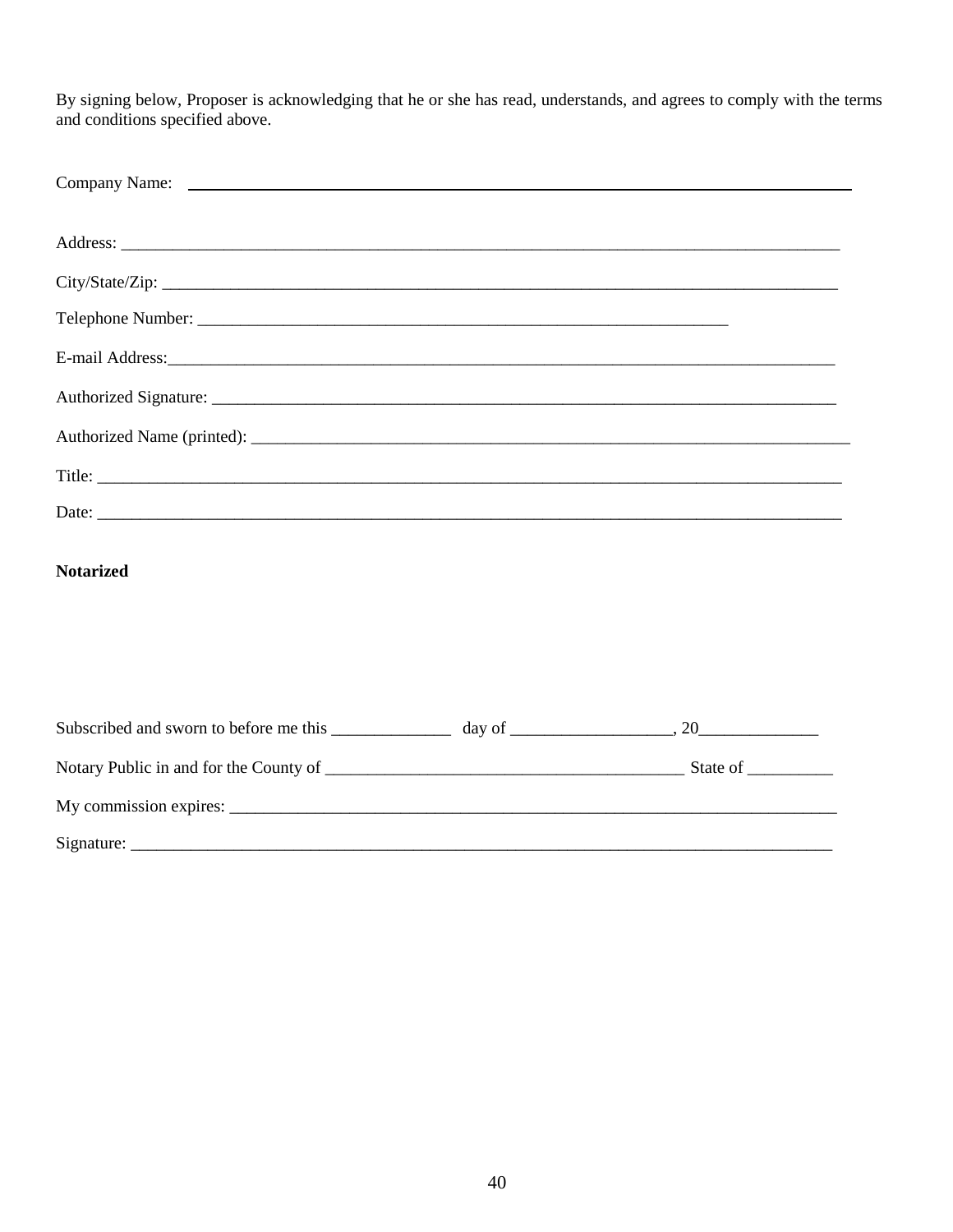By signing below, Proposer is acknowledging that he or she has read, understands, and agrees to comply with the terms and conditions specified above.

Company Name: ____________________________________________________________________________

Address: ________________________________________________________________________________

City/State/Zip: ___________________________________________________________________________

Telephone Number: ______________________________________________________________

E-mail Address:___________________________________________________________________________

Authorized Signature: ______________________________________________________________________

Authorized Name (printed): __________________________________________________________________

Title: __________________________________________________________________________________

Date: __________________________________________________________________________________

**Notarized**

Subscribed and sworn to before me this ______________ day of ___________________, 20______________

Notary Public in and for the County of ___________________________________________ State of __________

My commission expires: _____________________________________________________________________

Signature: ______________________________________________________________________________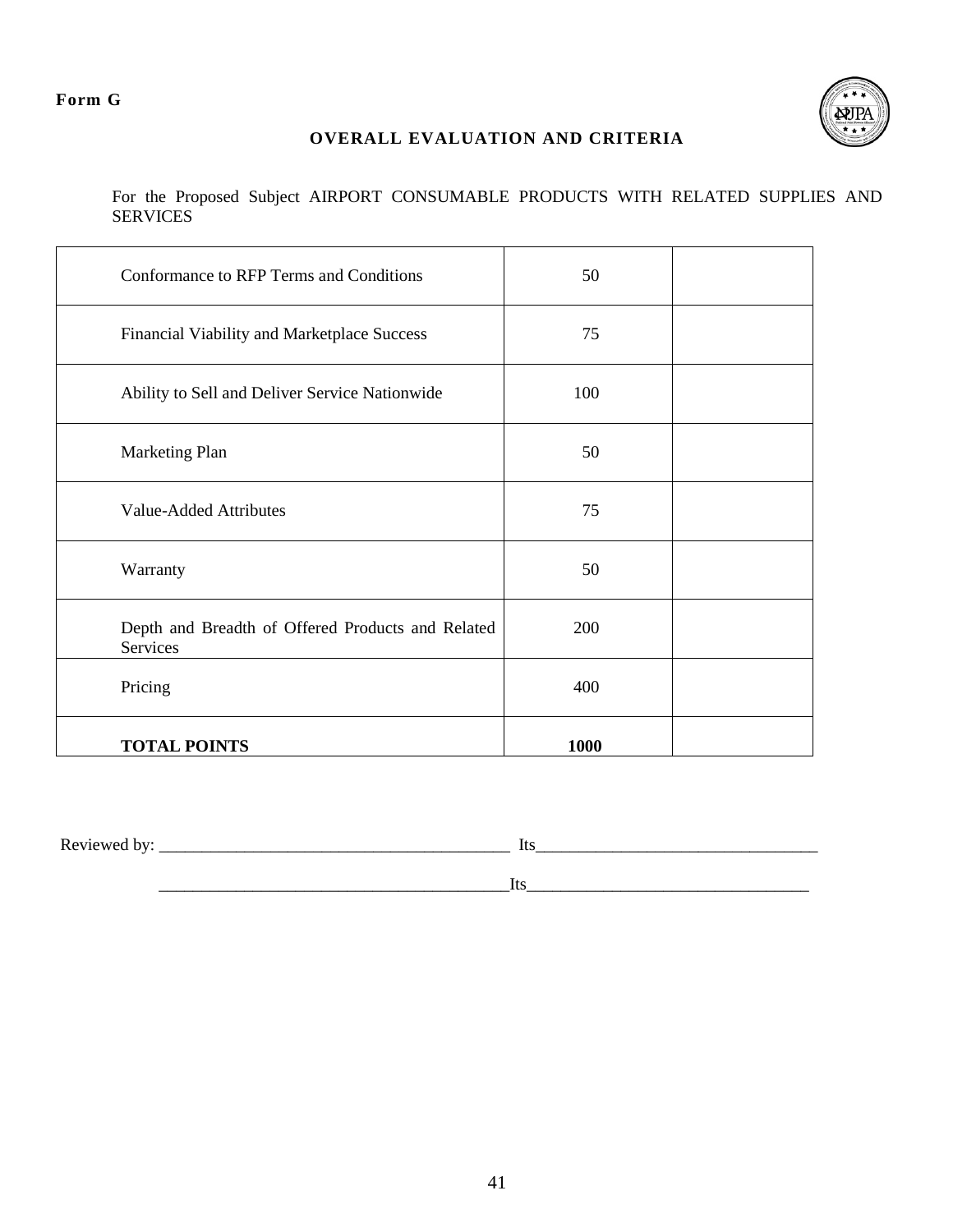**Form G**

## OVERALL EVALUATION AND CRITERIA

For the Proposed Subject AIRPORT CONSUMABLE PRODUCTS WITH RELATED SUPPLIES AND SERVICES

| | | |
|---|---|---|
| Conformance to RFP Terms and Conditions | 50 | |
| Financial Viability and Marketplace Success | 75 | |
| Ability to Sell and Deliver Service Nationwide | 100 | |
| Marketing Plan | 50 | |
| Value-Added Attributes | 75 | |
| Warranty | 50 | |
| Depth and Breadth of Offered Products and Related Services | 200 | |
| Pricing | 400 | |
| **TOTAL POINTS** | **1000** | |

Reviewed by: ___________________________________________ Its__________________________________

___________________________________________Its__________________________________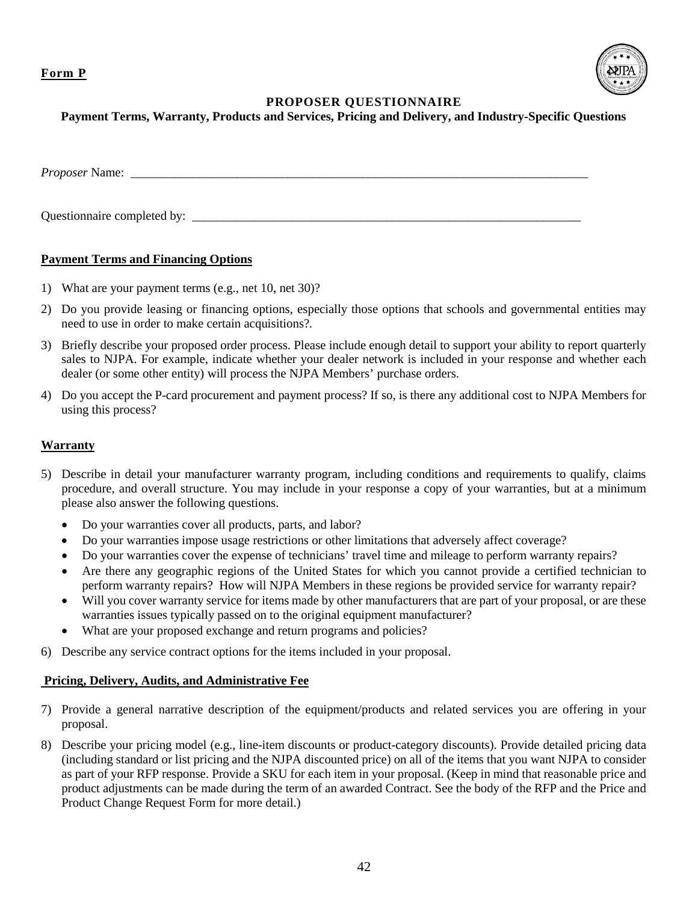**Form P**

**PROPOSER QUESTIONNAIRE**

**Payment Terms, Warranty, Products and Services, Pricing and Delivery, and Industry-Specific Questions**

*Proposer* Name: \_\_\_\_\_\_\_\_\_\_\_\_\_\_\_\_\_\_\_\_\_\_\_\_\_\_\_\_\_\_\_\_\_\_\_\_\_\_\_\_\_\_\_\_\_\_\_\_\_\_\_\_\_\_\_\_\_\_\_\_\_\_\_\_\_\_\_\_\_\_\_\_\_\_\_

Questionnaire completed by: \_\_\_\_\_\_\_\_\_\_\_\_\_\_\_\_\_\_\_\_\_\_\_\_\_\_\_\_\_\_\_\_\_\_\_\_\_\_\_\_\_\_\_\_\_\_\_\_\_\_\_\_\_\_\_\_\_\_\_\_\_\_\_\_\_

**Payment Terms and Financing Options**

1) What are your payment terms (e.g., net 10, net 30)?
2) Do you provide leasing or financing options, especially those options that schools and governmental entities may need to use in order to make certain acquisitions?.
3) Briefly describe your proposed order process. Please include enough detail to support your ability to report quarterly sales to NJPA. For example, indicate whether your dealer network is included in your response and whether each dealer (or some other entity) will process the NJPA Members' purchase orders.
4) Do you accept the P-card procurement and payment process? If so, is there any additional cost to NJPA Members for using this process?

**Warranty**

5) Describe in detail your manufacturer warranty program, including conditions and requirements to qualify, claims procedure, and overall structure. You may include in your response a copy of your warranties, but at a minimum please also answer the following questions.
   - Do your warranties cover all products, parts, and labor?
   - Do your warranties impose usage restrictions or other limitations that adversely affect coverage?
   - Do your warranties cover the expense of technicians' travel time and mileage to perform warranty repairs?
   - Are there any geographic regions of the United States for which you cannot provide a certified technician to perform warranty repairs? How will NJPA Members in these regions be provided service for warranty repair?
   - Will you cover warranty service for items made by other manufacturers that are part of your proposal, or are these warranties issues typically passed on to the original equipment manufacturer?
   - What are your proposed exchange and return programs and policies?
6) Describe any service contract options for the items included in your proposal.

**Pricing, Delivery, Audits, and Administrative Fee**

7) Provide a general narrative description of the equipment/products and related services you are offering in your proposal.
8) Describe your pricing model (e.g., line-item discounts or product-category discounts). Provide detailed pricing data (including standard or list pricing and the NJPA discounted price) on all of the items that you want NJPA to consider as part of your RFP response. Provide a SKU for each item in your proposal. (Keep in mind that reasonable price and product adjustments can be made during the term of an awarded Contract. See the body of the RFP and the Price and Product Change Request Form for more detail.)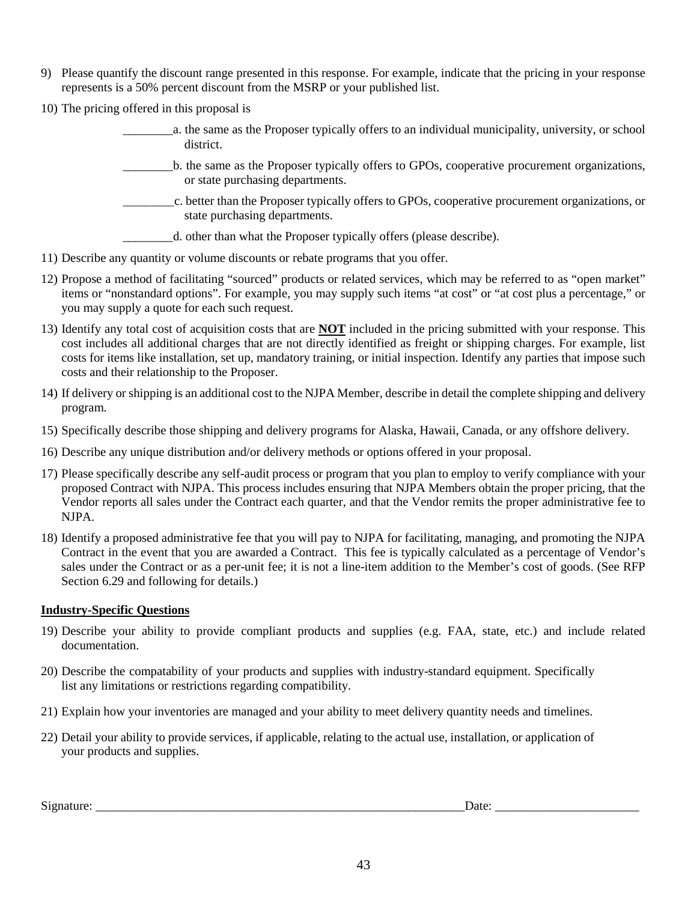9) Please quantify the discount range presented in this response. For example, indicate that the pricing in your response represents is a 50% percent discount from the MSRP or your published list.

10) The pricing offered in this proposal is

    ________a. the same as the Proposer typically offers to an individual municipality, university, or school district.

    ________b. the same as the Proposer typically offers to GPOs, cooperative procurement organizations, or state purchasing departments.

    ________c. better than the Proposer typically offers to GPOs, cooperative procurement organizations, or state purchasing departments.

    ________d. other than what the Proposer typically offers (please describe).

11) Describe any quantity or volume discounts or rebate programs that you offer.

12) Propose a method of facilitating "sourced" products or related services, which may be referred to as "open market" items or "nonstandard options". For example, you may supply such items "at cost" or "at cost plus a percentage," or you may supply a quote for each such request.

13) Identify any total cost of acquisition costs that are **NOT** included in the pricing submitted with your response. This cost includes all additional charges that are not directly identified as freight or shipping charges. For example, list costs for items like installation, set up, mandatory training, or initial inspection. Identify any parties that impose such costs and their relationship to the Proposer.

14) If delivery or shipping is an additional cost to the NJPA Member, describe in detail the complete shipping and delivery program.

15) Specifically describe those shipping and delivery programs for Alaska, Hawaii, Canada, or any offshore delivery.

16) Describe any unique distribution and/or delivery methods or options offered in your proposal.

17) Please specifically describe any self-audit process or program that you plan to employ to verify compliance with your proposed Contract with NJPA. This process includes ensuring that NJPA Members obtain the proper pricing, that the Vendor reports all sales under the Contract each quarter, and that the Vendor remits the proper administrative fee to NJPA.

18) Identify a proposed administrative fee that you will pay to NJPA for facilitating, managing, and promoting the NJPA Contract in the event that you are awarded a Contract. This fee is typically calculated as a percentage of Vendor's sales under the Contract or as a per-unit fee; it is not a line-item addition to the Member's cost of goods. (See RFP Section 6.29 and following for details.)

**Industry-Specific Questions**

19) Describe your ability to provide compliant products and supplies (e.g. FAA, state, etc.) and include related documentation.

20) Describe the compatability of your products and supplies with industry-standard equipment. Specifically list any limitations or restrictions regarding compatibility.

21) Explain how your inventories are managed and your ability to meet delivery quantity needs and timelines.

22) Detail your ability to provide services, if applicable, relating to the actual use, installation, or application of your products and supplies.

Signature: ______________________________________________________________Date: _______________________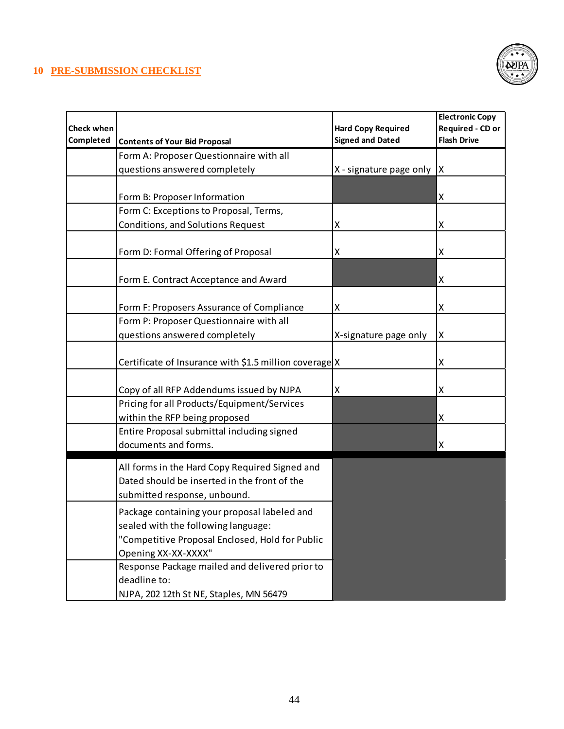## 10 PRE-SUBMISSION CHECKLIST

| Check when Completed | Contents of Your Bid Proposal | Hard Copy Required Signed and Dated | Electronic Copy Required - CD or Flash Drive |
|---|---|---|---|
| | Form A: Proposer Questionnaire with all questions answered completely | X - signature page only | X |
| | Form B: Proposer Information | | X |
| | Form C: Exceptions to Proposal, Terms, Conditions, and Solutions Request | X | X |
| | Form D: Formal Offering of Proposal | X | X |
| | Form E. Contract Acceptance and Award | | X |
| | Form F: Proposers Assurance of Compliance | X | X |
| | Form P: Proposer Questionnaire with all questions answered completely | X-signature page only | X |
| | Certificate of Insurance with $1.5 million coverage | X | X |
| | Copy of all RFP Addendums issued by NJPA | X | X |
| | Pricing for all Products/Equipment/Services within the RFP being proposed | | X |
| | Entire Proposal submittal including signed documents and forms. | | X |
| | All forms in the Hard Copy Required Signed and Dated should be inserted in the front of the submitted response, unbound. | | |
| | Package containing your proposal labeled and sealed with the following language: "Competitive Proposal Enclosed, Hold for Public Opening XX-XX-XXXX" | | |
| | Response Package mailed and delivered prior to deadline to: NJPA, 202 12th St NE, Staples, MN 56479 | | |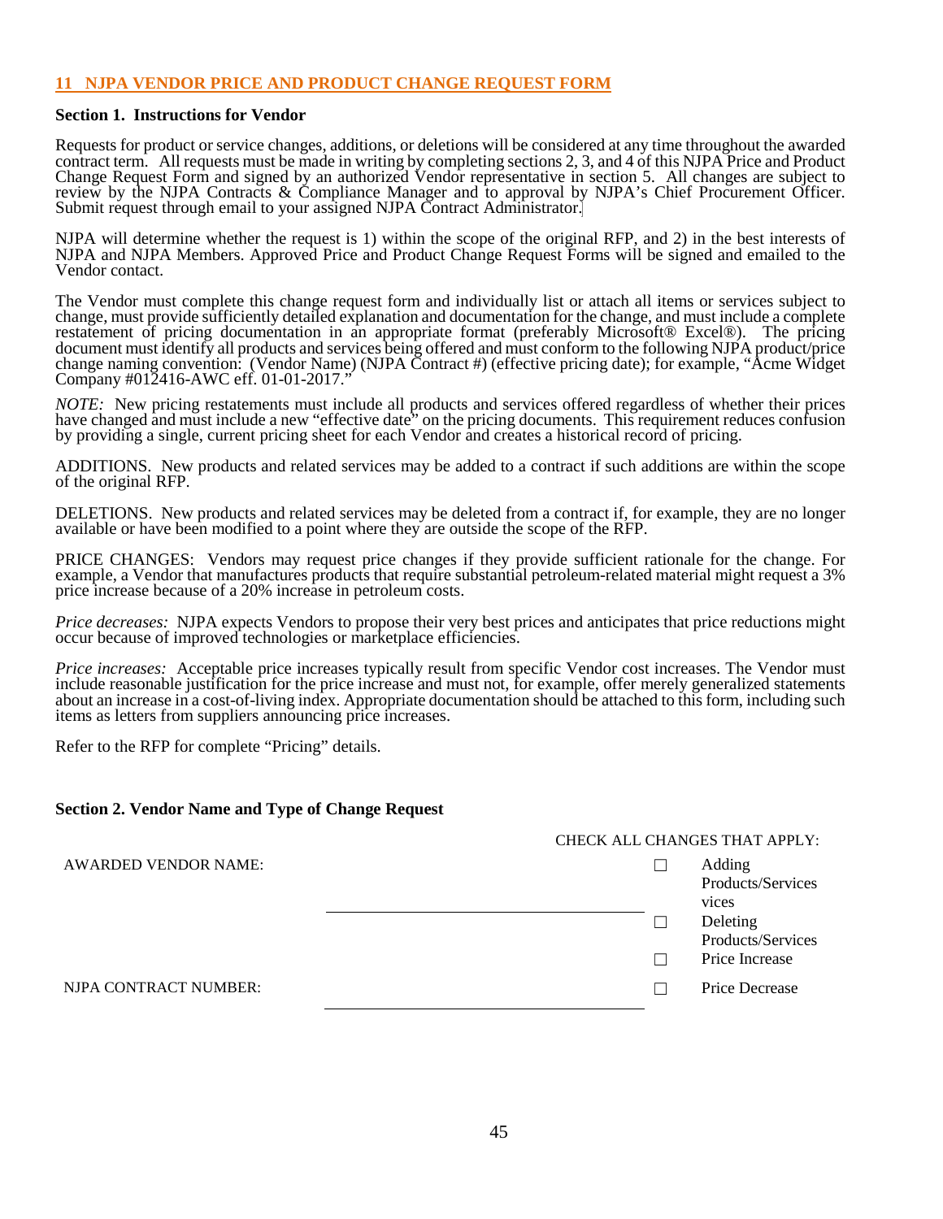## 11 NJPA VENDOR PRICE AND PRODUCT CHANGE REQUEST FORM

### Section 1. Instructions for Vendor

Requests for product or service changes, additions, or deletions will be considered at any time throughout the awarded contract term. All requests must be made in writing by completing sections 2, 3, and 4 of this NJPA Price and Product Change Request Form and signed by an authorized Vendor representative in section 5. All changes are subject to review by the NJPA Contracts & Compliance Manager and to approval by NJPA's Chief Procurement Officer. Submit request through email to your assigned NJPA Contract Administrator.

NJPA will determine whether the request is 1) within the scope of the original RFP, and 2) in the best interests of NJPA and NJPA Members. Approved Price and Product Change Request Forms will be signed and emailed to the Vendor contact.

The Vendor must complete this change request form and individually list or attach all items or services subject to change, must provide sufficiently detailed explanation and documentation for the change, and must include a complete restatement of pricing documentation in an appropriate format (preferably Microsoft® Excel®). The pricing document must identify all products and services being offered and must conform to the following NJPA product/price change naming convention: (Vendor Name) (NJPA Contract #) (effective pricing date); for example, "Acme Widget Company #012416-AWC eff. 01-01-2017."

*NOTE:* New pricing restatements must include all products and services offered regardless of whether their prices have changed and must include a new "effective date" on the pricing documents. This requirement reduces confusion by providing a single, current pricing sheet for each Vendor and creates a historical record of pricing.

ADDITIONS. New products and related services may be added to a contract if such additions are within the scope of the original RFP.

DELETIONS. New products and related services may be deleted from a contract if, for example, they are no longer available or have been modified to a point where they are outside the scope of the RFP.

PRICE CHANGES: Vendors may request price changes if they provide sufficient rationale for the change. For example, a Vendor that manufactures products that require substantial petroleum-related material might request a 3% price increase because of a 20% increase in petroleum costs.

*Price decreases:* NJPA expects Vendors to propose their very best prices and anticipates that price reductions might occur because of improved technologies or marketplace efficiencies.

*Price increases:* Acceptable price increases typically result from specific Vendor cost increases. The Vendor must include reasonable justification for the price increase and must not, for example, offer merely generalized statements about an increase in a cost-of-living index. Appropriate documentation should be attached to this form, including such items as letters from suppliers announcing price increases.

Refer to the RFP for complete "Pricing" details.

### Section 2. Vendor Name and Type of Change Request

AWARDED VENDOR NAME: ______________________________

NJPA CONTRACT NUMBER: ______________________________

CHECK ALL CHANGES THAT APPLY:

- ☐ Adding Products/Services vices
- ☐ Deleting Products/Services
- ☐ Price Increase
- ☐ Price Decrease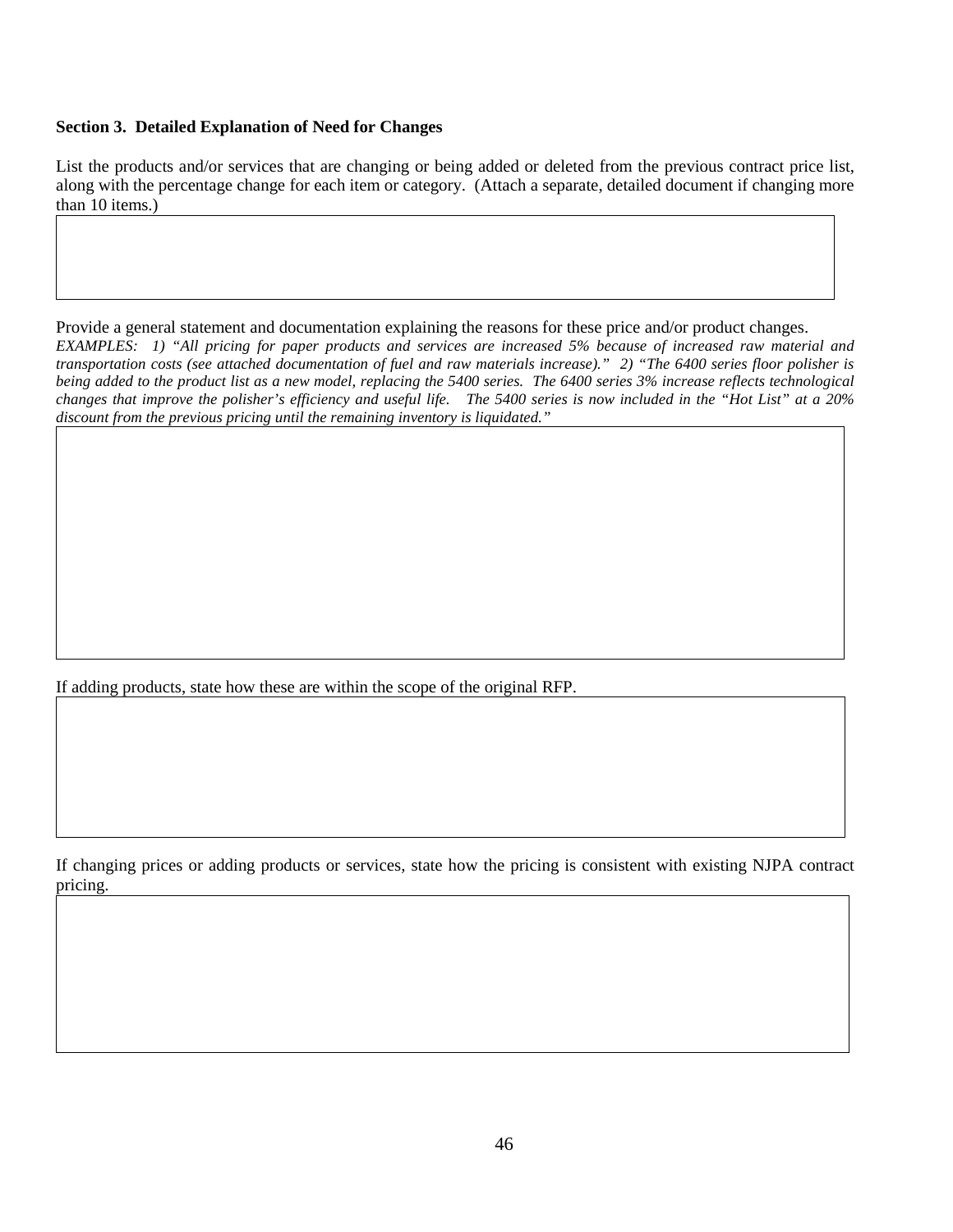**Section 3. Detailed Explanation of Need for Changes**

List the products and/or services that are changing or being added or deleted from the previous contract price list, along with the percentage change for each item or category. (Attach a separate, detailed document if changing more than 10 items.)

Provide a general statement and documentation explaining the reasons for these price and/or product changes.

*EXAMPLES: 1) "All pricing for paper products and services are increased 5% because of increased raw material and transportation costs (see attached documentation of fuel and raw materials increase)." 2) "The 6400 series floor polisher is being added to the product list as a new model, replacing the 5400 series. The 6400 series 3% increase reflects technological changes that improve the polisher's efficiency and useful life. The 5400 series is now included in the "Hot List" at a 20% discount from the previous pricing until the remaining inventory is liquidated."*

If adding products, state how these are within the scope of the original RFP.

If changing prices or adding products or services, state how the pricing is consistent with existing NJPA contract pricing.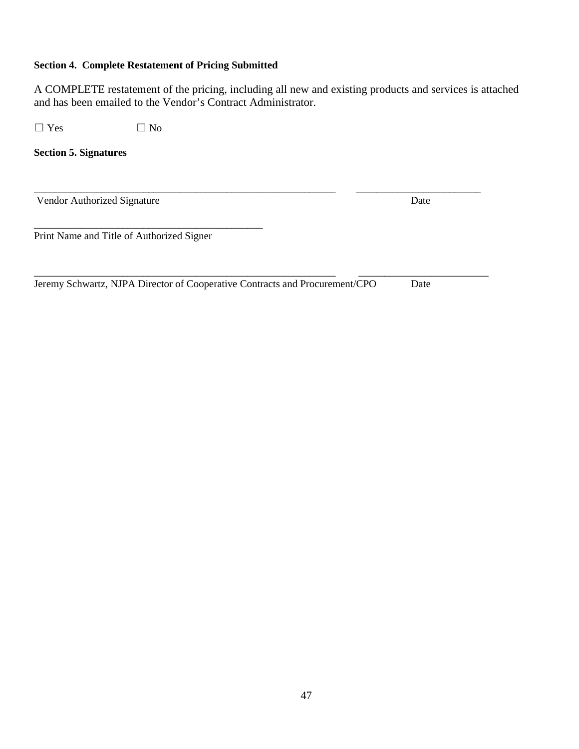**Section 4. Complete Restatement of Pricing Submitted**

A COMPLETE restatement of the pricing, including all new and existing products and services is attached and has been emailed to the Vendor's Contract Administrator.

☐ Yes ☐ No

**Section 5. Signatures**

_____________________________________________________________ ________________________
Vendor Authorized Signature Date

______________________________________________
Print Name and Title of Authorized Signer

_____________________________________________________________ __________________________
Jeremy Schwartz, NJPA Director of Cooperative Contracts and Procurement/CPO Date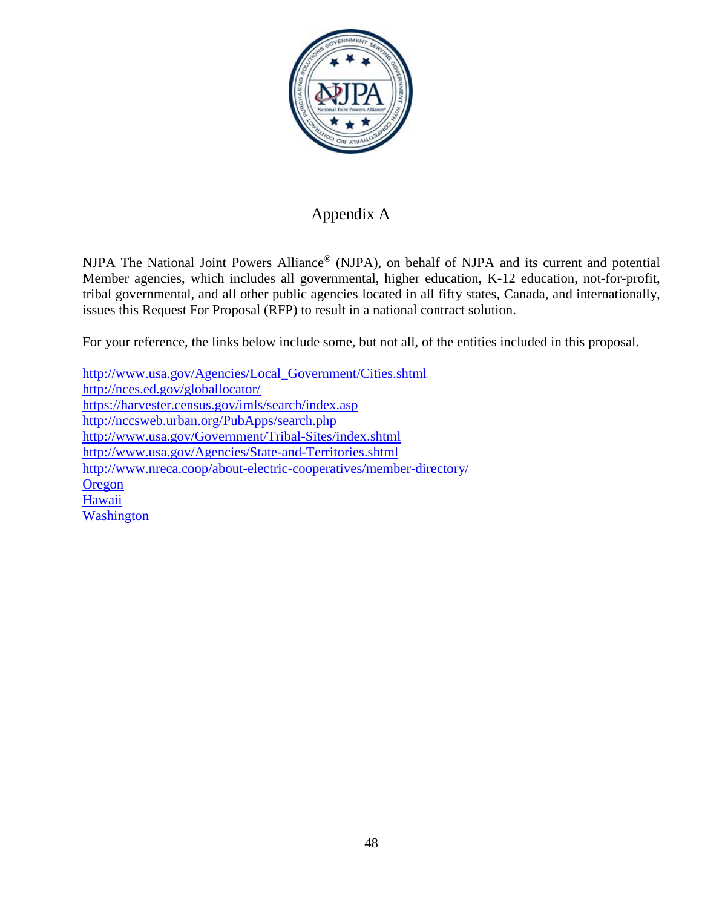# Appendix A

NJPA The National Joint Powers Alliance® (NJPA), on behalf of NJPA and its current and potential Member agencies, which includes all governmental, higher education, K-12 education, not-for-profit, tribal governmental, and all other public agencies located in all fifty states, Canada, and internationally, issues this Request For Proposal (RFP) to result in a national contract solution.

For your reference, the links below include some, but not all, of the entities included in this proposal.

http://www.usa.gov/Agencies/Local_Government/Cities.shtml
http://nces.ed.gov/globallocator/
https://harvester.census.gov/imls/search/index.asp
http://nccsweb.urban.org/PubApps/search.php
http://www.usa.gov/Government/Tribal-Sites/index.shtml
http://www.usa.gov/Agencies/State-and-Territories.shtml
http://www.nreca.coop/about-electric-cooperatives/member-directory/
Oregon
Hawaii
Washington